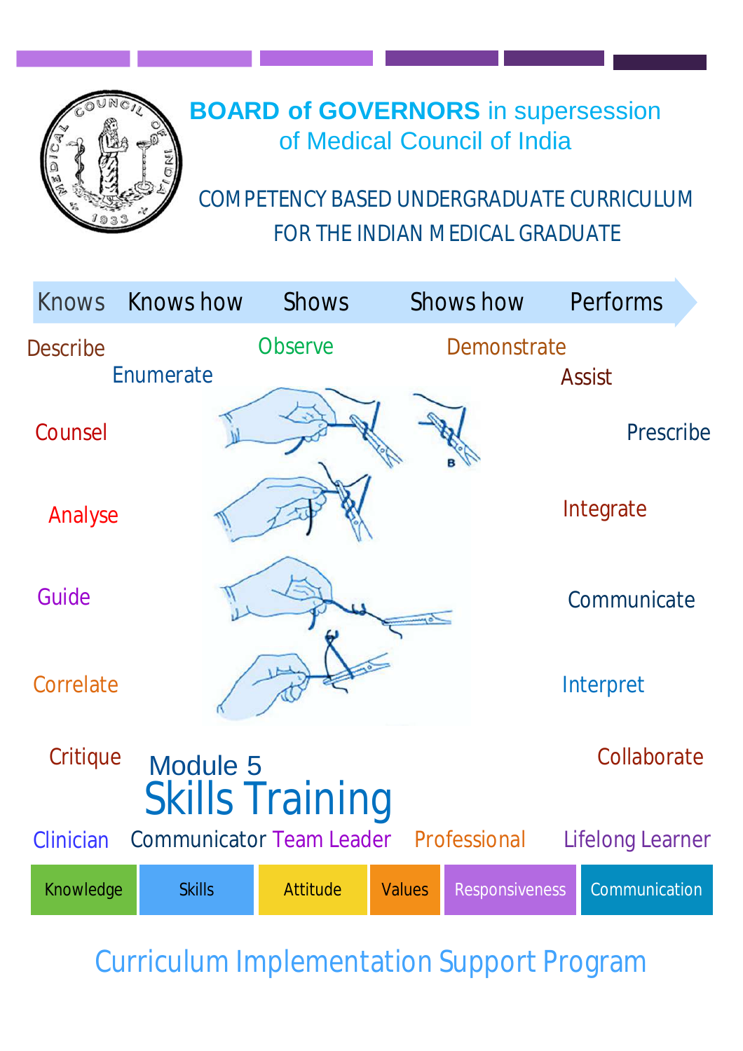**BOARD of GOVERNORS** in supersession of Medical Council of India

COMPETENCY BASED UNDERGRADUATE CURRICULUM FOR THE INDIAN MEDICAL GRADUATE

Knows → Knows how → Shows → Shows how → Performs

Describe, Enumerate, Observe, Demonstrate, Assist, Counsel, Prescribe, Analyse, Integrate, Guide, Communicate, Correlate, Interpret, Critique, Collaborate

# Module 5
# Skills Training

Clinician | Communicator | Team Leader | Professional | Lifelong Learner

| Knowledge | Skills | Attitude | Values | Responsiveness | Communication |
|---|---|---|---|---|---|

## Curriculum Implementation Support Program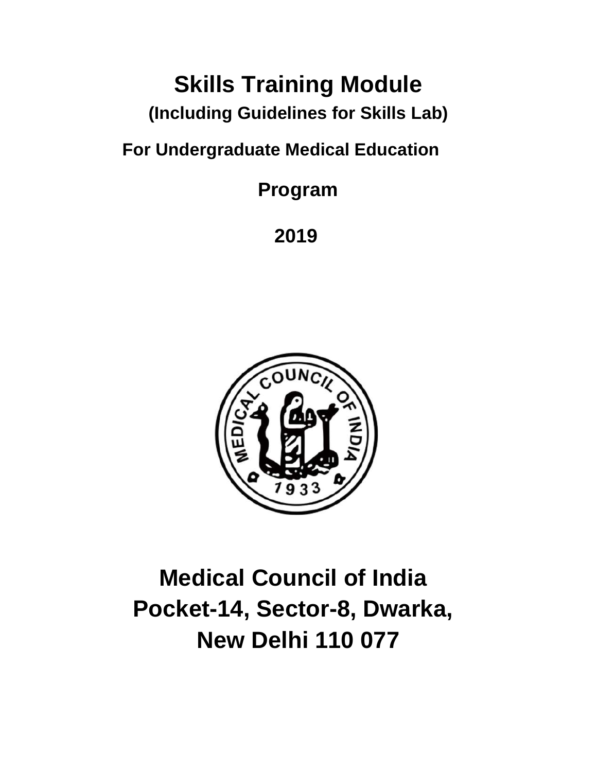# Skills Training Module

## (Including Guidelines for Skills Lab)

**For Undergraduate Medical Education**

**Program**

**2019**

# Medical Council of India

# Pocket-14, Sector-8, Dwarka,

# New Delhi 110 077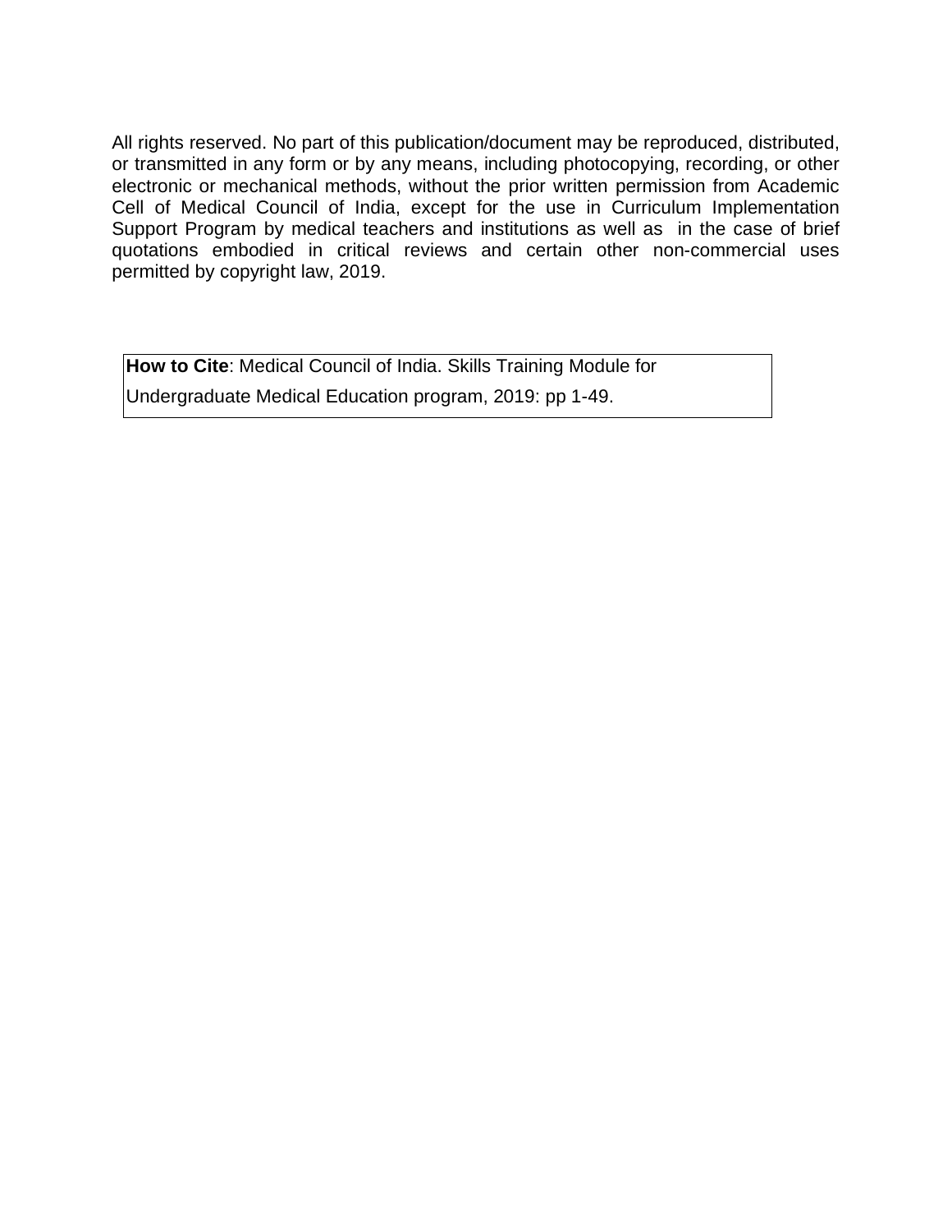All rights reserved. No part of this publication/document may be reproduced, distributed, or transmitted in any form or by any means, including photocopying, recording, or other electronic or mechanical methods, without the prior written permission from Academic Cell of Medical Council of India, except for the use in Curriculum Implementation Support Program by medical teachers and institutions as well as in the case of brief quotations embodied in critical reviews and certain other non-commercial uses permitted by copyright law, 2019.

**How to Cite**: Medical Council of India. Skills Training Module for Undergraduate Medical Education program, 2019: pp 1-49.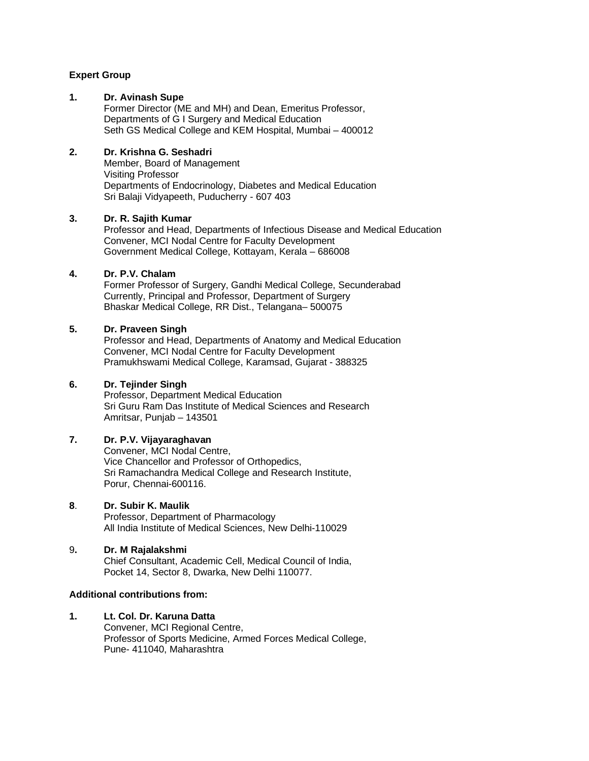**Expert Group**

**1. Dr. Avinash Supe**
Former Director (ME and MH) and Dean, Emeritus Professor,
Departments of G I Surgery and Medical Education
Seth GS Medical College and KEM Hospital, Mumbai – 400012

**2. Dr. Krishna G. Seshadri**
Member, Board of Management
Visiting Professor
Departments of Endocrinology, Diabetes and Medical Education
Sri Balaji Vidyapeeth, Puducherry - 607 403

**3. Dr. R. Sajith Kumar**
Professor and Head, Departments of Infectious Disease and Medical Education
Convener, MCI Nodal Centre for Faculty Development
Government Medical College, Kottayam, Kerala – 686008

**4. Dr. P.V. Chalam**
Former Professor of Surgery, Gandhi Medical College, Secunderabad
Currently, Principal and Professor, Department of Surgery
Bhaskar Medical College, RR Dist., Telangana– 500075

**5. Dr. Praveen Singh**
Professor and Head, Departments of Anatomy and Medical Education
Convener, MCI Nodal Centre for Faculty Development
Pramukhswami Medical College, Karamsad, Gujarat - 388325

**6. Dr. Tejinder Singh**
Professor, Department Medical Education
Sri Guru Ram Das Institute of Medical Sciences and Research
Amritsar, Punjab – 143501

**7. Dr. P.V. Vijayaraghavan**
Convener, MCI Nodal Centre,
Vice Chancellor and Professor of Orthopedics,
Sri Ramachandra Medical College and Research Institute,
Porur, Chennai-600116.

**8**. **Dr. Subir K. Maulik**
Professor, Department of Pharmacology
All India Institute of Medical Sciences, New Delhi-110029

9**. Dr. M Rajalakshmi**
Chief Consultant, Academic Cell, Medical Council of India,
Pocket 14, Sector 8, Dwarka, New Delhi 110077.

**Additional contributions from:**

**1. Lt. Col. Dr. Karuna Datta**
Convener, MCI Regional Centre,
Professor of Sports Medicine, Armed Forces Medical College,
Pune- 411040, Maharashtra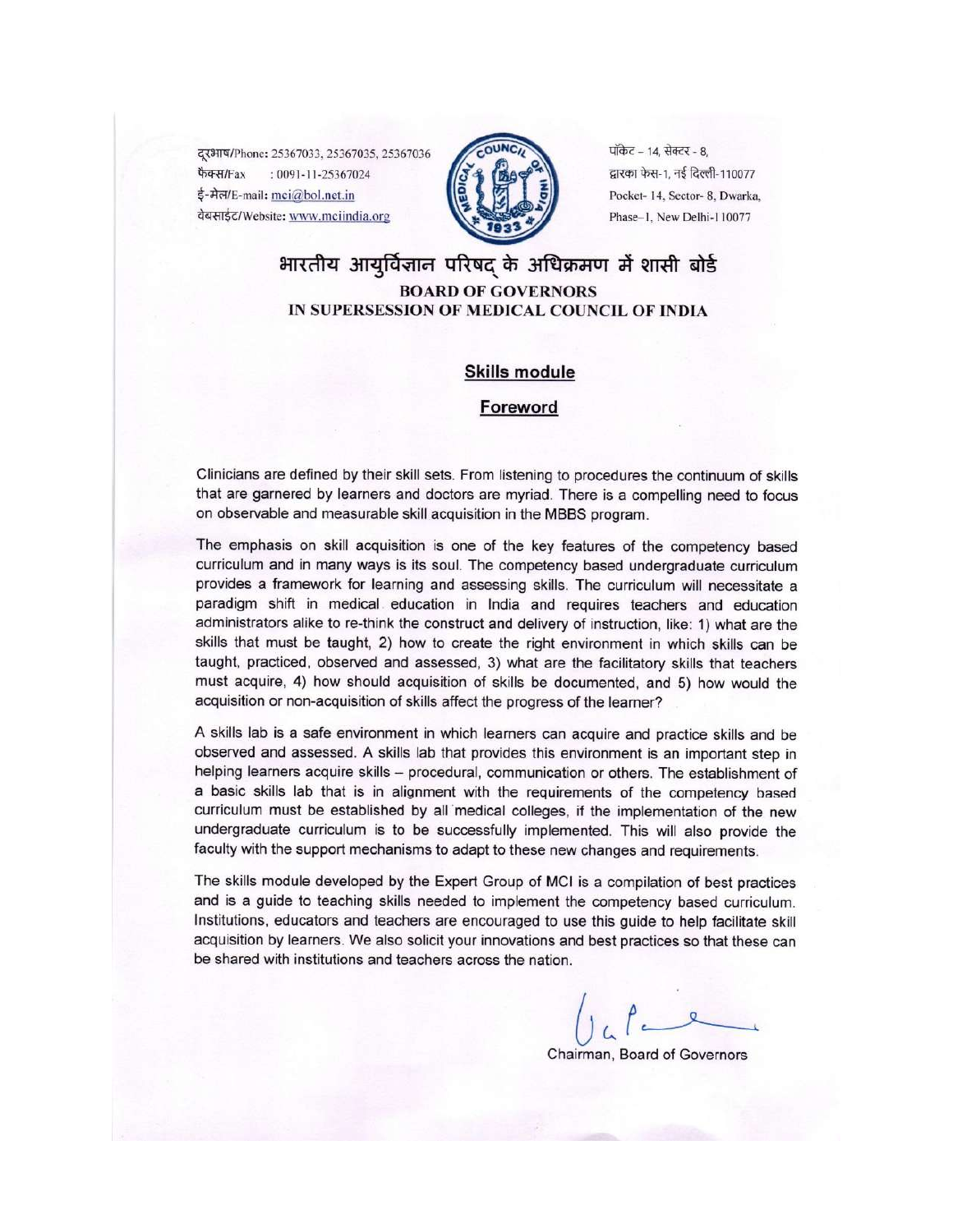दूरभाष/Phone: 25367033, 25367035, 25367036
फैक्स/Fax : 0091-11-25367024
ई-मेल/E-mail: mci@bol.net.in
वेबसाईट/Website: www.mciindia.org

पॉकेट – 14, सेक्टर - 8,
द्वारका फेस-1, नई दिल्ली-110077
Pocket- 14, Sector- 8, Dwarka,
Phase–1, New Delhi-110077

# भारतीय आयुर्विज्ञान परिषद् के अधिक्रमण में शासी बोर्ड

## BOARD OF GOVERNORS IN SUPERSESSION OF MEDICAL COUNCIL OF INDIA

### Skills module

### Foreword

Clinicians are defined by their skill sets. From listening to procedures the continuum of skills that are garnered by learners and doctors are myriad. There is a compelling need to focus on observable and measurable skill acquisition in the MBBS program.

The emphasis on skill acquisition is one of the key features of the competency based curriculum and in many ways is its soul. The competency based undergraduate curriculum provides a framework for learning and assessing skills. The curriculum will necessitate a paradigm shift in medical education in India and requires teachers and education administrators alike to re-think the construct and delivery of instruction, like: 1) what are the skills that must be taught, 2) how to create the right environment in which skills can be taught, practiced, observed and assessed, 3) what are the facilitatory skills that teachers must acquire, 4) how should acquisition of skills be documented, and 5) how would the acquisition or non-acquisition of skills affect the progress of the learner?

A skills lab is a safe environment in which learners can acquire and practice skills and be observed and assessed. A skills lab that provides this environment is an important step in helping learners acquire skills – procedural, communication or others. The establishment of a basic skills lab that is in alignment with the requirements of the competency based curriculum must be established by all medical colleges, if the implementation of the new undergraduate curriculum is to be successfully implemented. This will also provide the faculty with the support mechanisms to adapt to these new changes and requirements.

The skills module developed by the Expert Group of MCI is a compilation of best practices and is a guide to teaching skills needed to implement the competency based curriculum. Institutions, educators and teachers are encouraged to use this guide to help facilitate skill acquisition by learners. We also solicit your innovations and best practices so that these can be shared with institutions and teachers across the nation.

Chairman, Board of Governors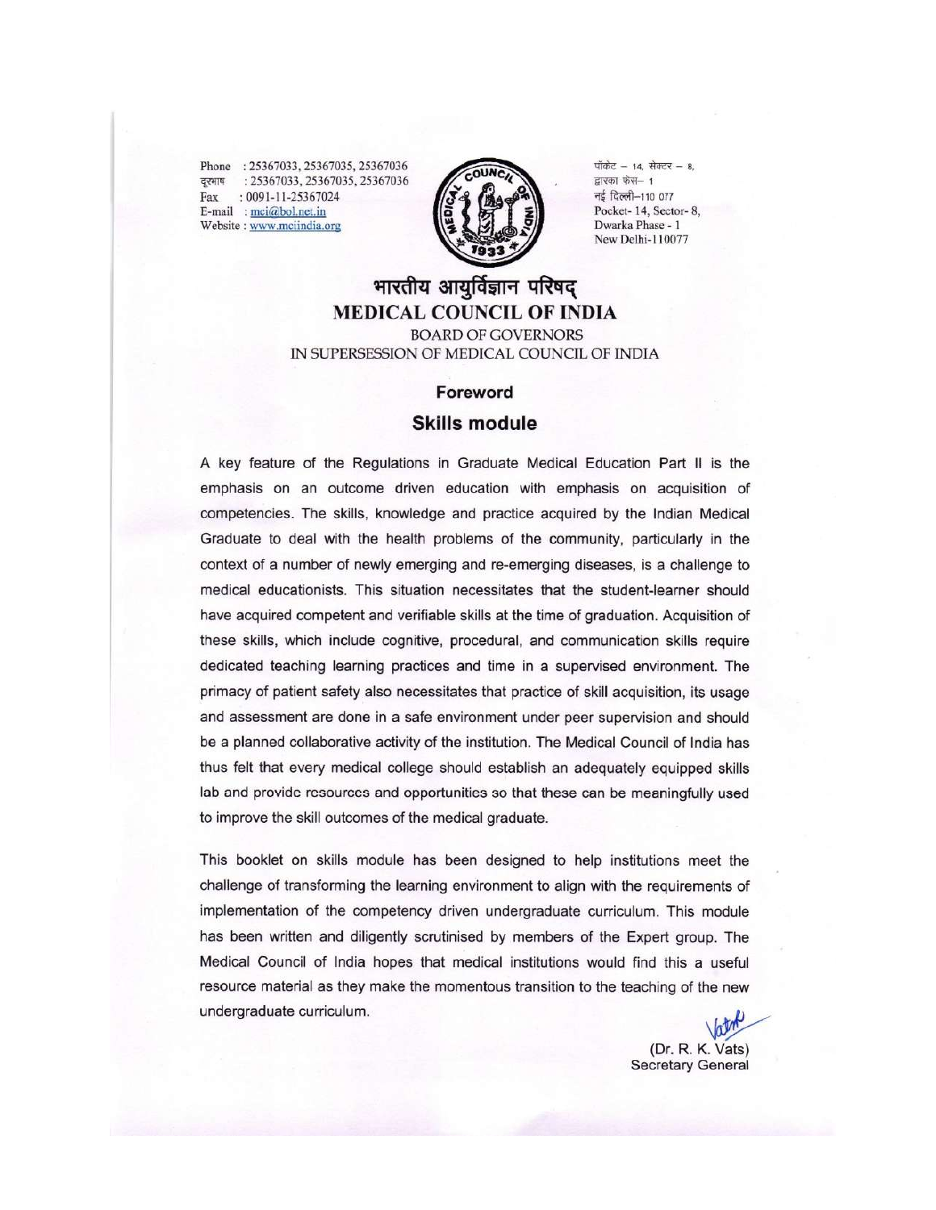Phone : 25367033, 25367035, 25367036
दूरभाष : 25367033, 25367035, 25367036
Fax : 0091-11-25367024
E-mail : mci@bol.net.in
Website : www.mciindia.org

पॉकेट – 14, सेक्टर – 8,
द्वारका फेस– 1
नई दिल्ली–110 077
Pocket- 14, Sector- 8,
Dwarka Phase - 1
New Delhi-110077

# भारतीय आयुर्विज्ञान परिषद्
# MEDICAL COUNCIL OF INDIA

BOARD OF GOVERNORS
IN SUPERSESSION OF MEDICAL COUNCIL OF INDIA

## Foreword

## Skills module

A key feature of the Regulations in Graduate Medical Education Part II is the emphasis on an outcome driven education with emphasis on acquisition of competencies. The skills, knowledge and practice acquired by the Indian Medical Graduate to deal with the health problems of the community, particularly in the context of a number of newly emerging and re-emerging diseases, is a challenge to medical educationists. This situation necessitates that the student-learner should have acquired competent and verifiable skills at the time of graduation. Acquisition of these skills, which include cognitive, procedural, and communication skills require dedicated teaching learning practices and time in a supervised environment. The primacy of patient safety also necessitates that practice of skill acquisition, its usage and assessment are done in a safe environment under peer supervision and should be a planned collaborative activity of the institution. The Medical Council of India has thus felt that every medical college should establish an adequately equipped skills lab and provide resources and opportunities so that these can be meaningfully used to improve the skill outcomes of the medical graduate.

This booklet on skills module has been designed to help institutions meet the challenge of transforming the learning environment to align with the requirements of implementation of the competency driven undergraduate curriculum. This module has been written and diligently scrutinised by members of the Expert group. The Medical Council of India hopes that medical institutions would find this a useful resource material as they make the momentous transition to the teaching of the new undergraduate curriculum.

(Dr. R. K. Vats)
Secretary General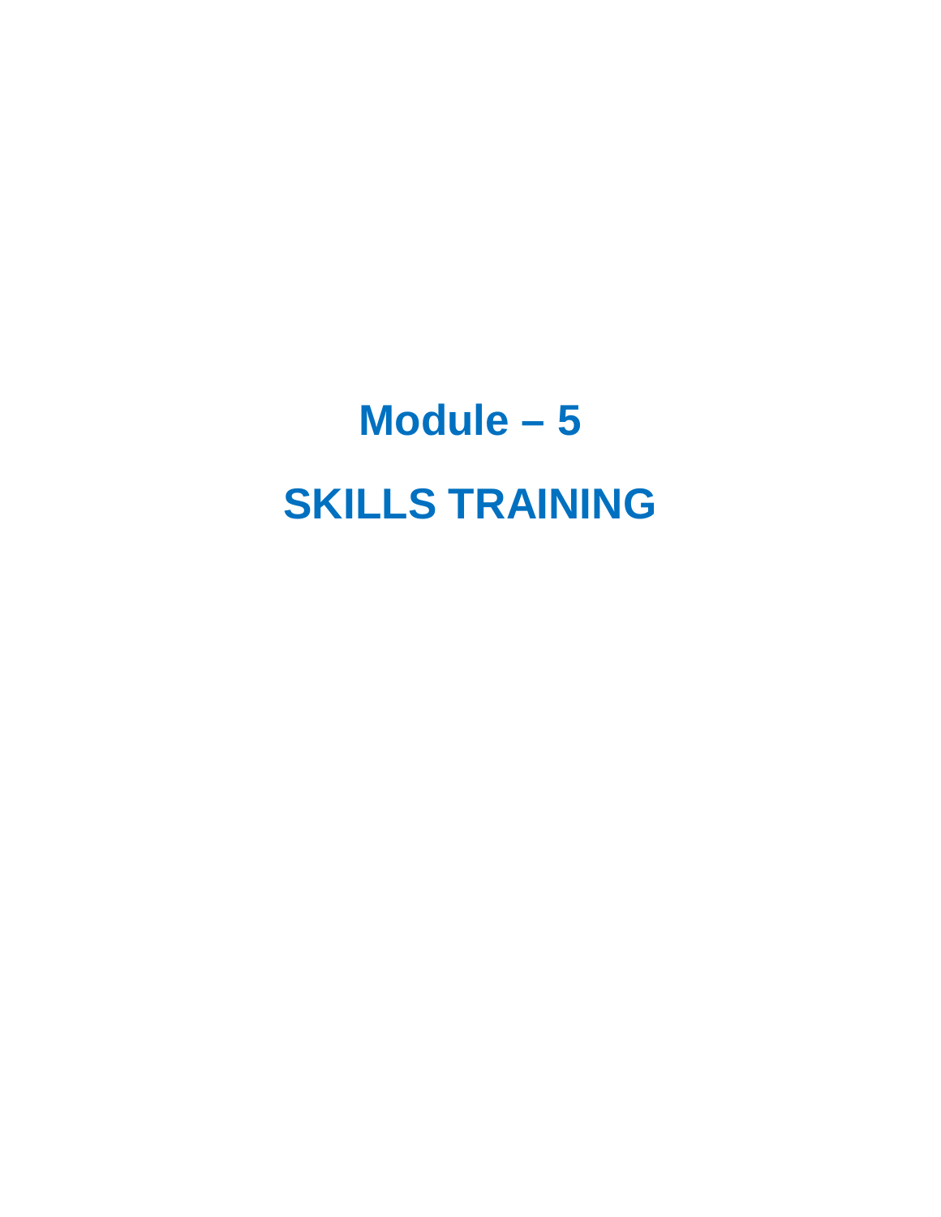# Module – 5

# SKILLS TRAINING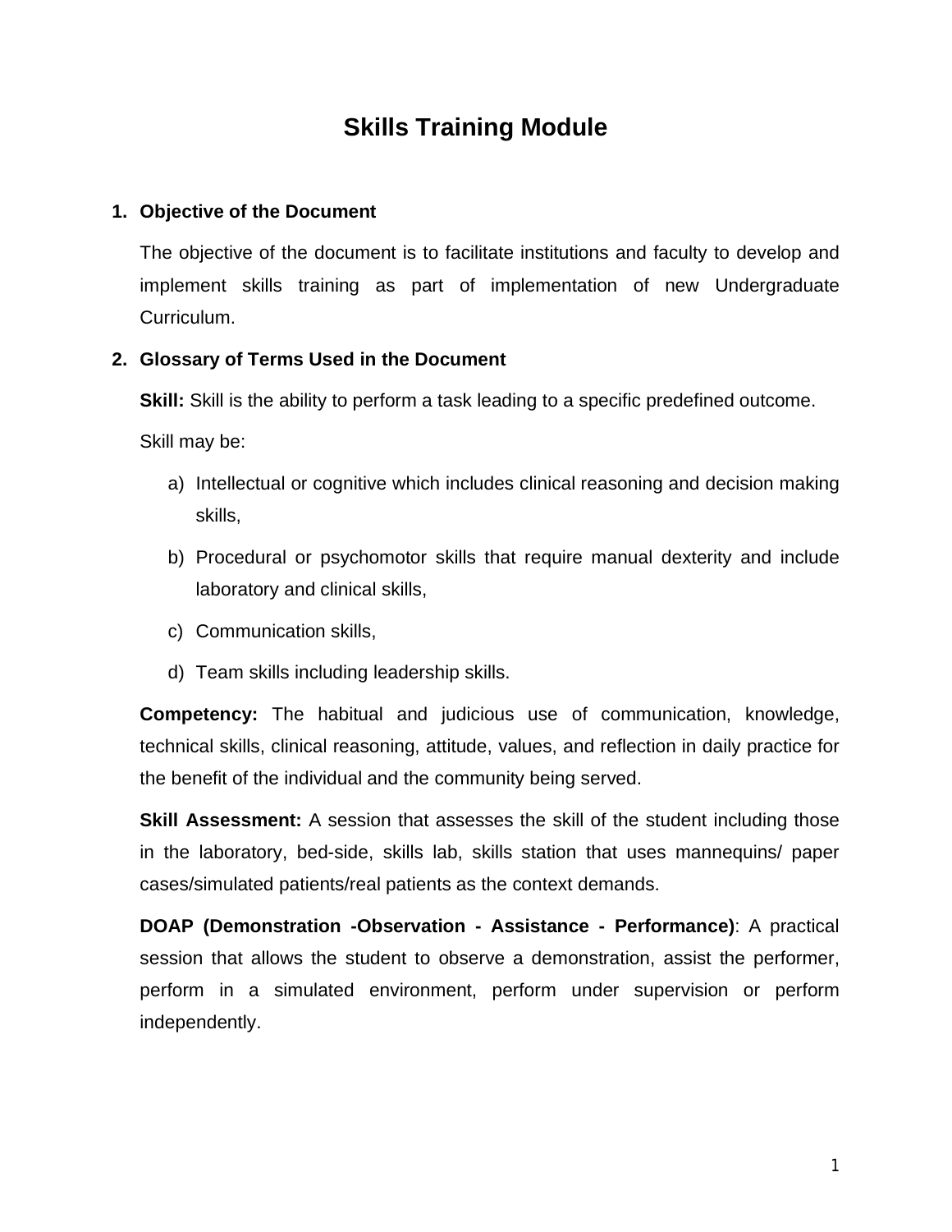# Skills Training Module

1. **Objective of the Document**

   The objective of the document is to facilitate institutions and faculty to develop and implement skills training as part of implementation of new Undergraduate Curriculum.

2. **Glossary of Terms Used in the Document**

   **Skill:** Skill is the ability to perform a task leading to a specific predefined outcome.

   Skill may be:

   a) Intellectual or cognitive which includes clinical reasoning and decision making skills,

   b) Procedural or psychomotor skills that require manual dexterity and include laboratory and clinical skills,

   c) Communication skills,

   d) Team skills including leadership skills.

   **Competency:** The habitual and judicious use of communication, knowledge, technical skills, clinical reasoning, attitude, values, and reflection in daily practice for the benefit of the individual and the community being served.

   **Skill Assessment:** A session that assesses the skill of the student including those in the laboratory, bed-side, skills lab, skills station that uses mannequins/ paper cases/simulated patients/real patients as the context demands.

   **DOAP (Demonstration -Observation - Assistance - Performance)**: A practical session that allows the student to observe a demonstration, assist the performer, perform in a simulated environment, perform under supervision or perform independently.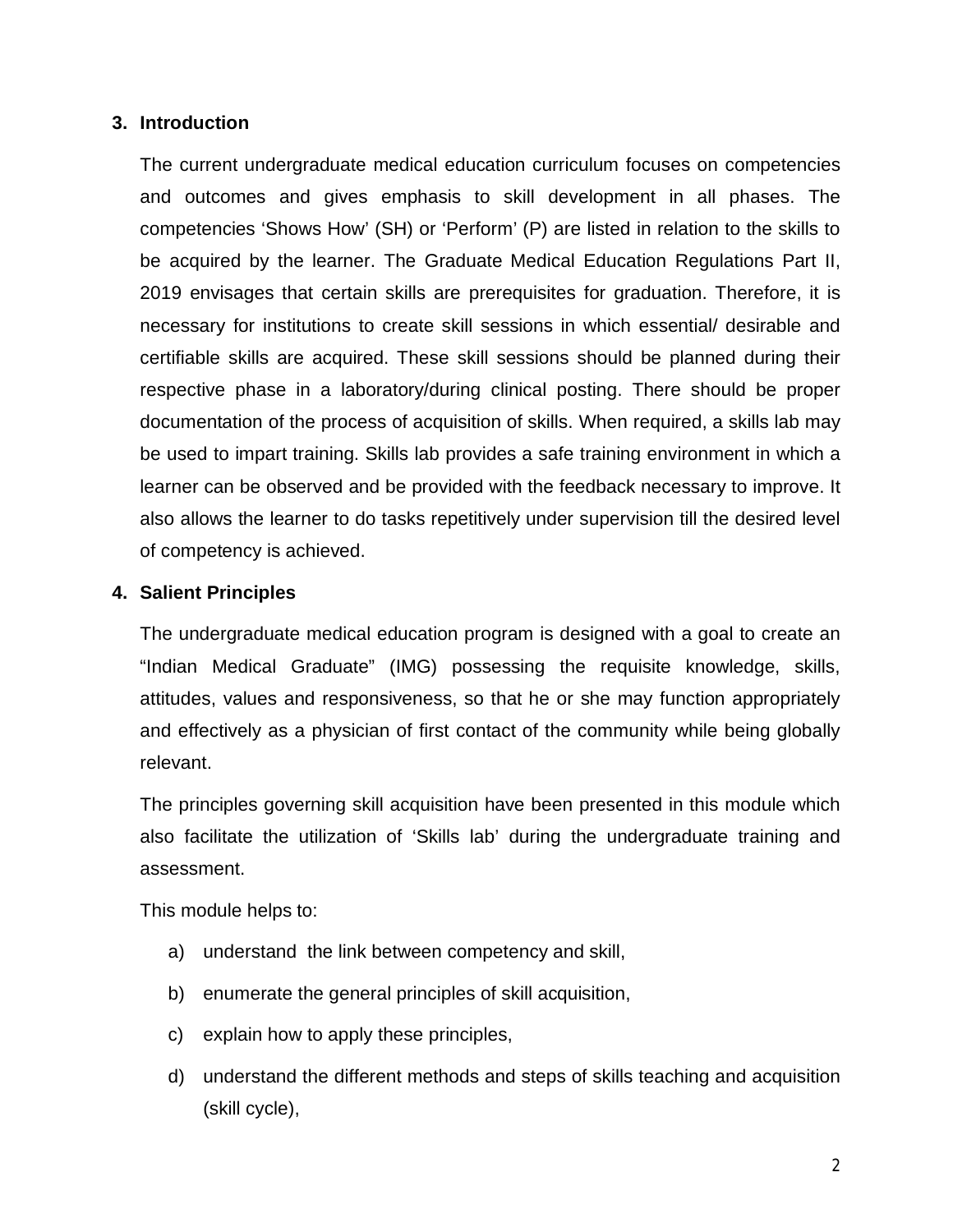## 3. Introduction

The current undergraduate medical education curriculum focuses on competencies and outcomes and gives emphasis to skill development in all phases. The competencies ‘Shows How’ (SH) or ‘Perform’ (P) are listed in relation to the skills to be acquired by the learner. The Graduate Medical Education Regulations Part II, 2019 envisages that certain skills are prerequisites for graduation. Therefore, it is necessary for institutions to create skill sessions in which essential/ desirable and certifiable skills are acquired. These skill sessions should be planned during their respective phase in a laboratory/during clinical posting. There should be proper documentation of the process of acquisition of skills. When required, a skills lab may be used to impart training. Skills lab provides a safe training environment in which a learner can be observed and be provided with the feedback necessary to improve. It also allows the learner to do tasks repetitively under supervision till the desired level of competency is achieved.

## 4. Salient Principles

The undergraduate medical education program is designed with a goal to create an “Indian Medical Graduate” (IMG) possessing the requisite knowledge, skills, attitudes, values and responsiveness, so that he or she may function appropriately and effectively as a physician of first contact of the community while being globally relevant.

The principles governing skill acquisition have been presented in this module which also facilitate the utilization of ‘Skills lab’ during the undergraduate training and assessment.

This module helps to:

a) understand the link between competency and skill,
b) enumerate the general principles of skill acquisition,
c) explain how to apply these principles,
d) understand the different methods and steps of skills teaching and acquisition (skill cycle),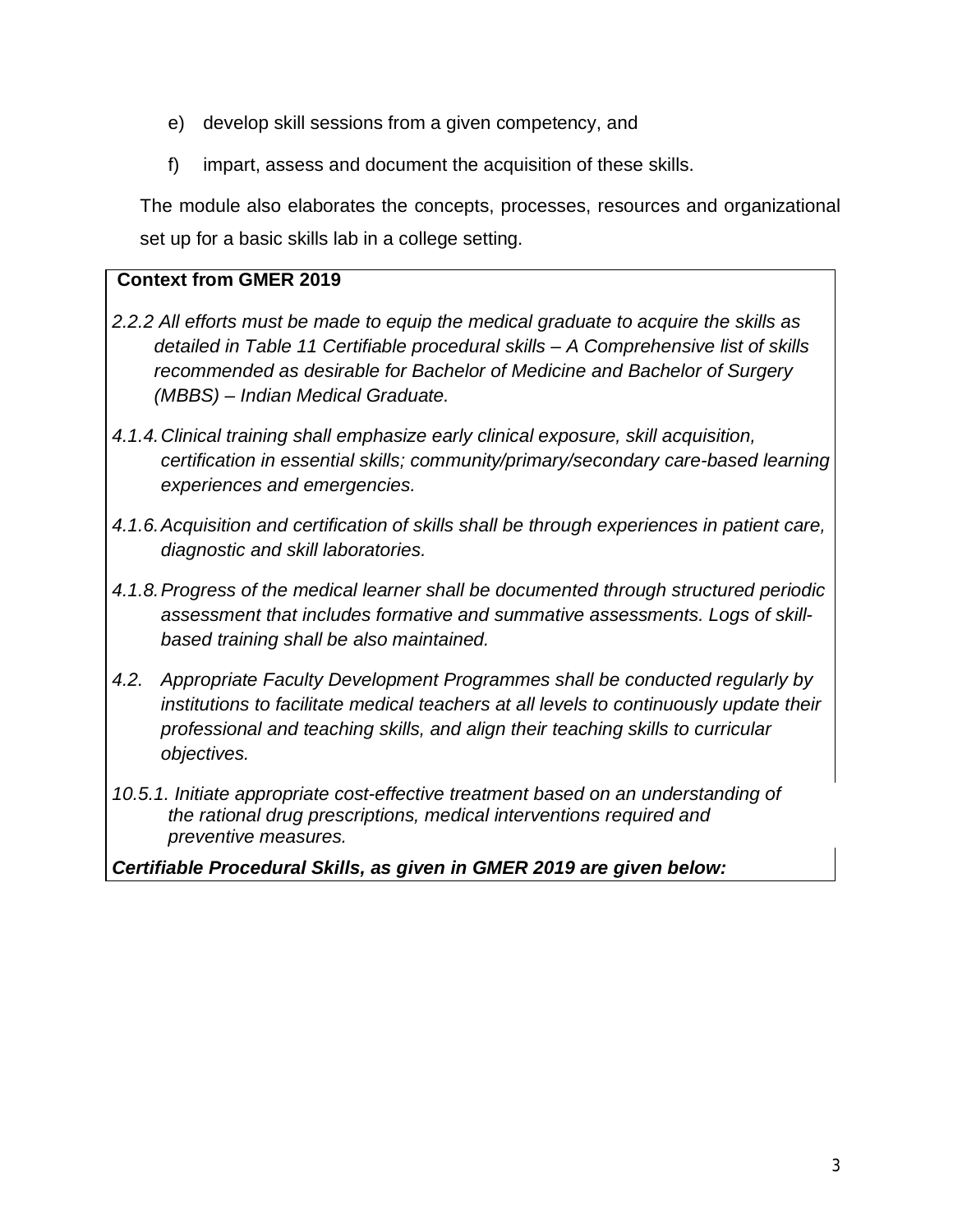e) develop skill sessions from a given competency, and

f) impart, assess and document the acquisition of these skills.

The module also elaborates the concepts, processes, resources and organizational set up for a basic skills lab in a college setting.

**Context from GMER 2019**

*2.2.2 All efforts must be made to equip the medical graduate to acquire the skills as detailed in Table 11 Certifiable procedural skills – A Comprehensive list of skills recommended as desirable for Bachelor of Medicine and Bachelor of Surgery (MBBS) – Indian Medical Graduate.*

*4.1.4. Clinical training shall emphasize early clinical exposure, skill acquisition, certification in essential skills; community/primary/secondary care-based learning experiences and emergencies.*

*4.1.6. Acquisition and certification of skills shall be through experiences in patient care, diagnostic and skill laboratories.*

*4.1.8. Progress of the medical learner shall be documented through structured periodic assessment that includes formative and summative assessments. Logs of skill-based training shall be also maintained.*

*4.2. Appropriate Faculty Development Programmes shall be conducted regularly by institutions to facilitate medical teachers at all levels to continuously update their professional and teaching skills, and align their teaching skills to curricular objectives.*

*10.5.1. Initiate appropriate cost-effective treatment based on an understanding of the rational drug prescriptions, medical interventions required and preventive measures.*

***Certifiable Procedural Skills, as given in GMER 2019 are given below:***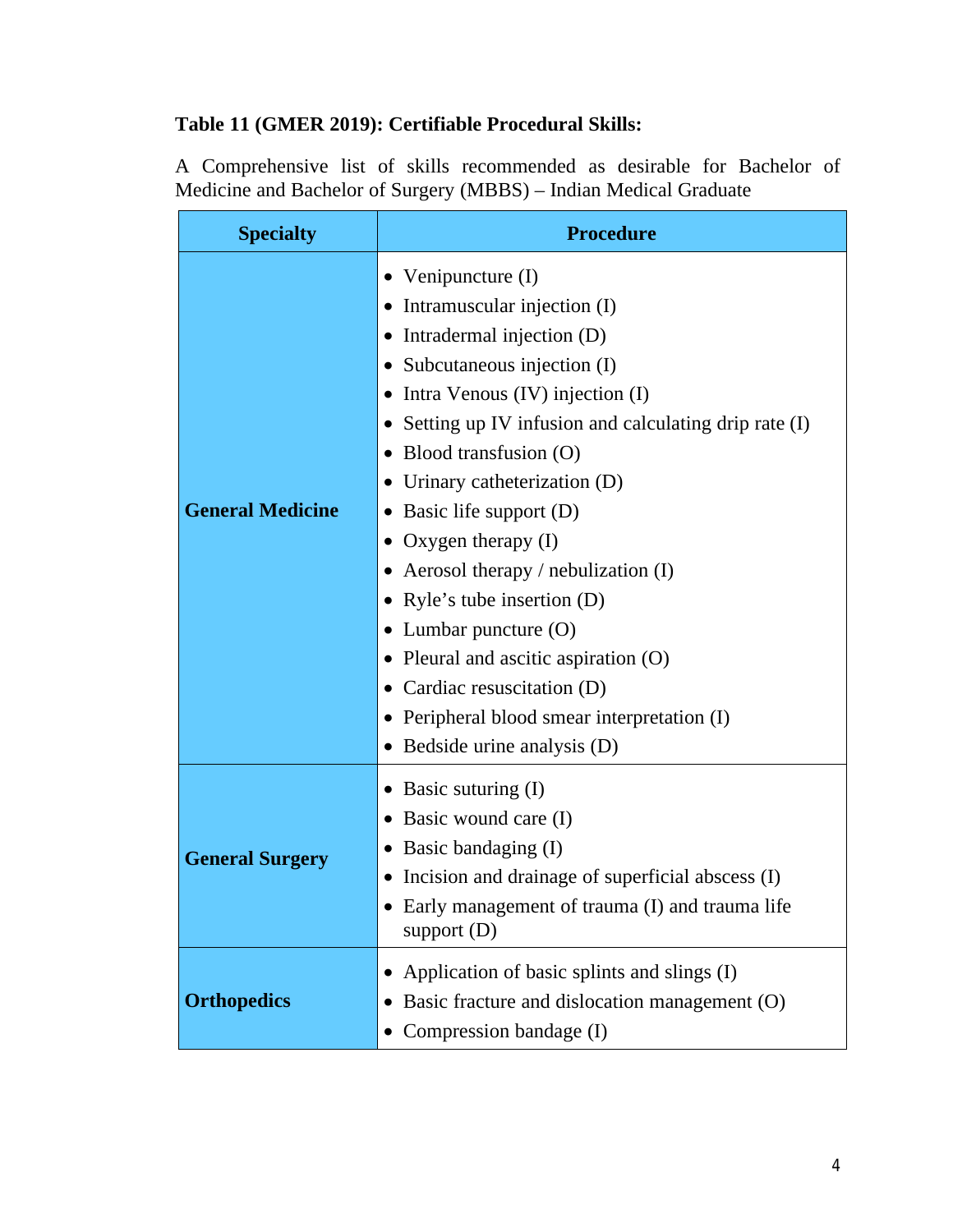**Table 11 (GMER 2019): Certifiable Procedural Skills:**

A Comprehensive list of skills recommended as desirable for Bachelor of Medicine and Bachelor of Surgery (MBBS) – Indian Medical Graduate

| Specialty | Procedure |
| --- | --- |
| **General Medicine** | • Venipuncture (I)<br>• Intramuscular injection (I)<br>• Intradermal injection (D)<br>• Subcutaneous injection (I)<br>• Intra Venous (IV) injection (I)<br>• Setting up IV infusion and calculating drip rate (I)<br>• Blood transfusion (O)<br>• Urinary catheterization (D)<br>• Basic life support (D)<br>• Oxygen therapy (I)<br>• Aerosol therapy / nebulization (I)<br>• Ryle's tube insertion (D)<br>• Lumbar puncture (O)<br>• Pleural and ascitic aspiration (O)<br>• Cardiac resuscitation (D)<br>• Peripheral blood smear interpretation (I)<br>• Bedside urine analysis (D) |
| **General Surgery** | • Basic suturing (I)<br>• Basic wound care (I)<br>• Basic bandaging (I)<br>• Incision and drainage of superficial abscess (I)<br>• Early management of trauma (I) and trauma life support (D) |
| **Orthopedics** | • Application of basic splints and slings (I)<br>• Basic fracture and dislocation management (O)<br>• Compression bandage (I) |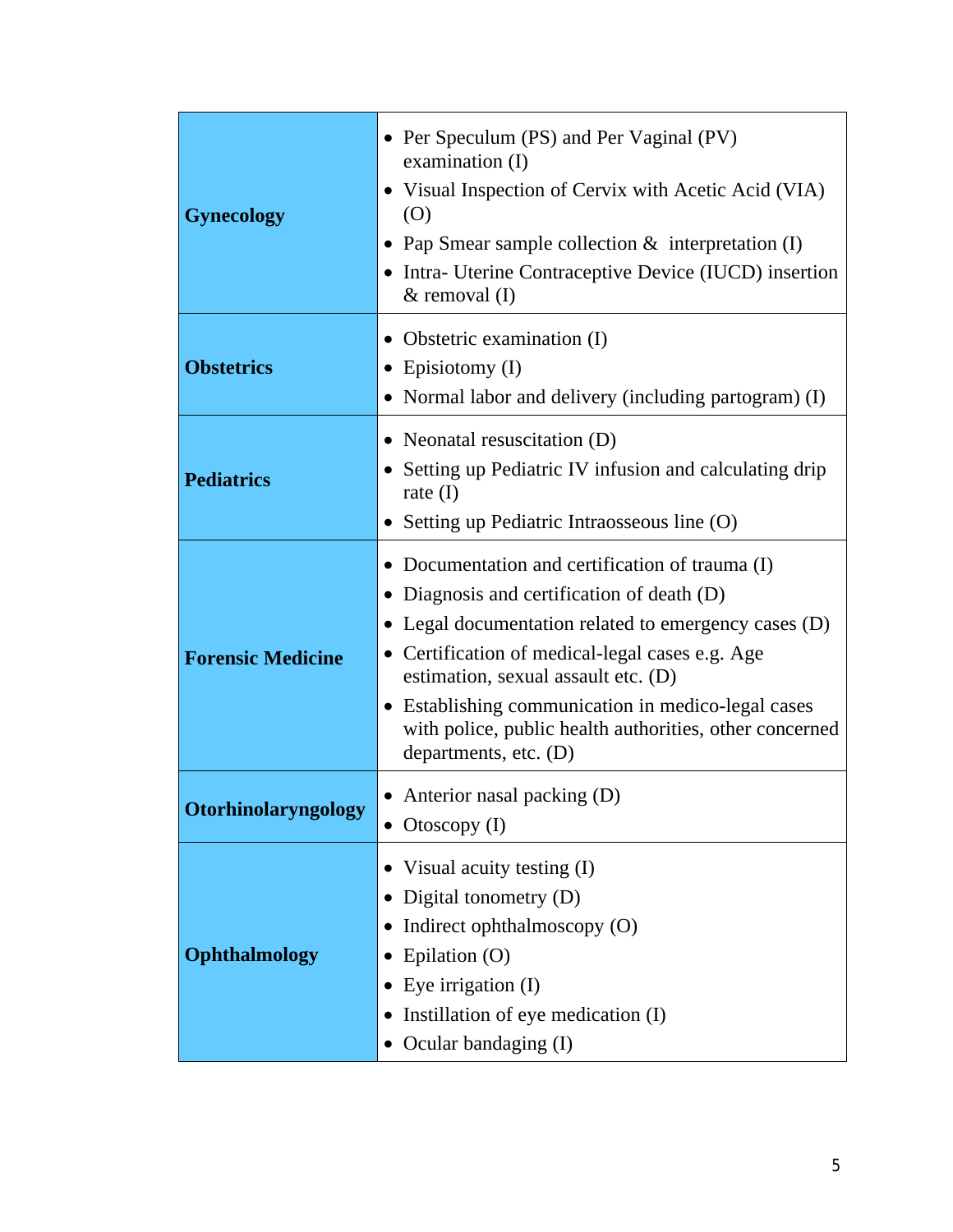| | |
|---|---|
| **Gynecology** | • Per Speculum (PS) and Per Vaginal (PV) examination (I)<br>• Visual Inspection of Cervix with Acetic Acid (VIA) (O)<br>• Pap Smear sample collection & interpretation (I)<br>• Intra- Uterine Contraceptive Device (IUCD) insertion & removal (I) |
| **Obstetrics** | • Obstetric examination (I)<br>• Episiotomy (I)<br>• Normal labor and delivery (including partogram) (I) |
| **Pediatrics** | • Neonatal resuscitation (D)<br>• Setting up Pediatric IV infusion and calculating drip rate (I)<br>• Setting up Pediatric Intraosseous line (O) |
| **Forensic Medicine** | • Documentation and certification of trauma (I)<br>• Diagnosis and certification of death (D)<br>• Legal documentation related to emergency cases (D)<br>• Certification of medical-legal cases e.g. Age estimation, sexual assault etc. (D)<br>• Establishing communication in medico-legal cases with police, public health authorities, other concerned departments, etc. (D) |
| **Otorhinolaryngology** | • Anterior nasal packing (D)<br>• Otoscopy (I) |
| **Ophthalmology** | • Visual acuity testing (I)<br>• Digital tonometry (D)<br>• Indirect ophthalmoscopy (O)<br>• Epilation (O)<br>• Eye irrigation (I)<br>• Instillation of eye medication (I)<br>• Ocular bandaging (I) |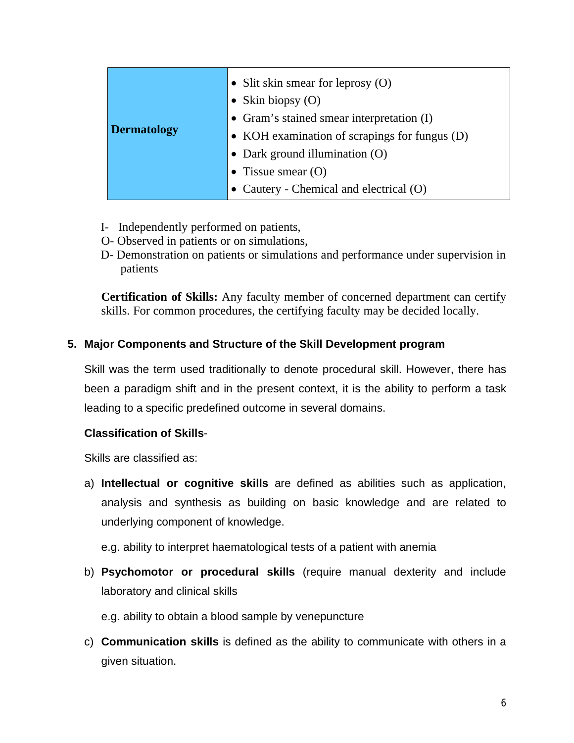| Dermatology | • Slit skin smear for leprosy (O)<br>• Skin biopsy (O)<br>• Gram's stained smear interpretation (I)<br>• KOH examination of scrapings for fungus (D)<br>• Dark ground illumination (O)<br>• Tissue smear (O)<br>• Cautery - Chemical and electrical (O) |
|---|---|

I- Independently performed on patients,
O- Observed in patients or on simulations,
D- Demonstration on patients or simulations and performance under supervision in patients

**Certification of Skills:** Any faculty member of concerned department can certify skills. For common procedures, the certifying faculty may be decided locally.

## 5. Major Components and Structure of the Skill Development program

Skill was the term used traditionally to denote procedural skill. However, there has been a paradigm shift and in the present context, it is the ability to perform a task leading to a specific predefined outcome in several domains.

**Classification of Skills**-

Skills are classified as:

a) **Intellectual or cognitive skills** are defined as abilities such as application, analysis and synthesis as building on basic knowledge and are related to underlying component of knowledge.

   e.g. ability to interpret haematological tests of a patient with anemia

b) **Psychomotor or procedural skills** (require manual dexterity and include laboratory and clinical skills

   e.g. ability to obtain a blood sample by venepuncture

c) **Communication skills** is defined as the ability to communicate with others in a given situation.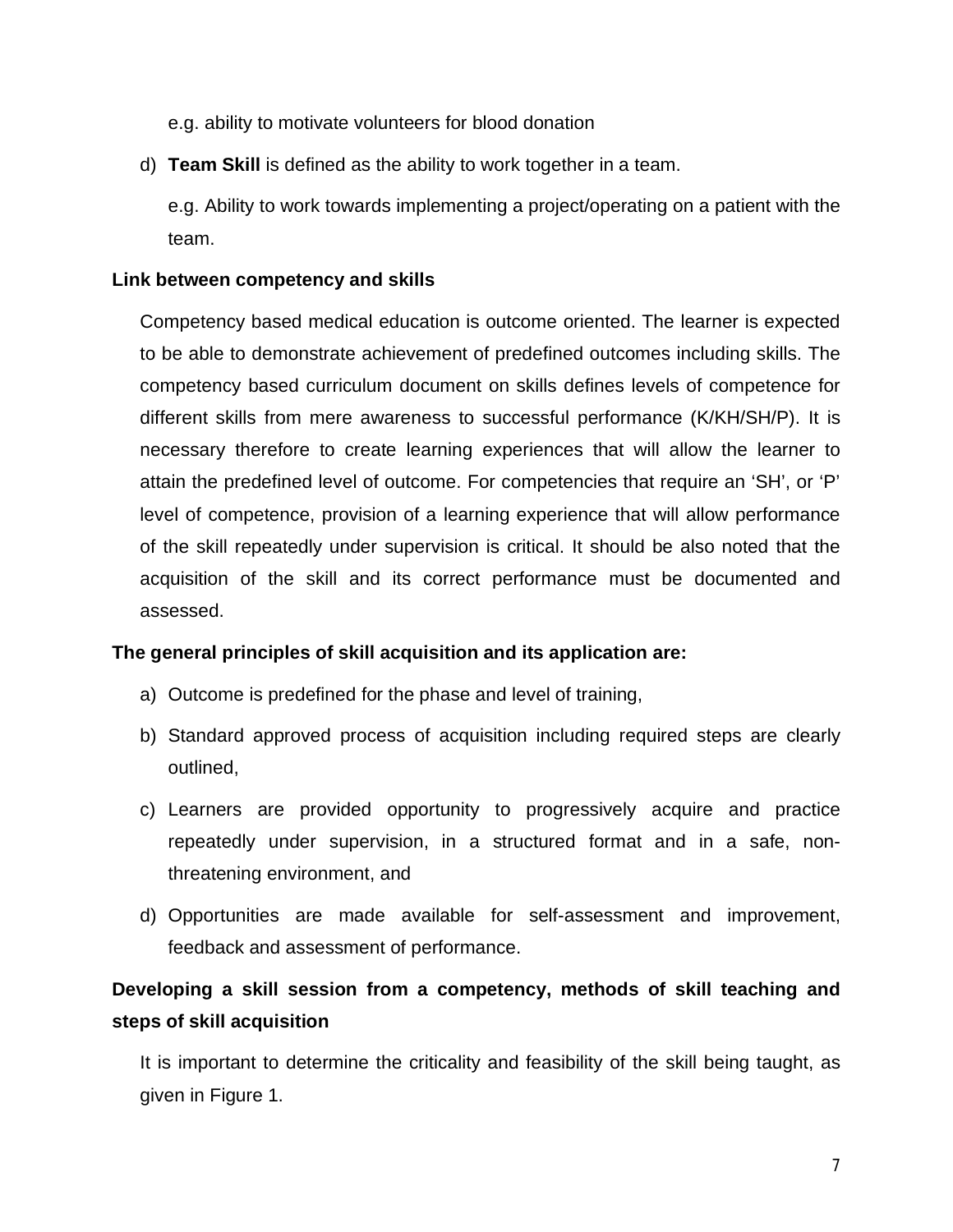e.g. ability to motivate volunteers for blood donation

d) **Team Skill** is defined as the ability to work together in a team.

   e.g. Ability to work towards implementing a project/operating on a patient with the team.

**Link between competency and skills**

Competency based medical education is outcome oriented. The learner is expected to be able to demonstrate achievement of predefined outcomes including skills. The competency based curriculum document on skills defines levels of competence for different skills from mere awareness to successful performance (K/KH/SH/P). It is necessary therefore to create learning experiences that will allow the learner to attain the predefined level of outcome. For competencies that require an 'SH', or 'P' level of competence, provision of a learning experience that will allow performance of the skill repeatedly under supervision is critical. It should be also noted that the acquisition of the skill and its correct performance must be documented and assessed.

**The general principles of skill acquisition and its application are:**

a) Outcome is predefined for the phase and level of training,
b) Standard approved process of acquisition including required steps are clearly outlined,
c) Learners are provided opportunity to progressively acquire and practice repeatedly under supervision, in a structured format and in a safe, non-threatening environment, and
d) Opportunities are made available for self-assessment and improvement, feedback and assessment of performance.

**Developing a skill session from a competency, methods of skill teaching and steps of skill acquisition**

It is important to determine the criticality and feasibility of the skill being taught, as given in Figure 1.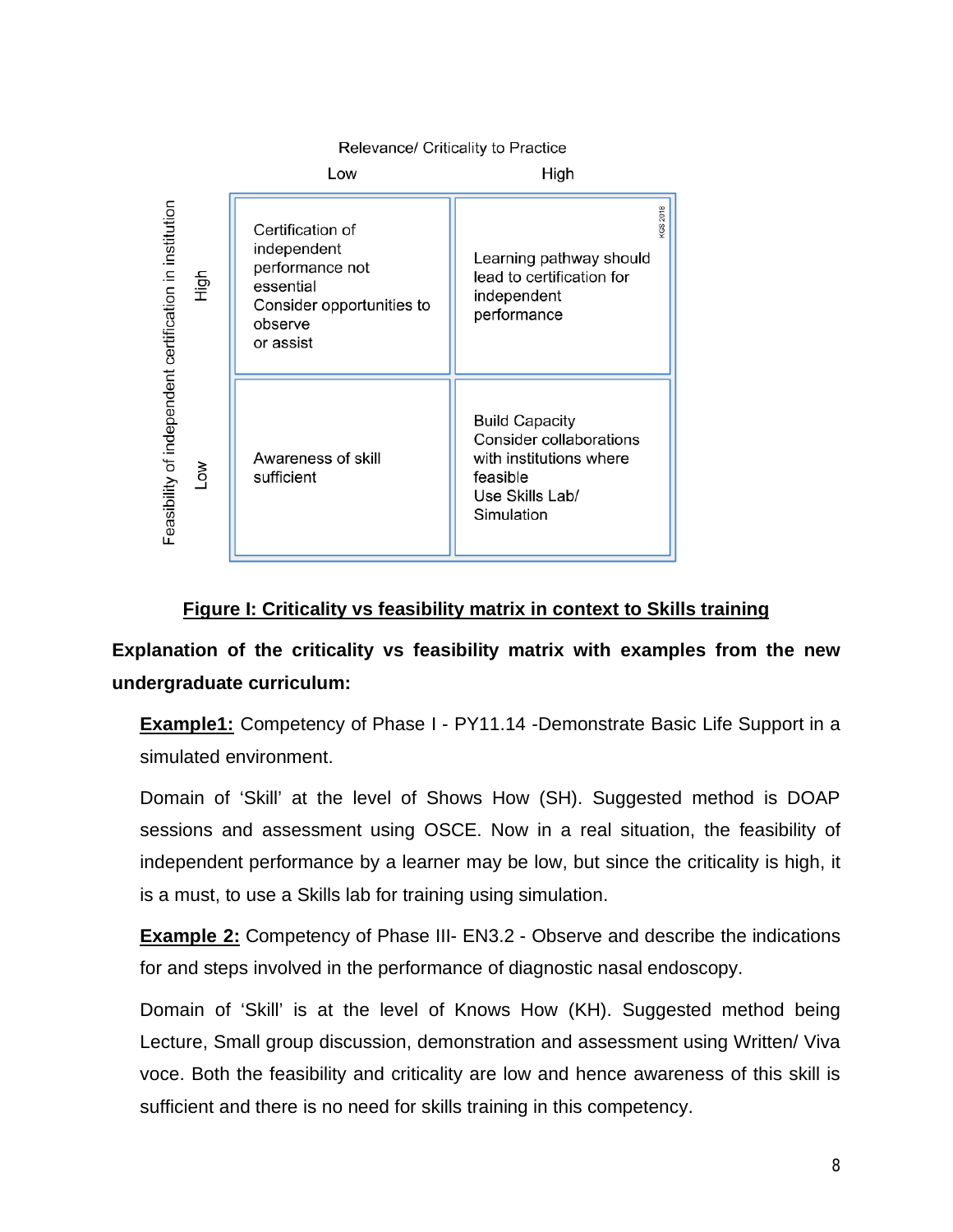| Feasibility of independent certification in institution | Relevance/ Criticality to Practice: Low | Relevance/ Criticality to Practice: High |
|---|---|---|
| High | Certification of independent performance not essential<br>Consider opportunities to observe or assist | Learning pathway should lead to certification for independent performance |
| Low | Awareness of skill sufficient | Build Capacity<br>Consider collaborations with institutions where feasible<br>Use Skills Lab/ Simulation |

KGS 2018

**Figure I: Criticality vs feasibility matrix in context to Skills training**

**Explanation of the criticality vs feasibility matrix with examples from the new undergraduate curriculum:**

**Example1:** Competency of Phase I - PY11.14 -Demonstrate Basic Life Support in a simulated environment.

Domain of 'Skill' at the level of Shows How (SH). Suggested method is DOAP sessions and assessment using OSCE. Now in a real situation, the feasibility of independent performance by a learner may be low, but since the criticality is high, it is a must, to use a Skills lab for training using simulation.

**Example 2:** Competency of Phase III- EN3.2 - Observe and describe the indications for and steps involved in the performance of diagnostic nasal endoscopy.

Domain of 'Skill' is at the level of Knows How (KH). Suggested method being Lecture, Small group discussion, demonstration and assessment using Written/ Viva voce. Both the feasibility and criticality are low and hence awareness of this skill is sufficient and there is no need for skills training in this competency.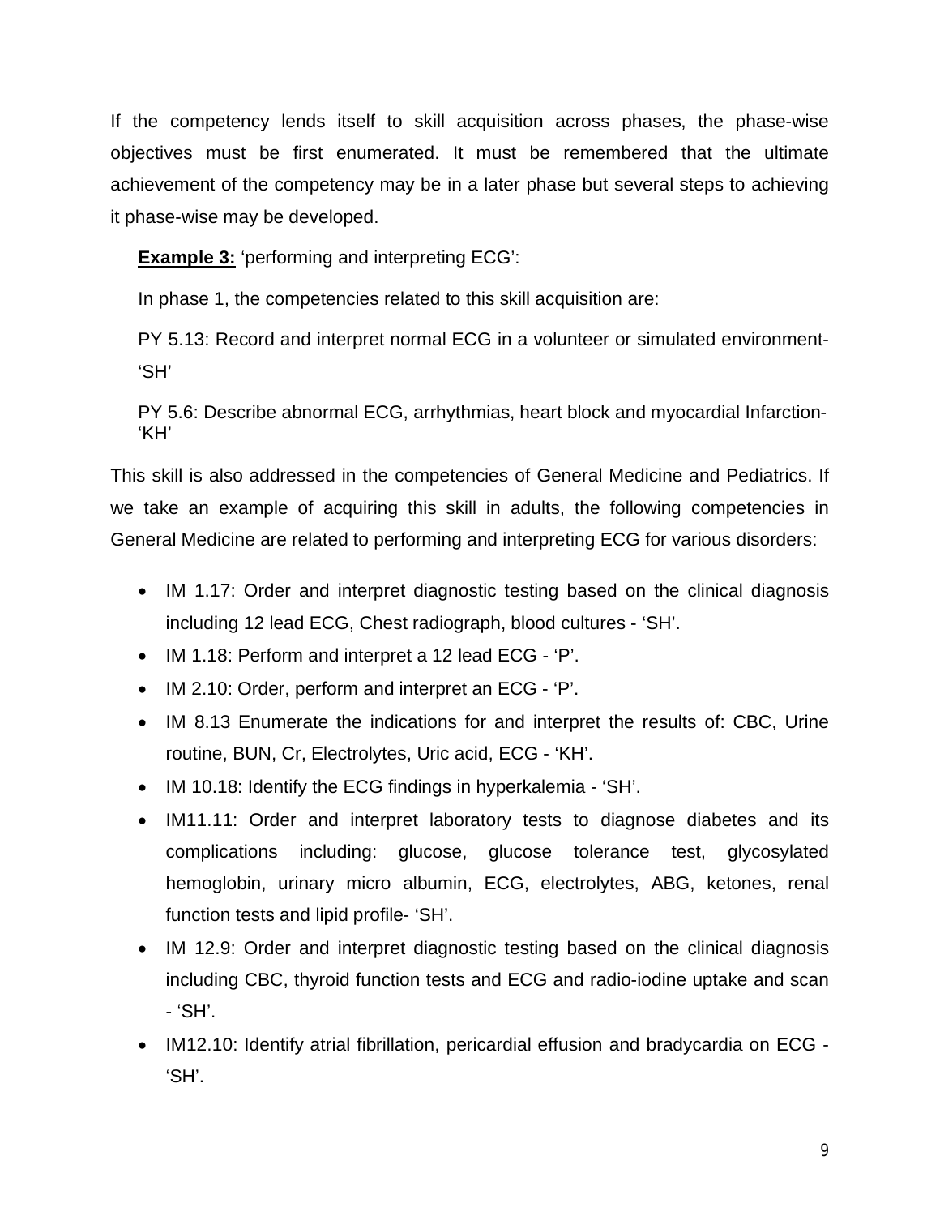If the competency lends itself to skill acquisition across phases, the phase-wise objectives must be first enumerated. It must be remembered that the ultimate achievement of the competency may be in a later phase but several steps to achieving it phase-wise may be developed.

**Example 3:** ‘performing and interpreting ECG’:

In phase 1, the competencies related to this skill acquisition are:

PY 5.13: Record and interpret normal ECG in a volunteer or simulated environment- ‘SH’

PY 5.6: Describe abnormal ECG, arrhythmias, heart block and myocardial Infarction- ‘KH’

This skill is also addressed in the competencies of General Medicine and Pediatrics. If we take an example of acquiring this skill in adults, the following competencies in General Medicine are related to performing and interpreting ECG for various disorders:

- IM 1.17: Order and interpret diagnostic testing based on the clinical diagnosis including 12 lead ECG, Chest radiograph, blood cultures - ‘SH’.
- IM 1.18: Perform and interpret a 12 lead ECG - ‘P’.
- IM 2.10: Order, perform and interpret an ECG - ‘P’.
- IM 8.13 Enumerate the indications for and interpret the results of: CBC, Urine routine, BUN, Cr, Electrolytes, Uric acid, ECG - ‘KH’.
- IM 10.18: Identify the ECG findings in hyperkalemia - ‘SH’.
- IM11.11: Order and interpret laboratory tests to diagnose diabetes and its complications including: glucose, glucose tolerance test, glycosylated hemoglobin, urinary micro albumin, ECG, electrolytes, ABG, ketones, renal function tests and lipid profile- ‘SH’.
- IM 12.9: Order and interpret diagnostic testing based on the clinical diagnosis including CBC, thyroid function tests and ECG and radio-iodine uptake and scan - ‘SH’.
- IM12.10: Identify atrial fibrillation, pericardial effusion and bradycardia on ECG - ‘SH’.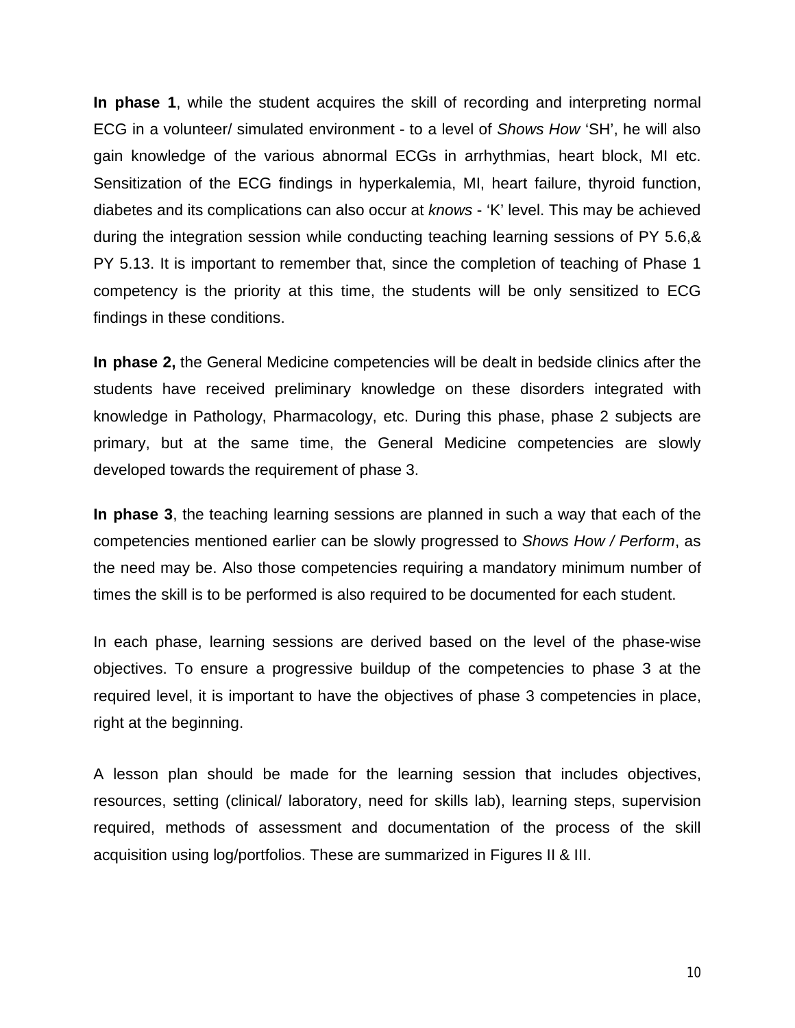**In phase 1**, while the student acquires the skill of recording and interpreting normal ECG in a volunteer/ simulated environment - to a level of *Shows How* 'SH', he will also gain knowledge of the various abnormal ECGs in arrhythmias, heart block, MI etc. Sensitization of the ECG findings in hyperkalemia, MI, heart failure, thyroid function, diabetes and its complications can also occur at *knows* - 'K' level. This may be achieved during the integration session while conducting teaching learning sessions of PY 5.6,& PY 5.13. It is important to remember that, since the completion of teaching of Phase 1 competency is the priority at this time, the students will be only sensitized to ECG findings in these conditions.

**In phase 2,** the General Medicine competencies will be dealt in bedside clinics after the students have received preliminary knowledge on these disorders integrated with knowledge in Pathology, Pharmacology, etc. During this phase, phase 2 subjects are primary, but at the same time, the General Medicine competencies are slowly developed towards the requirement of phase 3.

**In phase 3**, the teaching learning sessions are planned in such a way that each of the competencies mentioned earlier can be slowly progressed to *Shows How / Perform*, as the need may be. Also those competencies requiring a mandatory minimum number of times the skill is to be performed is also required to be documented for each student.

In each phase, learning sessions are derived based on the level of the phase-wise objectives. To ensure a progressive buildup of the competencies to phase 3 at the required level, it is important to have the objectives of phase 3 competencies in place, right at the beginning.

A lesson plan should be made for the learning session that includes objectives, resources, setting (clinical/ laboratory, need for skills lab), learning steps, supervision required, methods of assessment and documentation of the process of the skill acquisition using log/portfolios. These are summarized in Figures II & III.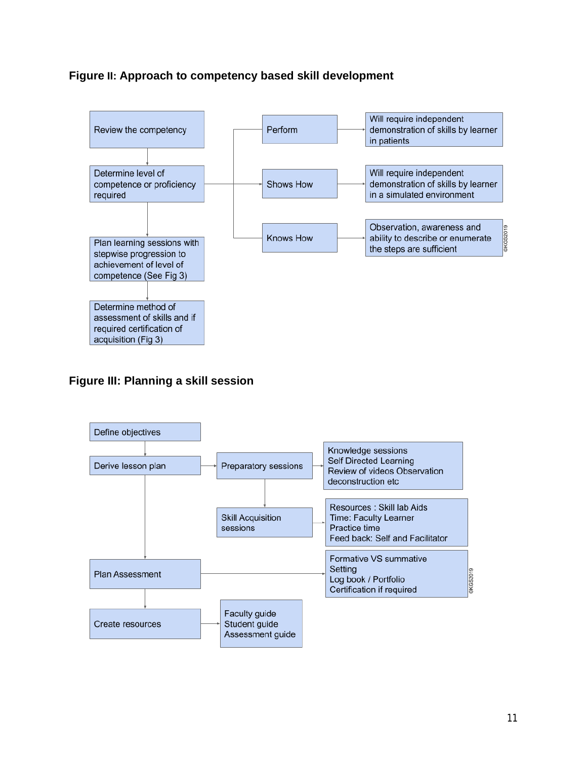### Figure II: Approach to competency based skill development

- Review the competency
- Determine level of competence or proficiency required
  - Perform → Will require independent demonstration of skills by learner in patients
  - Shows How → Will require independent demonstration of skills by learner in a simulated environment
  - Knows How → Observation, awareness and ability to describe or enumerate the steps are sufficient
- Plan learning sessions with stepwise progression to achievement of level of competence (See Fig 3)
- Determine method of assessment of skills and if required certification of acquisition (Fig 3)

©KGS2019

### Figure III: Planning a skill session

- Define objectives
- Derive lesson plan
  - Preparatory sessions → Knowledge sessions; Self Directed Learning; Review of videos Observation deconstruction etc
  - Skill Acquisition sessions → Resources : Skill lab Aids; Time: Faculty Learner; Practice time; Feed back: Self and Facilitator
- Plan Assessment → Formative VS summative; Setting; Log book / Portfolio; Certification if required
- Create resources → Faculty guide; Student guide; Assessment guide

©KGS2019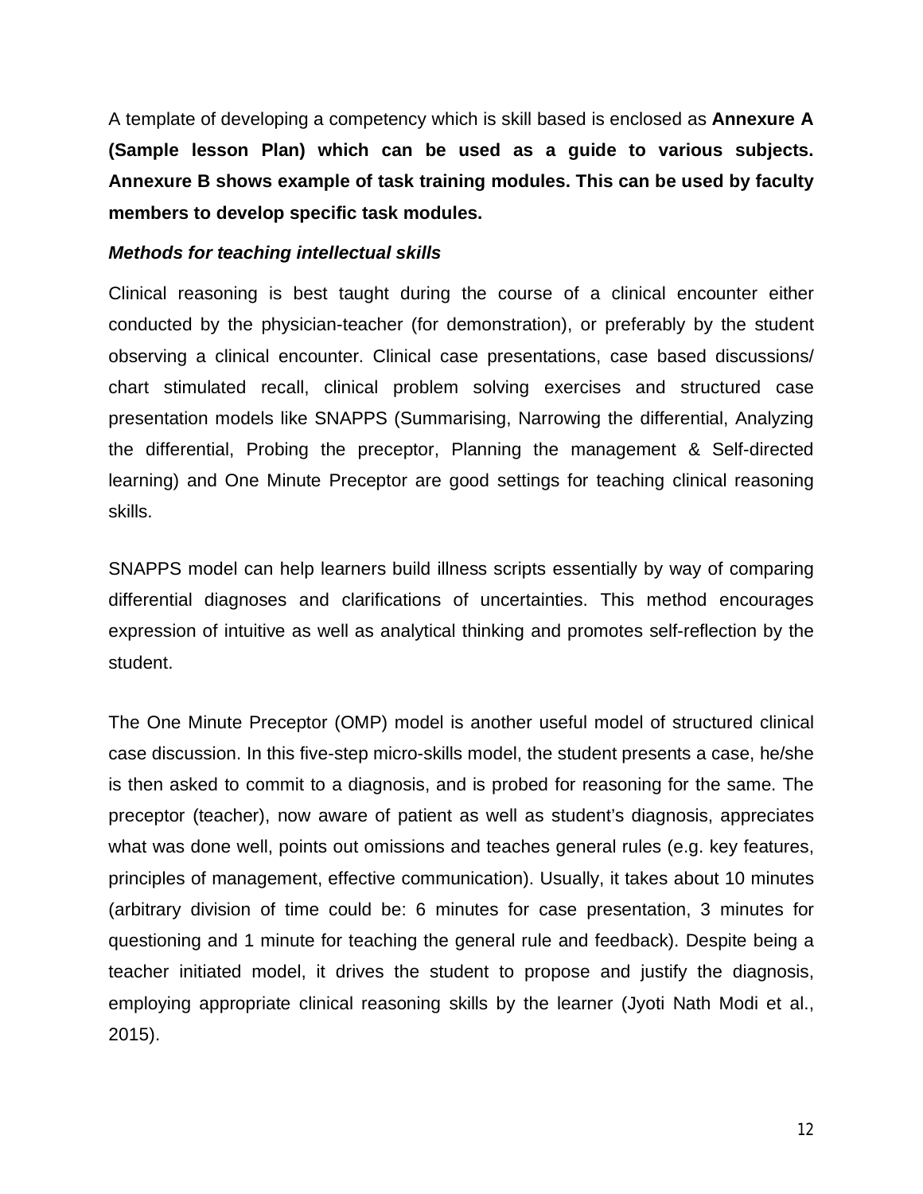A template of developing a competency which is skill based is enclosed as **Annexure A (Sample lesson Plan) which can be used as a guide to various subjects. Annexure B shows example of task training modules. This can be used by faculty members to develop specific task modules.**

***Methods for teaching intellectual skills***

Clinical reasoning is best taught during the course of a clinical encounter either conducted by the physician-teacher (for demonstration), or preferably by the student observing a clinical encounter. Clinical case presentations, case based discussions/ chart stimulated recall, clinical problem solving exercises and structured case presentation models like SNAPPS (Summarising, Narrowing the differential, Analyzing the differential, Probing the preceptor, Planning the management & Self-directed learning) and One Minute Preceptor are good settings for teaching clinical reasoning skills.

SNAPPS model can help learners build illness scripts essentially by way of comparing differential diagnoses and clarifications of uncertainties. This method encourages expression of intuitive as well as analytical thinking and promotes self-reflection by the student.

The One Minute Preceptor (OMP) model is another useful model of structured clinical case discussion. In this five-step micro-skills model, the student presents a case, he/she is then asked to commit to a diagnosis, and is probed for reasoning for the same. The preceptor (teacher), now aware of patient as well as student's diagnosis, appreciates what was done well, points out omissions and teaches general rules (e.g. key features, principles of management, effective communication). Usually, it takes about 10 minutes (arbitrary division of time could be: 6 minutes for case presentation, 3 minutes for questioning and 1 minute for teaching the general rule and feedback). Despite being a teacher initiated model, it drives the student to propose and justify the diagnosis, employing appropriate clinical reasoning skills by the learner (Jyoti Nath Modi et al., 2015).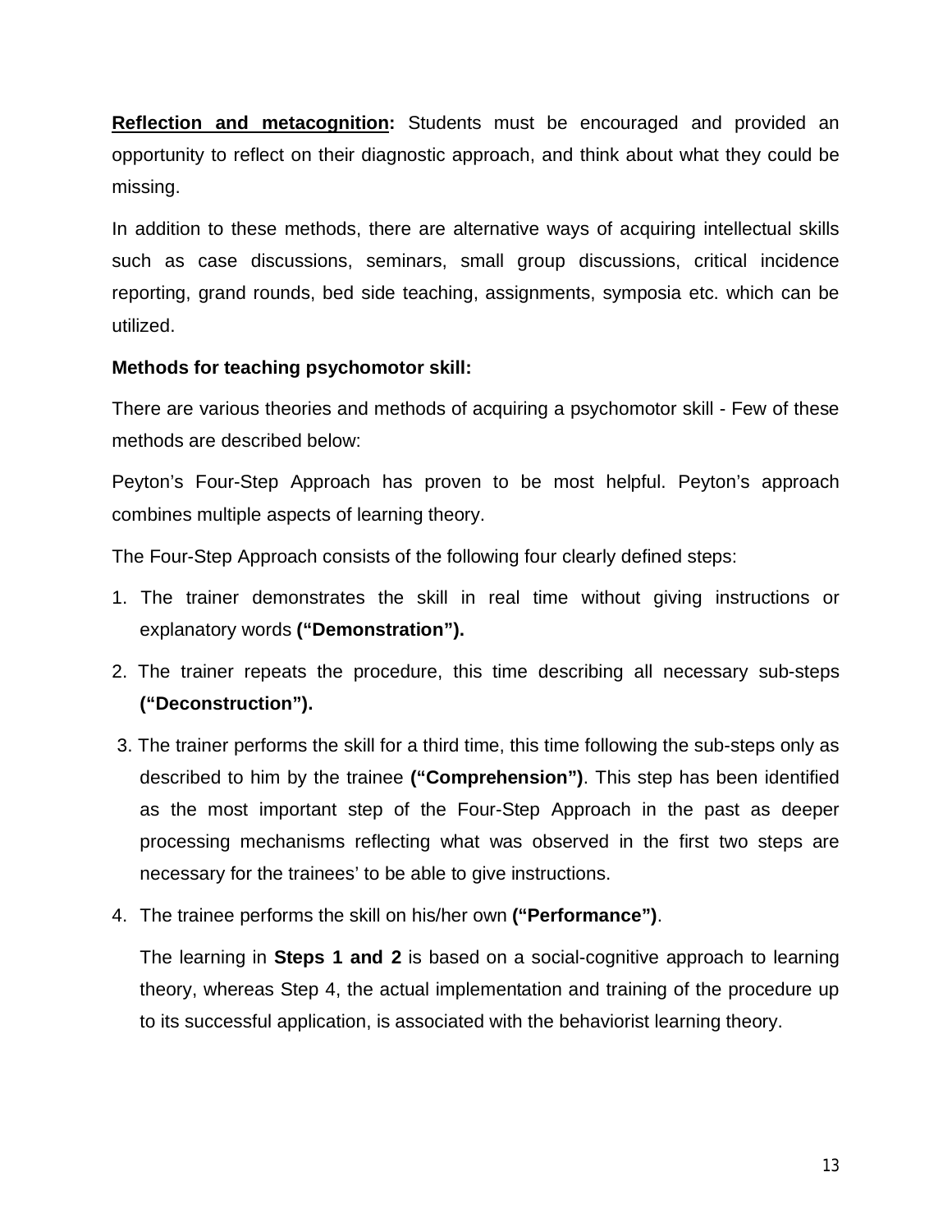**<u>Reflection and metacognition</u>:** Students must be encouraged and provided an opportunity to reflect on their diagnostic approach, and think about what they could be missing.

In addition to these methods, there are alternative ways of acquiring intellectual skills such as case discussions, seminars, small group discussions, critical incidence reporting, grand rounds, bed side teaching, assignments, symposia etc. which can be utilized.

**Methods for teaching psychomotor skill:**

There are various theories and methods of acquiring a psychomotor skill - Few of these methods are described below:

Peyton's Four-Step Approach has proven to be most helpful. Peyton's approach combines multiple aspects of learning theory.

The Four-Step Approach consists of the following four clearly defined steps:

1. The trainer demonstrates the skill in real time without giving instructions or explanatory words **("Demonstration").**
2. The trainer repeats the procedure, this time describing all necessary sub-steps **("Deconstruction").**
3. The trainer performs the skill for a third time, this time following the sub-steps only as described to him by the trainee **("Comprehension")**. This step has been identified as the most important step of the Four-Step Approach in the past as deeper processing mechanisms reflecting what was observed in the first two steps are necessary for the trainees' to be able to give instructions.
4. The trainee performs the skill on his/her own **("Performance")**.

   The learning in **Steps 1 and 2** is based on a social-cognitive approach to learning theory, whereas Step 4, the actual implementation and training of the procedure up to its successful application, is associated with the behaviorist learning theory.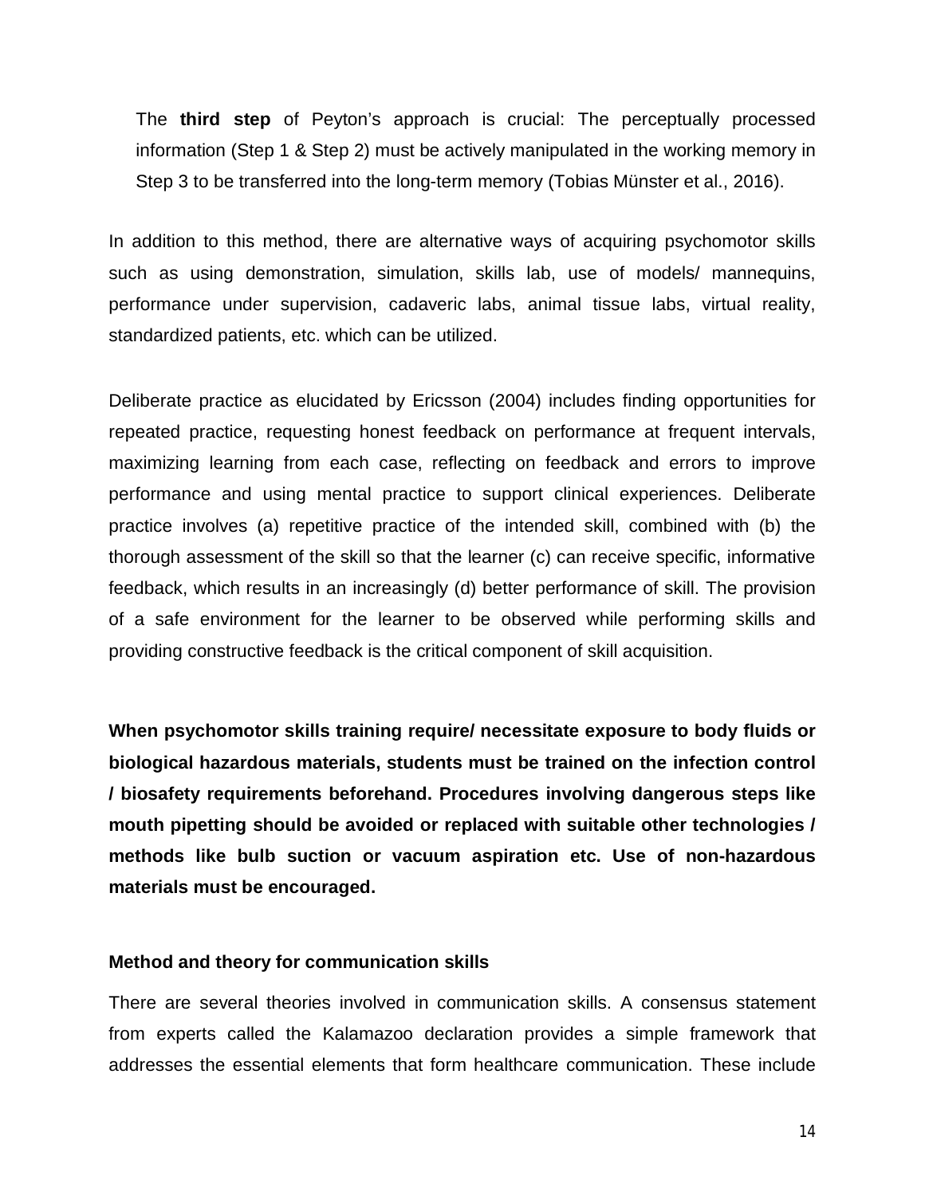The **third step** of Peyton's approach is crucial: The perceptually processed information (Step 1 & Step 2) must be actively manipulated in the working memory in Step 3 to be transferred into the long-term memory (Tobias Münster et al., 2016).

In addition to this method, there are alternative ways of acquiring psychomotor skills such as using demonstration, simulation, skills lab, use of models/ mannequins, performance under supervision, cadaveric labs, animal tissue labs, virtual reality, standardized patients, etc. which can be utilized.

Deliberate practice as elucidated by Ericsson (2004) includes finding opportunities for repeated practice, requesting honest feedback on performance at frequent intervals, maximizing learning from each case, reflecting on feedback and errors to improve performance and using mental practice to support clinical experiences. Deliberate practice involves (a) repetitive practice of the intended skill, combined with (b) the thorough assessment of the skill so that the learner (c) can receive specific, informative feedback, which results in an increasingly (d) better performance of skill. The provision of a safe environment for the learner to be observed while performing skills and providing constructive feedback is the critical component of skill acquisition.

**When psychomotor skills training require/ necessitate exposure to body fluids or biological hazardous materials, students must be trained on the infection control / biosafety requirements beforehand. Procedures involving dangerous steps like mouth pipetting should be avoided or replaced with suitable other technologies / methods like bulb suction or vacuum aspiration etc. Use of non-hazardous materials must be encouraged.**

**Method and theory for communication skills**

There are several theories involved in communication skills. A consensus statement from experts called the Kalamazoo declaration provides a simple framework that addresses the essential elements that form healthcare communication. These include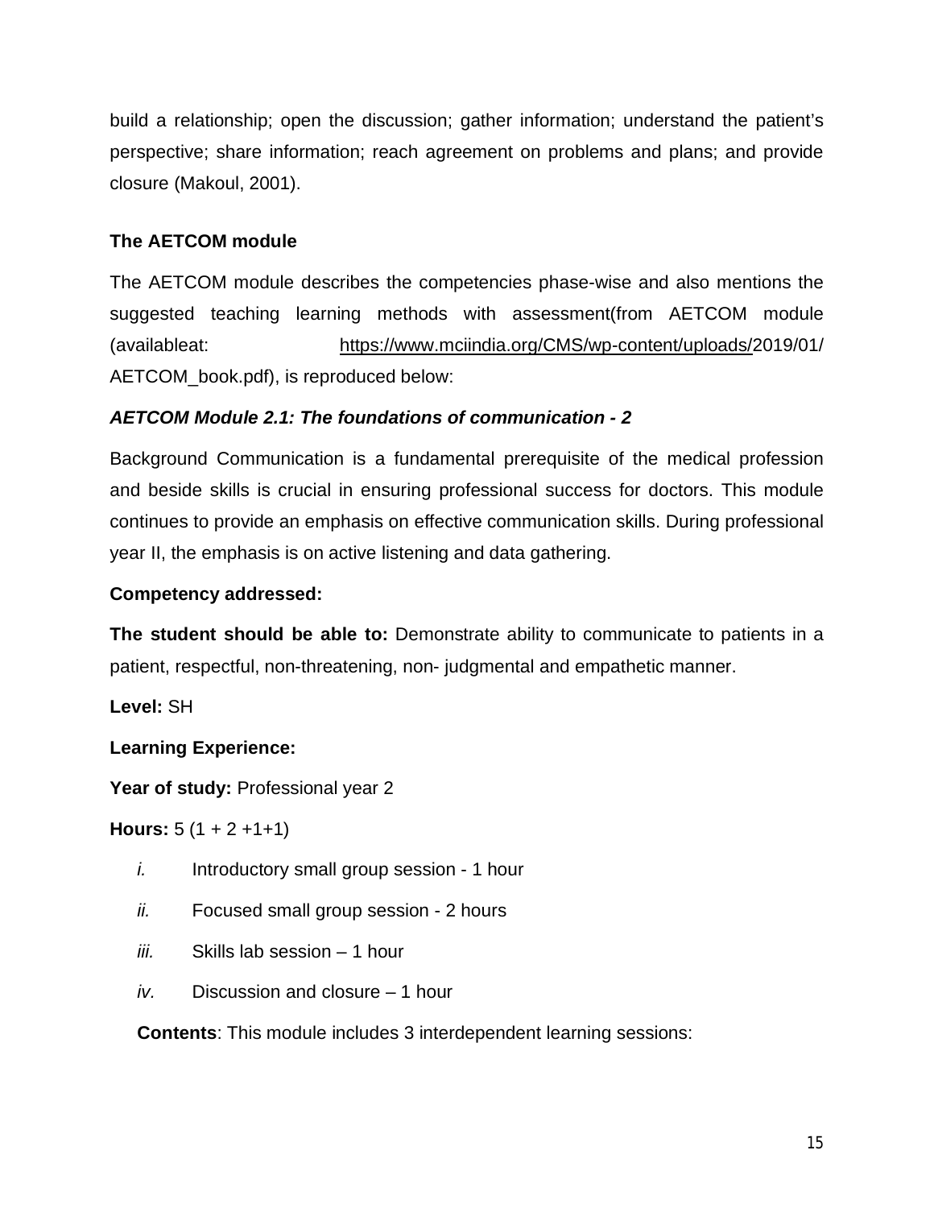build a relationship; open the discussion; gather information; understand the patient's perspective; share information; reach agreement on problems and plans; and provide closure (Makoul, 2001).

**The AETCOM module**

The AETCOM module describes the competencies phase-wise and also mentions the suggested teaching learning methods with assessment(from AETCOM module (availableat: https://www.mciindia.org/CMS/wp-content/uploads/2019/01/AETCOM_book.pdf), is reproduced below:

***AETCOM Module 2.1: The foundations of communication - 2***

Background Communication is a fundamental prerequisite of the medical profession and beside skills is crucial in ensuring professional success for doctors. This module continues to provide an emphasis on effective communication skills. During professional year II, the emphasis is on active listening and data gathering.

**Competency addressed:**

**The student should be able to:** Demonstrate ability to communicate to patients in a patient, respectful, non-threatening, non- judgmental and empathetic manner.

**Level:** SH

**Learning Experience:**

**Year of study:** Professional year 2

**Hours:** 5 (1 + 2 +1+1)

*i.* Introductory small group session - 1 hour

*ii.* Focused small group session - 2 hours

*iii.* Skills lab session – 1 hour

*iv.* Discussion and closure – 1 hour

**Contents**: This module includes 3 interdependent learning sessions: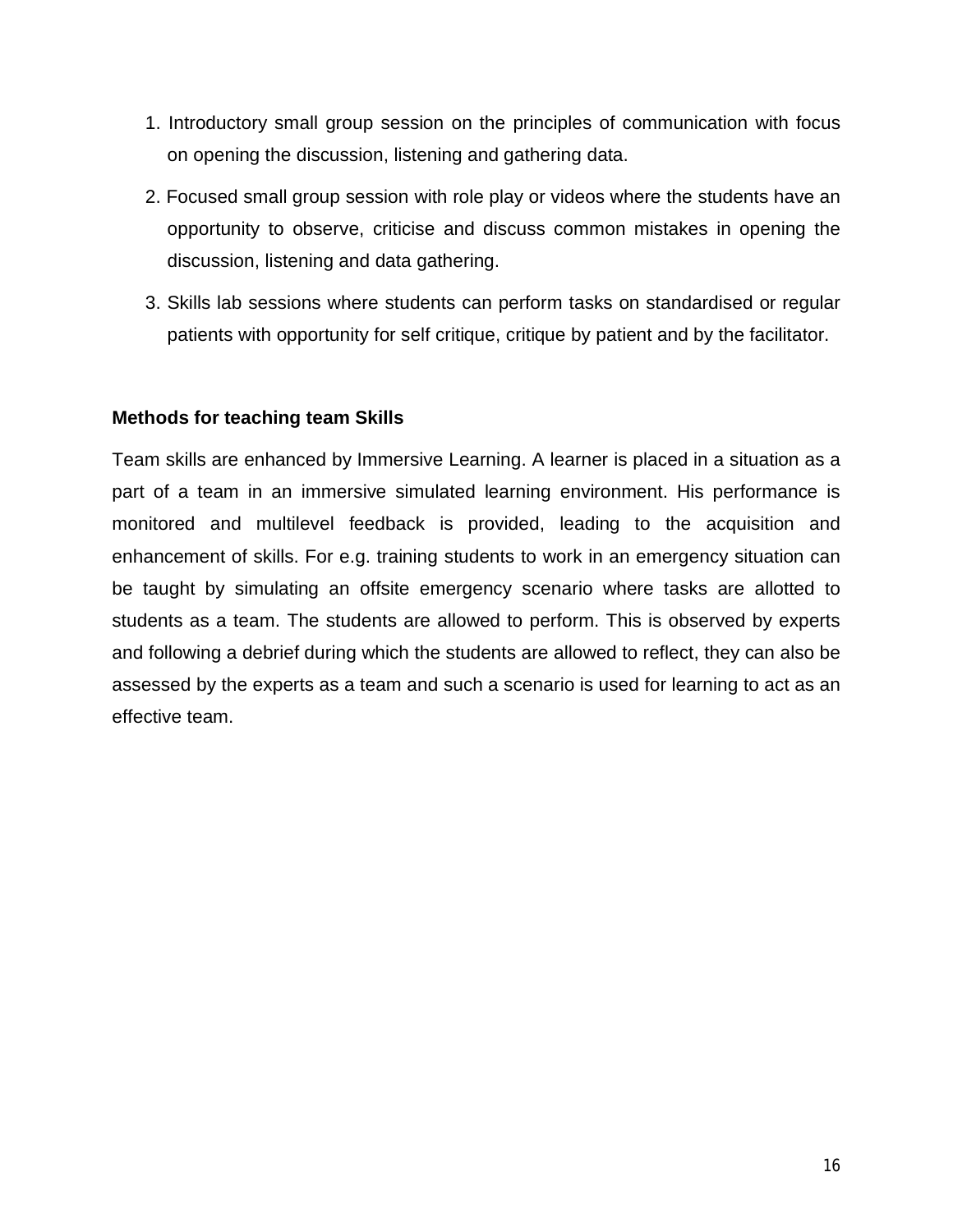1. Introductory small group session on the principles of communication with focus on opening the discussion, listening and gathering data.
2. Focused small group session with role play or videos where the students have an opportunity to observe, criticise and discuss common mistakes in opening the discussion, listening and data gathering.
3. Skills lab sessions where students can perform tasks on standardised or regular patients with opportunity for self critique, critique by patient and by the facilitator.

**Methods for teaching team Skills**

Team skills are enhanced by Immersive Learning. A learner is placed in a situation as a part of a team in an immersive simulated learning environment. His performance is monitored and multilevel feedback is provided, leading to the acquisition and enhancement of skills. For e.g. training students to work in an emergency situation can be taught by simulating an offsite emergency scenario where tasks are allotted to students as a team. The students are allowed to perform. This is observed by experts and following a debrief during which the students are allowed to reflect, they can also be assessed by the experts as a team and such a scenario is used for learning to act as an effective team.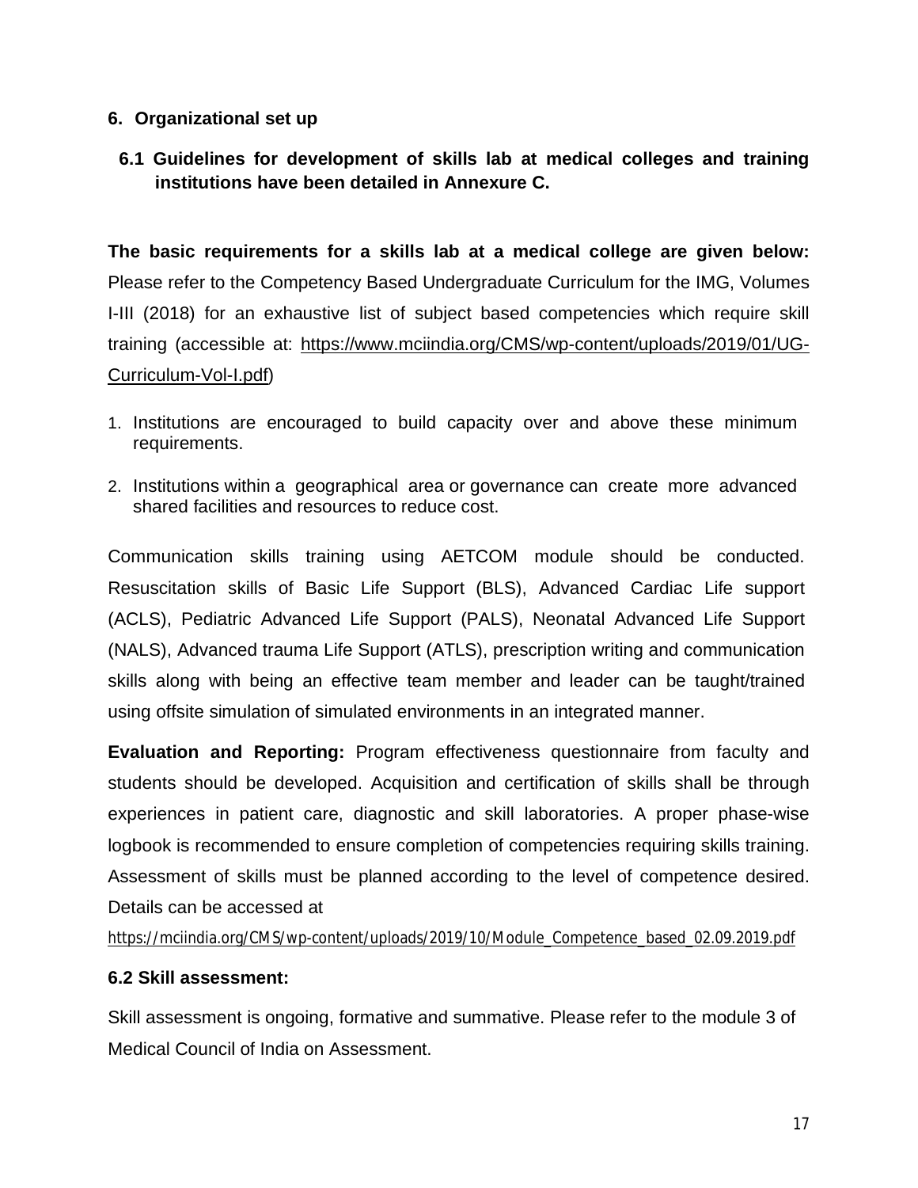## 6. Organizational set up

### 6.1 Guidelines for development of skills lab at medical colleges and training institutions have been detailed in Annexure C.

**The basic requirements for a skills lab at a medical college are given below:** Please refer to the Competency Based Undergraduate Curriculum for the IMG, Volumes I-III (2018) for an exhaustive list of subject based competencies which require skill training (accessible at: https://www.mciindia.org/CMS/wp-content/uploads/2019/01/UG-Curriculum-Vol-I.pdf)

1. Institutions are encouraged to build capacity over and above these minimum requirements.
2. Institutions within a geographical area or governance can create more advanced shared facilities and resources to reduce cost.

Communication skills training using AETCOM module should be conducted. Resuscitation skills of Basic Life Support (BLS), Advanced Cardiac Life support (ACLS), Pediatric Advanced Life Support (PALS), Neonatal Advanced Life Support (NALS), Advanced trauma Life Support (ATLS), prescription writing and communication skills along with being an effective team member and leader can be taught/trained using offsite simulation of simulated environments in an integrated manner.

**Evaluation and Reporting:** Program effectiveness questionnaire from faculty and students should be developed. Acquisition and certification of skills shall be through experiences in patient care, diagnostic and skill laboratories. A proper phase-wise logbook is recommended to ensure completion of competencies requiring skills training. Assessment of skills must be planned according to the level of competence desired. Details can be accessed at

https://mciindia.org/CMS/wp-content/uploads/2019/10/Module_Competence_based_02.09.2019.pdf

### 6.2 Skill assessment:

Skill assessment is ongoing, formative and summative. Please refer to the module 3 of Medical Council of India on Assessment.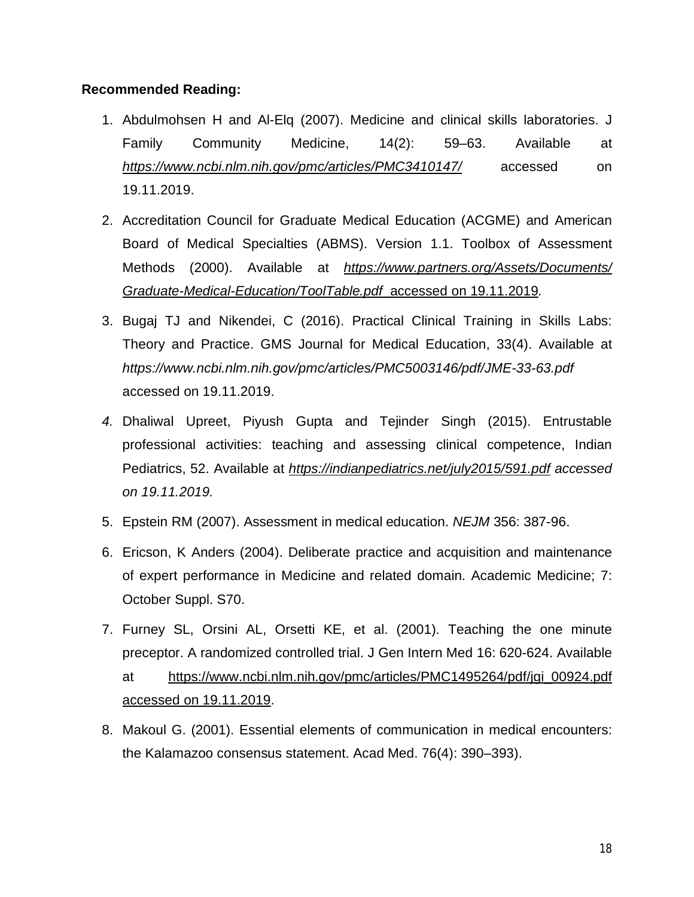**Recommended Reading:**

1. Abdulmohsen H and Al-Elq (2007). Medicine and clinical skills laboratories. J Family Community Medicine, 14(2): 59–63. Available at *https://www.ncbi.nlm.nih.gov/pmc/articles/PMC3410147/* accessed on 19.11.2019.
2. Accreditation Council for Graduate Medical Education (ACGME) and American Board of Medical Specialties (ABMS). Version 1.1. Toolbox of Assessment Methods (2000). Available at *https://www.partners.org/Assets/Documents/Graduate-Medical-Education/ToolTable.pdf* accessed on 19.11.2019.
3. Bugaj TJ and Nikendei, C (2016). Practical Clinical Training in Skills Labs: Theory and Practice. GMS Journal for Medical Education, 33(4). Available at *https://www.ncbi.nlm.nih.gov/pmc/articles/PMC5003146/pdf/JME-33-63.pdf* accessed on 19.11.2019.
4. Dhaliwal Upreet, Piyush Gupta and Tejinder Singh (2015). Entrustable professional activities: teaching and assessing clinical competence, Indian Pediatrics, 52. Available at *https://indianpediatrics.net/july2015/591.pdf accessed on 19.11.2019.*
5. Epstein RM (2007). Assessment in medical education. *NEJM* 356: 387-96.
6. Ericson, K Anders (2004). Deliberate practice and acquisition and maintenance of expert performance in Medicine and related domain. Academic Medicine; 7: October Suppl. S70.
7. Furney SL, Orsini AL, Orsetti KE, et al. (2001). Teaching the one minute preceptor. A randomized controlled trial. J Gen Intern Med 16: 620-624. Available at https://www.ncbi.nlm.nih.gov/pmc/articles/PMC1495264/pdf/jgi_00924.pdf accessed on 19.11.2019.
8. Makoul G. (2001). Essential elements of communication in medical encounters: the Kalamazoo consensus statement. Acad Med. 76(4): 390–393).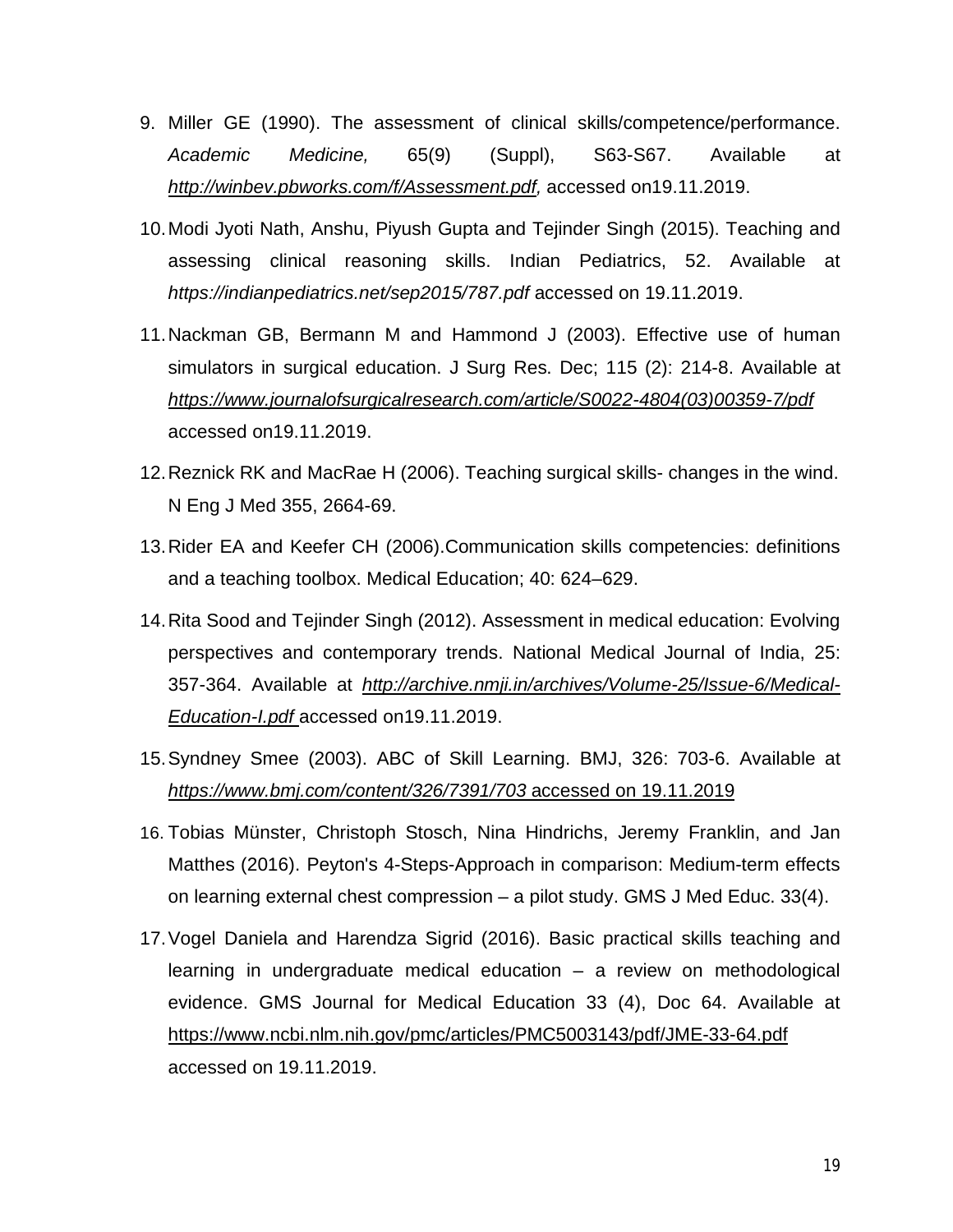9. Miller GE (1990). The assessment of clinical skills/competence/performance. *Academic Medicine,* 65(9) (Suppl), S63-S67. Available at *http://winbev.pbworks.com/f/Assessment.pdf,* accessed on19.11.2019.
10. Modi Jyoti Nath, Anshu, Piyush Gupta and Tejinder Singh (2015). Teaching and assessing clinical reasoning skills. Indian Pediatrics, 52. Available at *https://indianpediatrics.net/sep2015/787.pdf* accessed on 19.11.2019.
11. Nackman GB, Bermann M and Hammond J (2003). Effective use of human simulators in surgical education. J Surg Res. Dec; 115 (2): 214-8. Available at *https://www.journalofsurgicalresearch.com/article/S0022-4804(03)00359-7/pdf* accessed on19.11.2019.
12. Reznick RK and MacRae H (2006). Teaching surgical skills- changes in the wind. N Eng J Med 355, 2664-69.
13. Rider EA and Keefer CH (2006).Communication skills competencies: definitions and a teaching toolbox. Medical Education; 40: 624–629.
14. Rita Sood and Tejinder Singh (2012). Assessment in medical education: Evolving perspectives and contemporary trends. National Medical Journal of India, 25: 357-364. Available at *http://archive.nmji.in/archives/Volume-25/Issue-6/Medical-Education-I.pdf* accessed on19.11.2019.
15. Syndney Smee (2003). ABC of Skill Learning. BMJ, 326: 703-6. Available at *https://www.bmj.com/content/326/7391/703* accessed on 19.11.2019
16. Tobias Münster, Christoph Stosch, Nina Hindrichs, Jeremy Franklin, and Jan Matthes (2016). Peyton's 4-Steps-Approach in comparison: Medium-term effects on learning external chest compression – a pilot study. GMS J Med Educ. 33(4).
17. Vogel Daniela and Harendza Sigrid (2016). Basic practical skills teaching and learning in undergraduate medical education – a review on methodological evidence. GMS Journal for Medical Education 33 (4), Doc 64. Available at https://www.ncbi.nlm.nih.gov/pmc/articles/PMC5003143/pdf/JME-33-64.pdf accessed on 19.11.2019.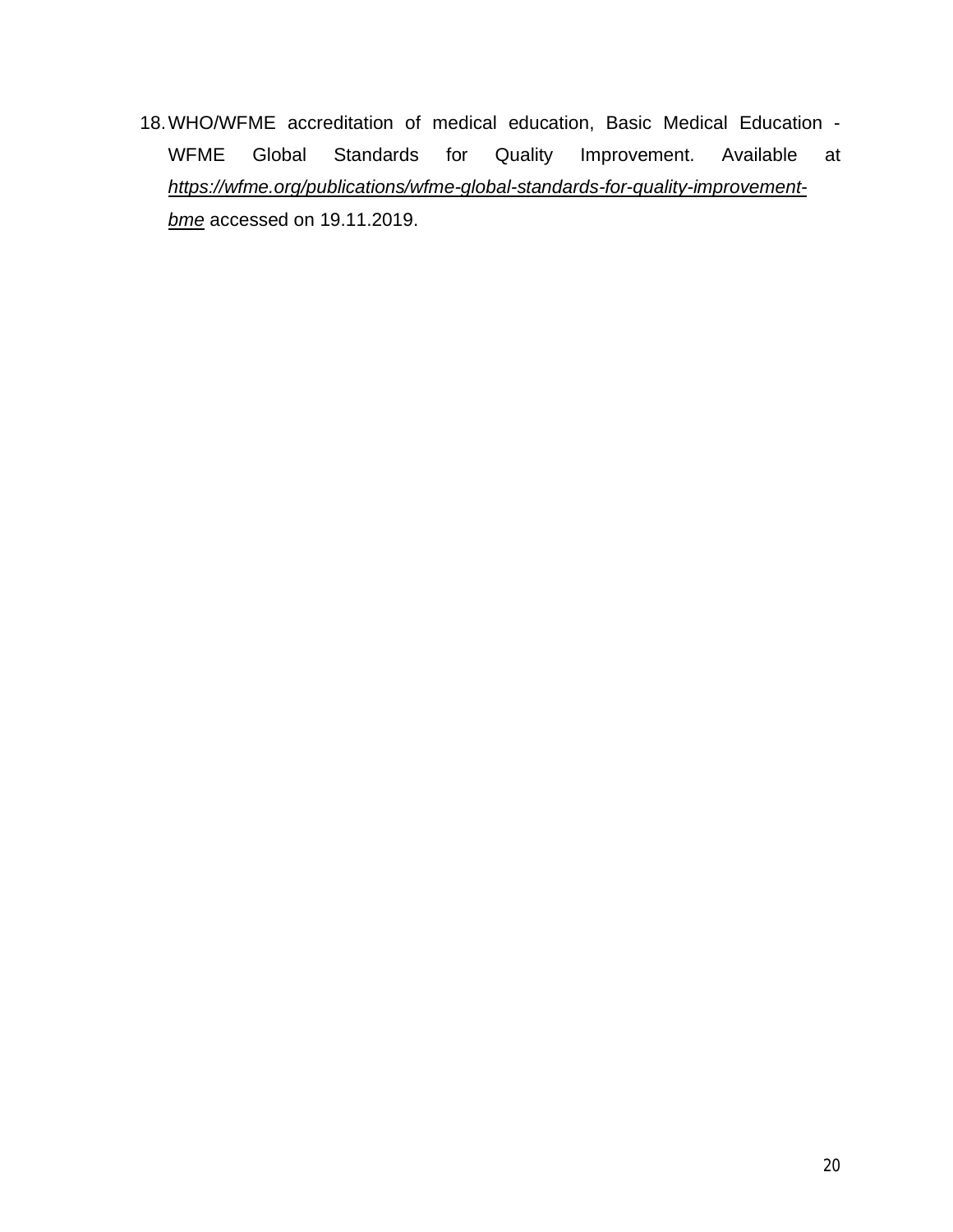18. WHO/WFME accreditation of medical education, Basic Medical Education - WFME Global Standards for Quality Improvement. Available at *https://wfme.org/publications/wfme-global-standards-for-quality-improvement-bme* accessed on 19.11.2019.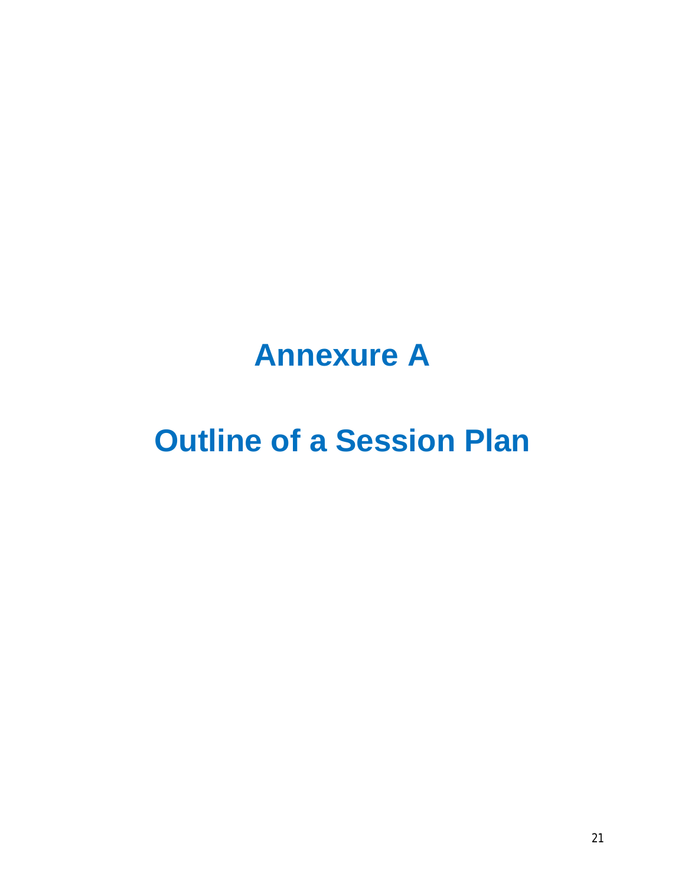# Annexure A

# Outline of a Session Plan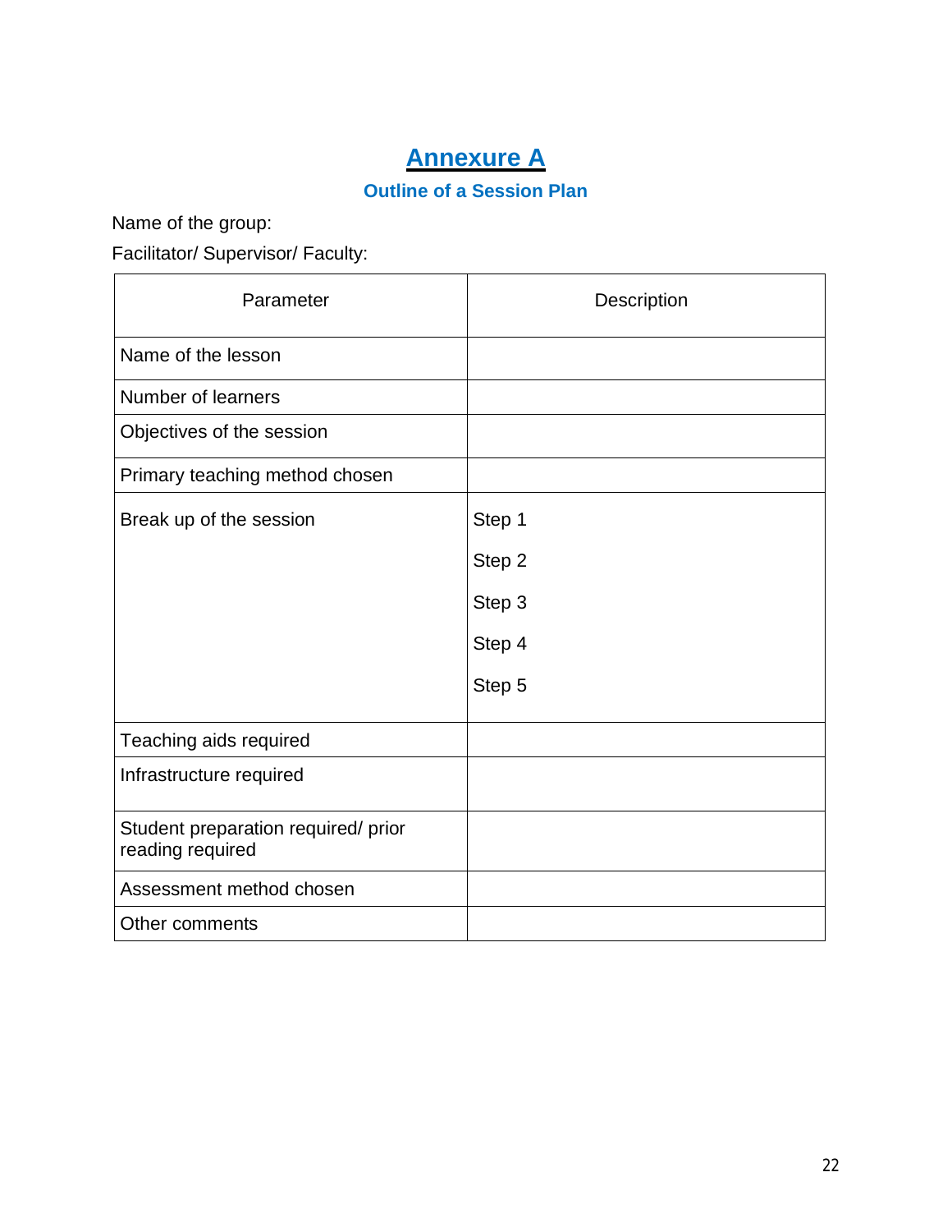# Annexure A

## Outline of a Session Plan

Name of the group:

Facilitator/ Supervisor/ Faculty:

| Parameter | Description |
|---|---|
| Name of the lesson | |
| Number of learners | |
| Objectives of the session | |
| Primary teaching method chosen | |
| Break up of the session | Step 1<br>Step 2<br>Step 3<br>Step 4<br>Step 5 |
| Teaching aids required | |
| Infrastructure required | |
| Student preparation required/ prior reading required | |
| Assessment method chosen | |
| Other comments | |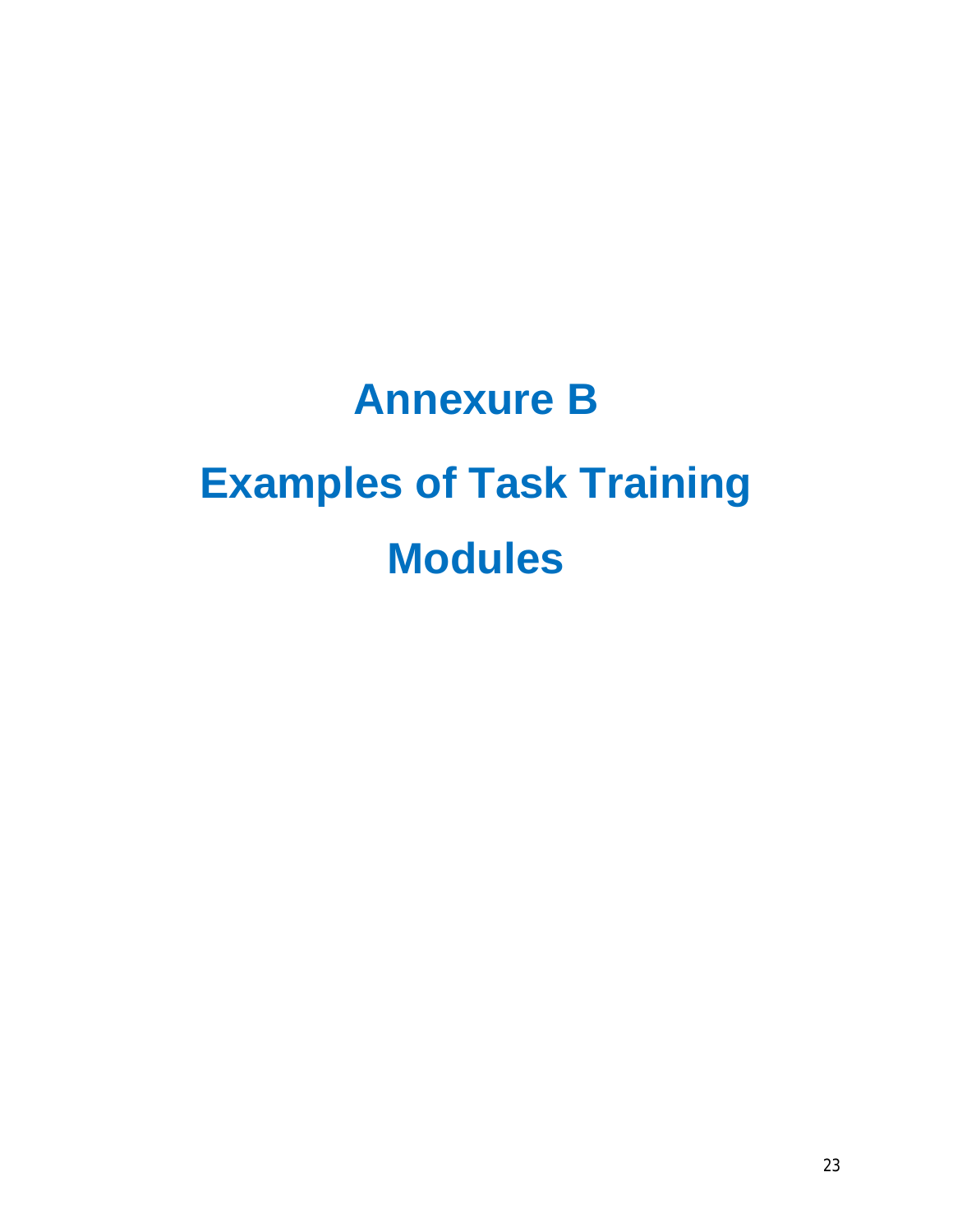# Annexure B

# Examples of Task Training Modules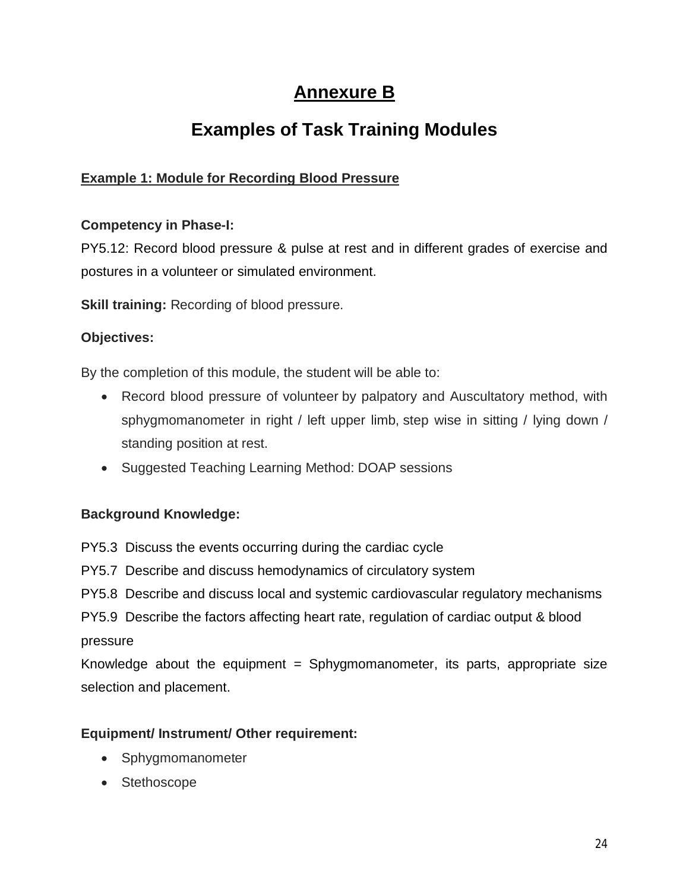# Annexure B

## Examples of Task Training Modules

### Example 1: Module for Recording Blood Pressure

**Competency in Phase-I:**

PY5.12: Record blood pressure & pulse at rest and in different grades of exercise and postures in a volunteer or simulated environment.

**Skill training:** Recording of blood pressure.

**Objectives:**

By the completion of this module, the student will be able to:

- Record blood pressure of volunteer by palpatory and Auscultatory method, with sphygmomanometer in right / left upper limb, step wise in sitting / lying down / standing position at rest.
- Suggested Teaching Learning Method: DOAP sessions

**Background Knowledge:**

PY5.3 Discuss the events occurring during the cardiac cycle

PY5.7 Describe and discuss hemodynamics of circulatory system

PY5.8 Describe and discuss local and systemic cardiovascular regulatory mechanisms

PY5.9 Describe the factors affecting heart rate, regulation of cardiac output & blood pressure

Knowledge about the equipment = Sphygmomanometer, its parts, appropriate size selection and placement.

**Equipment/ Instrument/ Other requirement:**

- Sphygmomanometer
- Stethoscope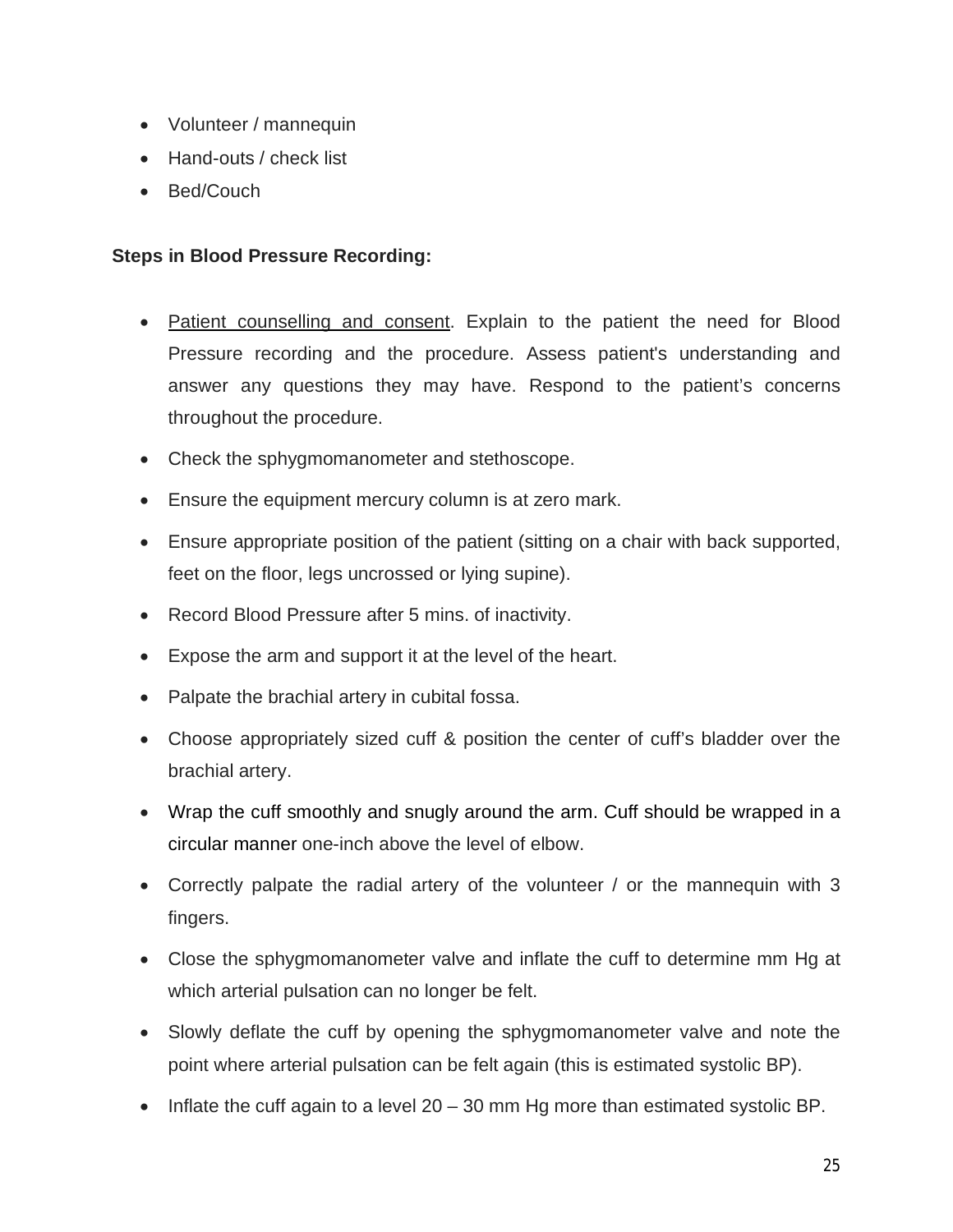- Volunteer / mannequin
- Hand-outs / check list
- Bed/Couch

**Steps in Blood Pressure Recording:**

- Patient counselling and consent. Explain to the patient the need for Blood Pressure recording and the procedure. Assess patient's understanding and answer any questions they may have. Respond to the patient's concerns throughout the procedure.
- Check the sphygmomanometer and stethoscope.
- Ensure the equipment mercury column is at zero mark.
- Ensure appropriate position of the patient (sitting on a chair with back supported, feet on the floor, legs uncrossed or lying supine).
- Record Blood Pressure after 5 mins. of inactivity.
- Expose the arm and support it at the level of the heart.
- Palpate the brachial artery in cubital fossa.
- Choose appropriately sized cuff & position the center of cuff's bladder over the brachial artery.
- Wrap the cuff smoothly and snugly around the arm. Cuff should be wrapped in a circular manner one-inch above the level of elbow.
- Correctly palpate the radial artery of the volunteer / or the mannequin with 3 fingers.
- Close the sphygmomanometer valve and inflate the cuff to determine mm Hg at which arterial pulsation can no longer be felt.
- Slowly deflate the cuff by opening the sphygmomanometer valve and note the point where arterial pulsation can be felt again (this is estimated systolic BP).
- Inflate the cuff again to a level 20 – 30 mm Hg more than estimated systolic BP.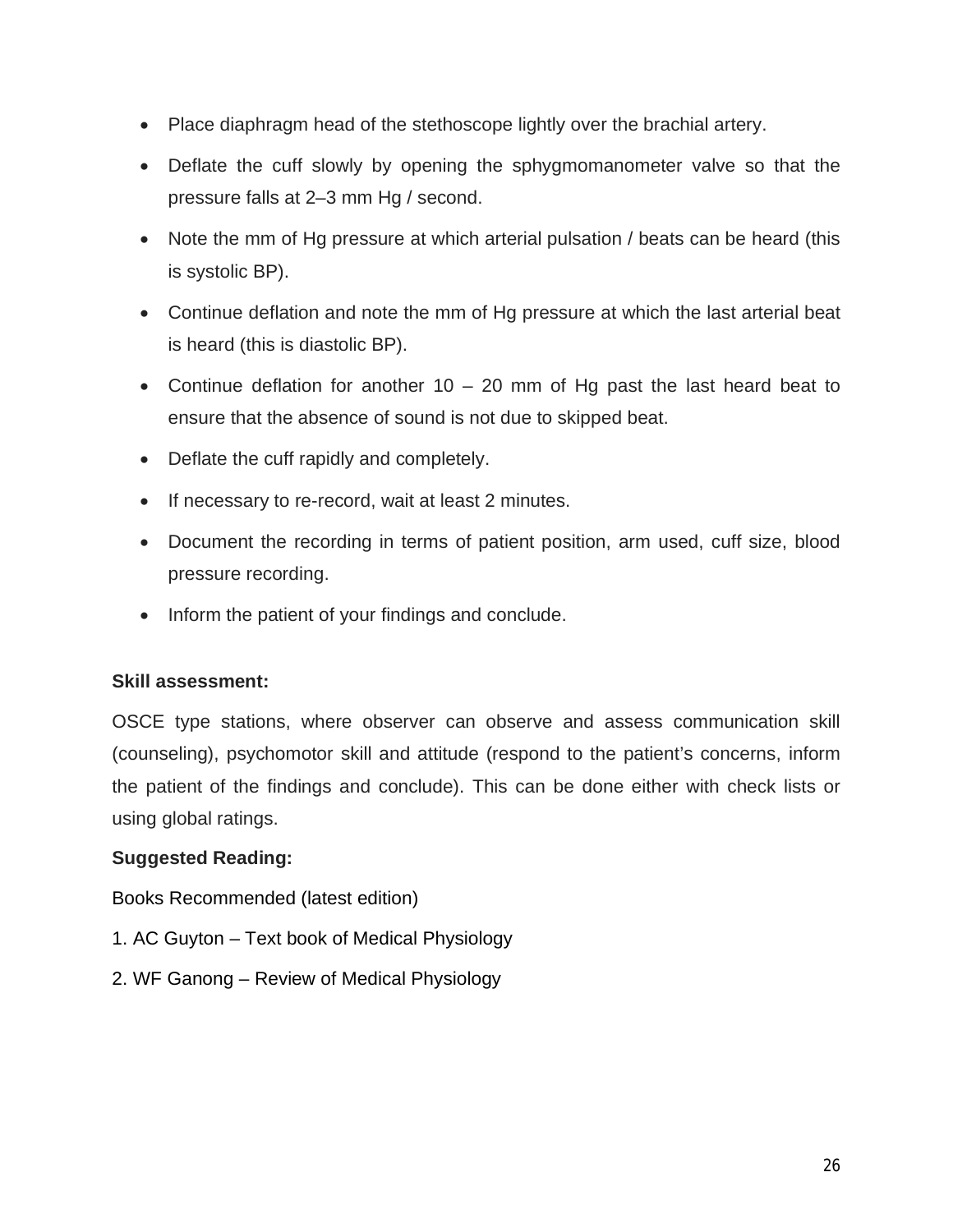- Place diaphragm head of the stethoscope lightly over the brachial artery.
- Deflate the cuff slowly by opening the sphygmomanometer valve so that the pressure falls at 2–3 mm Hg / second.
- Note the mm of Hg pressure at which arterial pulsation / beats can be heard (this is systolic BP).
- Continue deflation and note the mm of Hg pressure at which the last arterial beat is heard (this is diastolic BP).
- Continue deflation for another 10 – 20 mm of Hg past the last heard beat to ensure that the absence of sound is not due to skipped beat.
- Deflate the cuff rapidly and completely.
- If necessary to re-record, wait at least 2 minutes.
- Document the recording in terms of patient position, arm used, cuff size, blood pressure recording.
- Inform the patient of your findings and conclude.

**Skill assessment:**

OSCE type stations, where observer can observe and assess communication skill (counseling), psychomotor skill and attitude (respond to the patient's concerns, inform the patient of the findings and conclude). This can be done either with check lists or using global ratings.

**Suggested Reading:**

Books Recommended (latest edition)

1. AC Guyton – Text book of Medical Physiology
2. WF Ganong – Review of Medical Physiology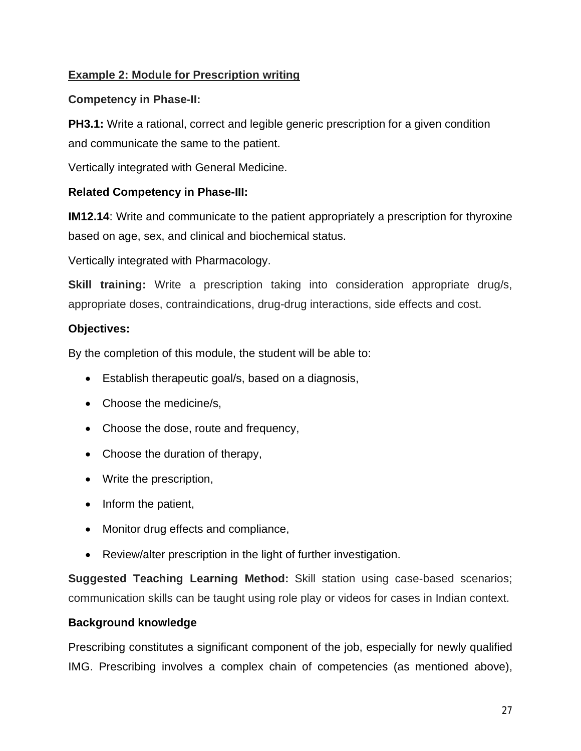**Example 2: Module for Prescription writing**

**Competency in Phase-II:**

**PH3.1:** Write a rational, correct and legible generic prescription for a given condition and communicate the same to the patient.

Vertically integrated with General Medicine.

**Related Competency in Phase-III:**

**IM12.14**: Write and communicate to the patient appropriately a prescription for thyroxine based on age, sex, and clinical and biochemical status.

Vertically integrated with Pharmacology.

**Skill training:** Write a prescription taking into consideration appropriate drug/s, appropriate doses, contraindications, drug-drug interactions, side effects and cost.

**Objectives:**

By the completion of this module, the student will be able to:

- Establish therapeutic goal/s, based on a diagnosis,
- Choose the medicine/s,
- Choose the dose, route and frequency,
- Choose the duration of therapy,
- Write the prescription,
- Inform the patient,
- Monitor drug effects and compliance,
- Review/alter prescription in the light of further investigation.

**Suggested Teaching Learning Method:** Skill station using case-based scenarios; communication skills can be taught using role play or videos for cases in Indian context.

**Background knowledge**

Prescribing constitutes a significant component of the job, especially for newly qualified IMG. Prescribing involves a complex chain of competencies (as mentioned above),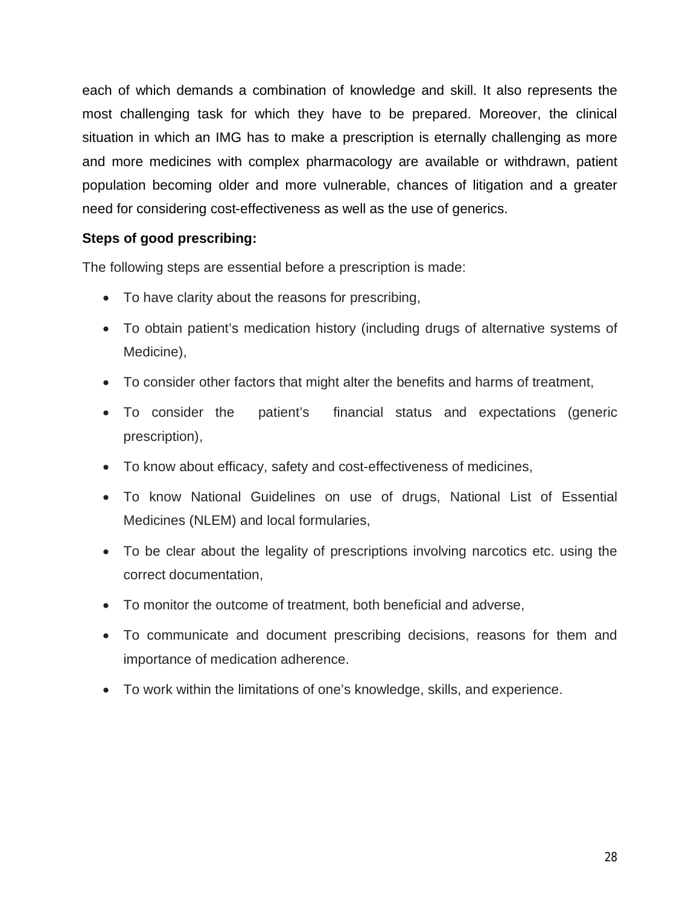each of which demands a combination of knowledge and skill. It also represents the most challenging task for which they have to be prepared. Moreover, the clinical situation in which an IMG has to make a prescription is eternally challenging as more and more medicines with complex pharmacology are available or withdrawn, patient population becoming older and more vulnerable, chances of litigation and a greater need for considering cost-effectiveness as well as the use of generics.

**Steps of good prescribing:**

The following steps are essential before a prescription is made:

- To have clarity about the reasons for prescribing,
- To obtain patient's medication history (including drugs of alternative systems of Medicine),
- To consider other factors that might alter the benefits and harms of treatment,
- To consider the patient's financial status and expectations (generic prescription),
- To know about efficacy, safety and cost-effectiveness of medicines,
- To know National Guidelines on use of drugs, National List of Essential Medicines (NLEM) and local formularies,
- To be clear about the legality of prescriptions involving narcotics etc. using the correct documentation,
- To monitor the outcome of treatment, both beneficial and adverse,
- To communicate and document prescribing decisions, reasons for them and importance of medication adherence.
- To work within the limitations of one's knowledge, skills, and experience.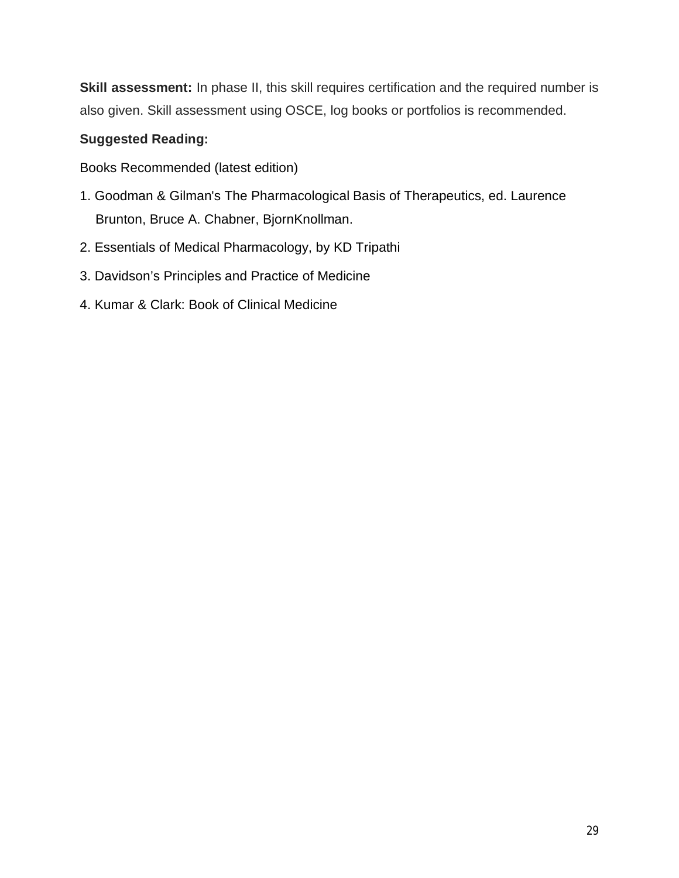**Skill assessment:** In phase II, this skill requires certification and the required number is also given. Skill assessment using OSCE, log books or portfolios is recommended.

**Suggested Reading:**

Books Recommended (latest edition)

1. Goodman & Gilman's The Pharmacological Basis of Therapeutics, ed. Laurence Brunton, Bruce A. Chabner, BjornKnollman.
2. Essentials of Medical Pharmacology, by KD Tripathi
3. Davidson's Principles and Practice of Medicine
4. Kumar & Clark: Book of Clinical Medicine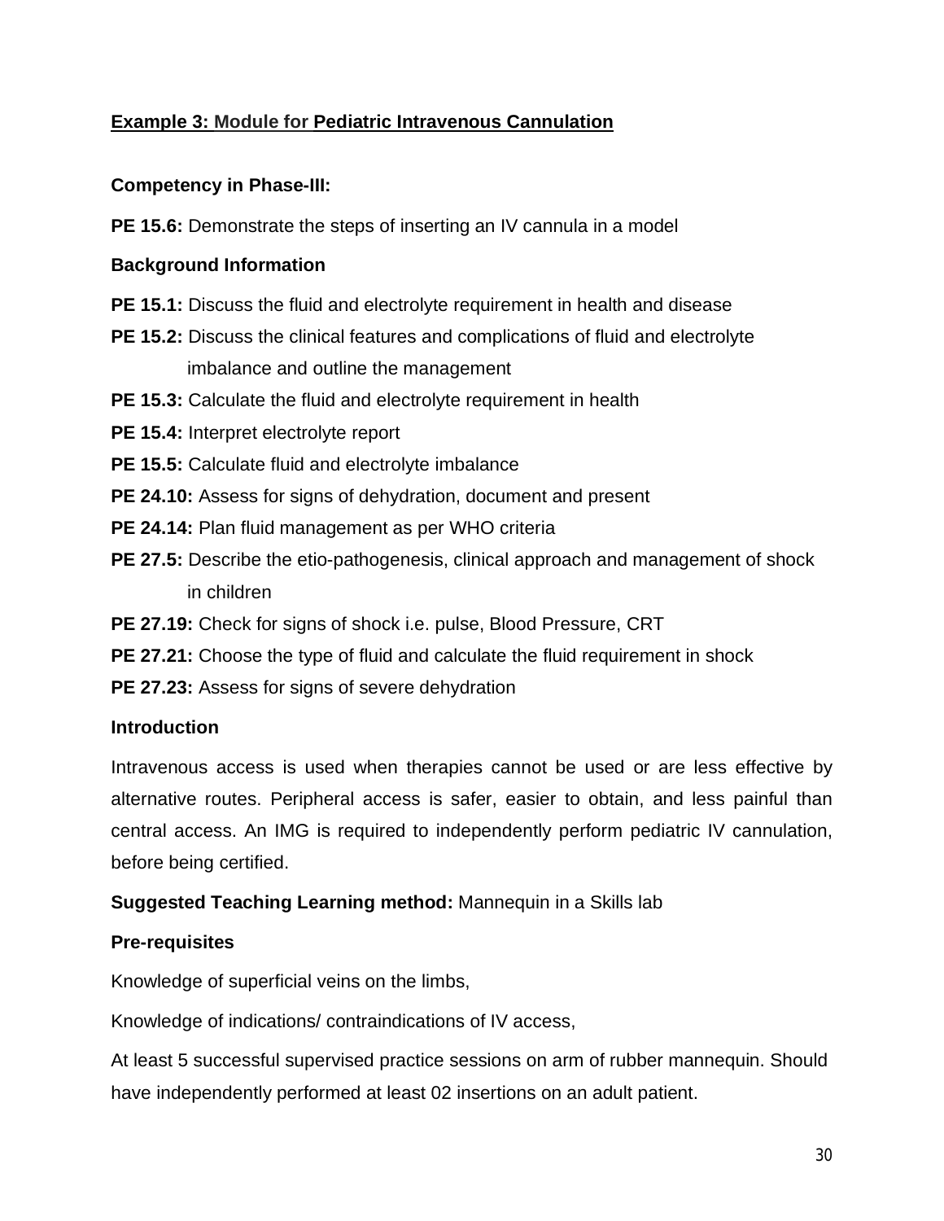**Example 3: Module for Pediatric Intravenous Cannulation**

**Competency in Phase-III:**

**PE 15.6:** Demonstrate the steps of inserting an IV cannula in a model

**Background Information**

**PE 15.1:** Discuss the fluid and electrolyte requirement in health and disease

**PE 15.2:** Discuss the clinical features and complications of fluid and electrolyte imbalance and outline the management

**PE 15.3:** Calculate the fluid and electrolyte requirement in health

**PE 15.4:** Interpret electrolyte report

**PE 15.5:** Calculate fluid and electrolyte imbalance

**PE 24.10:** Assess for signs of dehydration, document and present

**PE 24.14:** Plan fluid management as per WHO criteria

**PE 27.5:** Describe the etio-pathogenesis, clinical approach and management of shock in children

**PE 27.19:** Check for signs of shock i.e. pulse, Blood Pressure, CRT

**PE 27.21:** Choose the type of fluid and calculate the fluid requirement in shock

**PE 27.23:** Assess for signs of severe dehydration

**Introduction**

Intravenous access is used when therapies cannot be used or are less effective by alternative routes. Peripheral access is safer, easier to obtain, and less painful than central access. An IMG is required to independently perform pediatric IV cannulation, before being certified.

**Suggested Teaching Learning method:** Mannequin in a Skills lab

**Pre-requisites**

Knowledge of superficial veins on the limbs,

Knowledge of indications/ contraindications of IV access,

At least 5 successful supervised practice sessions on arm of rubber mannequin. Should have independently performed at least 02 insertions on an adult patient.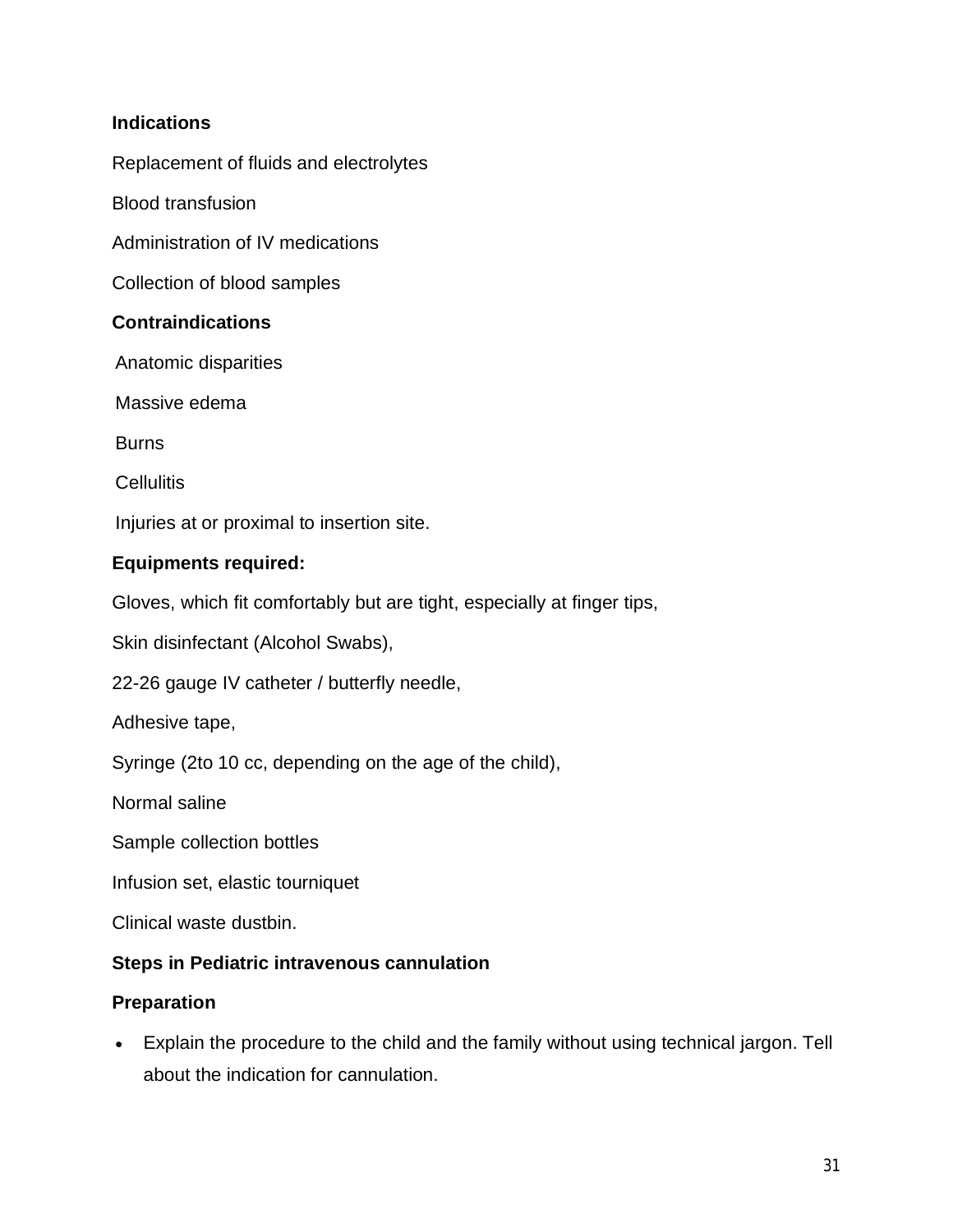**Indications**

Replacement of fluids and electrolytes

Blood transfusion

Administration of IV medications

Collection of blood samples

**Contraindications**

Anatomic disparities

Massive edema

Burns

Cellulitis

Injuries at or proximal to insertion site.

**Equipments required:**

Gloves, which fit comfortably but are tight, especially at finger tips,

Skin disinfectant (Alcohol Swabs),

22-26 gauge IV catheter / butterfly needle,

Adhesive tape,

Syringe (2to 10 cc, depending on the age of the child),

Normal saline

Sample collection bottles

Infusion set, elastic tourniquet

Clinical waste dustbin.

**Steps in Pediatric intravenous cannulation**

**Preparation**

- Explain the procedure to the child and the family without using technical jargon. Tell about the indication for cannulation.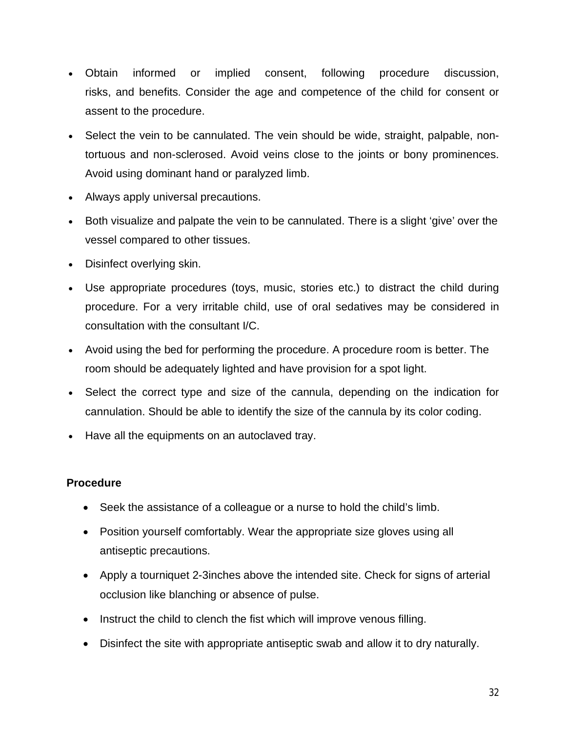- Obtain informed or implied consent, following procedure discussion, risks, and benefits. Consider the age and competence of the child for consent or assent to the procedure.
- Select the vein to be cannulated. The vein should be wide, straight, palpable, non-tortuous and non-sclerosed. Avoid veins close to the joints or bony prominences. Avoid using dominant hand or paralyzed limb.
- Always apply universal precautions.
- Both visualize and palpate the vein to be cannulated. There is a slight 'give' over the vessel compared to other tissues.
- Disinfect overlying skin.
- Use appropriate procedures (toys, music, stories etc.) to distract the child during procedure. For a very irritable child, use of oral sedatives may be considered in consultation with the consultant I/C.
- Avoid using the bed for performing the procedure. A procedure room is better. The room should be adequately lighted and have provision for a spot light.
- Select the correct type and size of the cannula, depending on the indication for cannulation. Should be able to identify the size of the cannula by its color coding.
- Have all the equipments on an autoclaved tray.

**Procedure**

- Seek the assistance of a colleague or a nurse to hold the child's limb.
- Position yourself comfortably. Wear the appropriate size gloves using all antiseptic precautions.
- Apply a tourniquet 2-3inches above the intended site. Check for signs of arterial occlusion like blanching or absence of pulse.
- Instruct the child to clench the fist which will improve venous filling.
- Disinfect the site with appropriate antiseptic swab and allow it to dry naturally.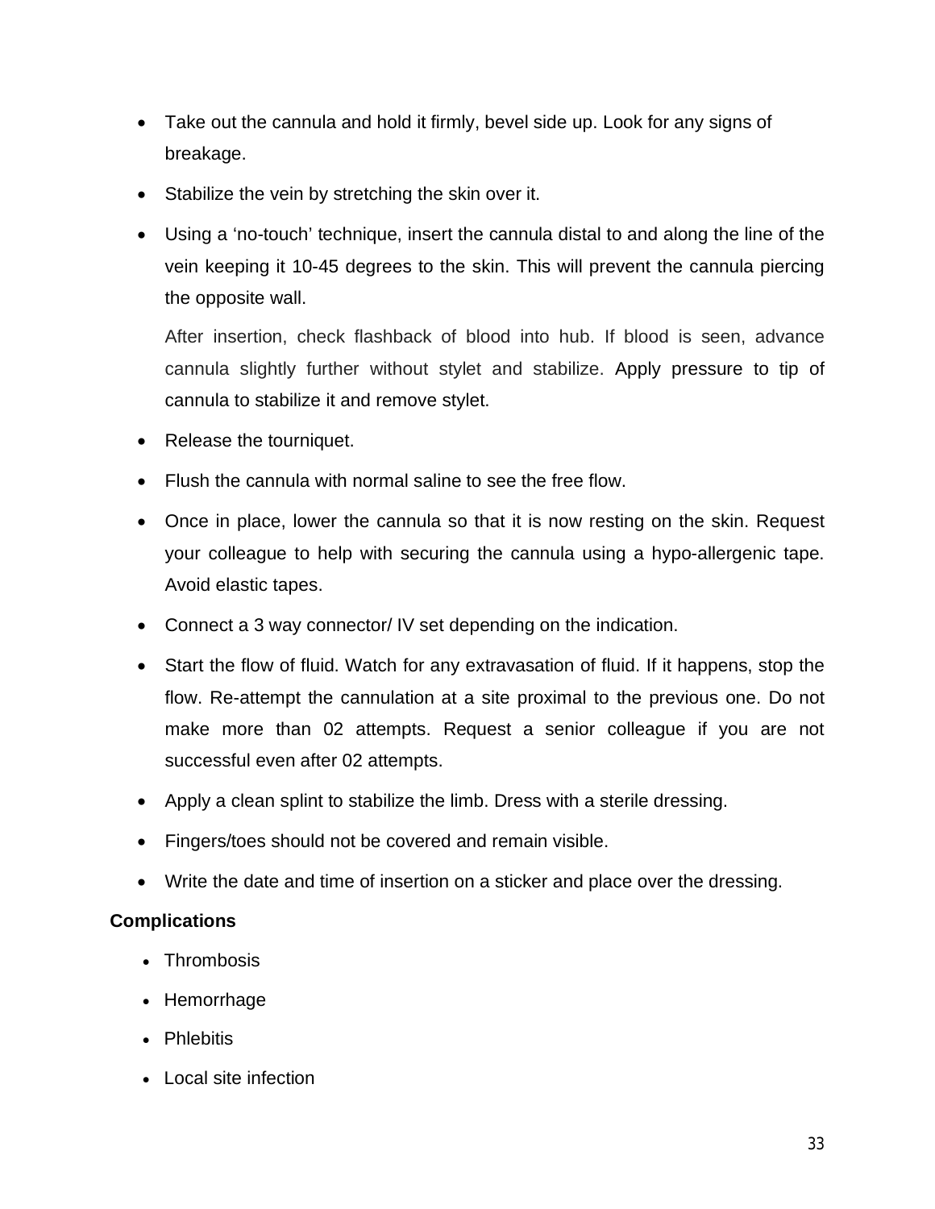- Take out the cannula and hold it firmly, bevel side up. Look for any signs of breakage.
- Stabilize the vein by stretching the skin over it.
- Using a 'no-touch' technique, insert the cannula distal to and along the line of the vein keeping it 10-45 degrees to the skin. This will prevent the cannula piercing the opposite wall.

  After insertion, check flashback of blood into hub. If blood is seen, advance cannula slightly further without stylet and stabilize. Apply pressure to tip of cannula to stabilize it and remove stylet.

- Release the tourniquet.
- Flush the cannula with normal saline to see the free flow.
- Once in place, lower the cannula so that it is now resting on the skin. Request your colleague to help with securing the cannula using a hypo-allergenic tape. Avoid elastic tapes.
- Connect a 3 way connector/ IV set depending on the indication.
- Start the flow of fluid. Watch for any extravasation of fluid. If it happens, stop the flow. Re-attempt the cannulation at a site proximal to the previous one. Do not make more than 02 attempts. Request a senior colleague if you are not successful even after 02 attempts.
- Apply a clean splint to stabilize the limb. Dress with a sterile dressing.
- Fingers/toes should not be covered and remain visible.
- Write the date and time of insertion on a sticker and place over the dressing.

**Complications**

- Thrombosis
- Hemorrhage
- Phlebitis
- Local site infection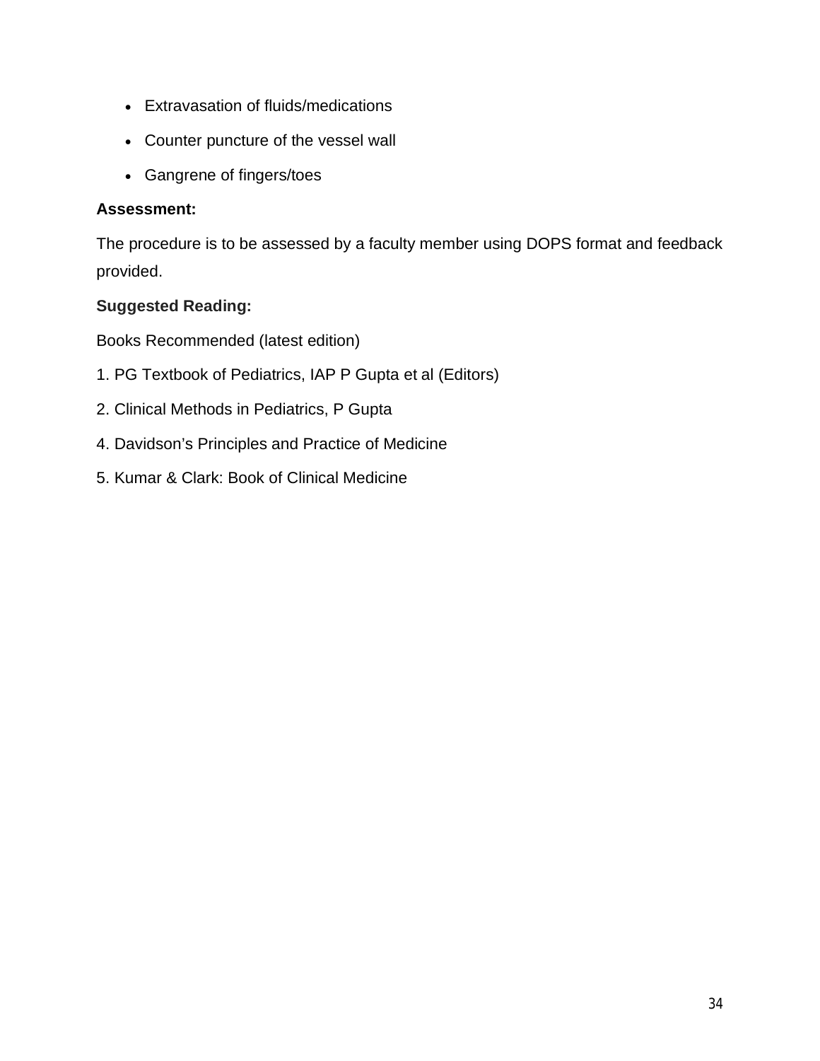- Extravasation of fluids/medications
- Counter puncture of the vessel wall
- Gangrene of fingers/toes

**Assessment:**

The procedure is to be assessed by a faculty member using DOPS format and feedback provided.

**Suggested Reading:**

Books Recommended (latest edition)

1. PG Textbook of Pediatrics, IAP P Gupta et al (Editors)

2. Clinical Methods in Pediatrics, P Gupta

4. Davidson's Principles and Practice of Medicine

5. Kumar & Clark: Book of Clinical Medicine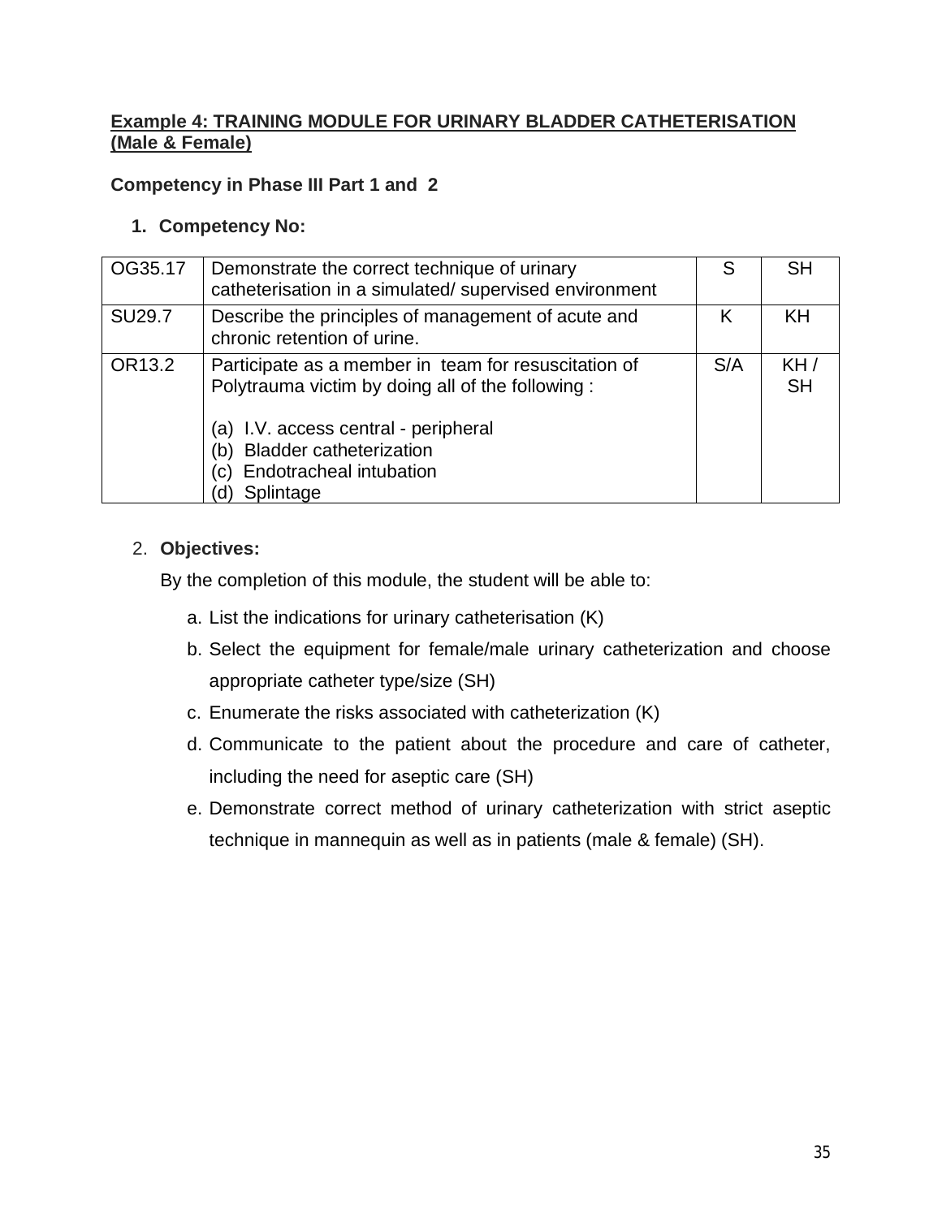**Example 4: TRAINING MODULE FOR URINARY BLADDER CATHETERISATION (Male & Female)**

**Competency in Phase III Part 1 and 2**

1. **Competency No:**

| | | | |
|---|---|---|---|
| OG35.17 | Demonstrate the correct technique of urinary catheterisation in a simulated/ supervised environment | S | SH |
| SU29.7 | Describe the principles of management of acute and chronic retention of urine. | K | KH |
| OR13.2 | Participate as a member in team for resuscitation of Polytrauma victim by doing all of the following :<br><br>(a) I.V. access central - peripheral<br>(b) Bladder catheterization<br>(c) Endotracheal intubation<br>(d) Splintage | S/A | KH / SH |

2. **Objectives:**

   By the completion of this module, the student will be able to:

   a. List the indications for urinary catheterisation (K)
   b. Select the equipment for female/male urinary catheterization and choose appropriate catheter type/size (SH)
   c. Enumerate the risks associated with catheterization (K)
   d. Communicate to the patient about the procedure and care of catheter, including the need for aseptic care (SH)
   e. Demonstrate correct method of urinary catheterization with strict aseptic technique in mannequin as well as in patients (male & female) (SH).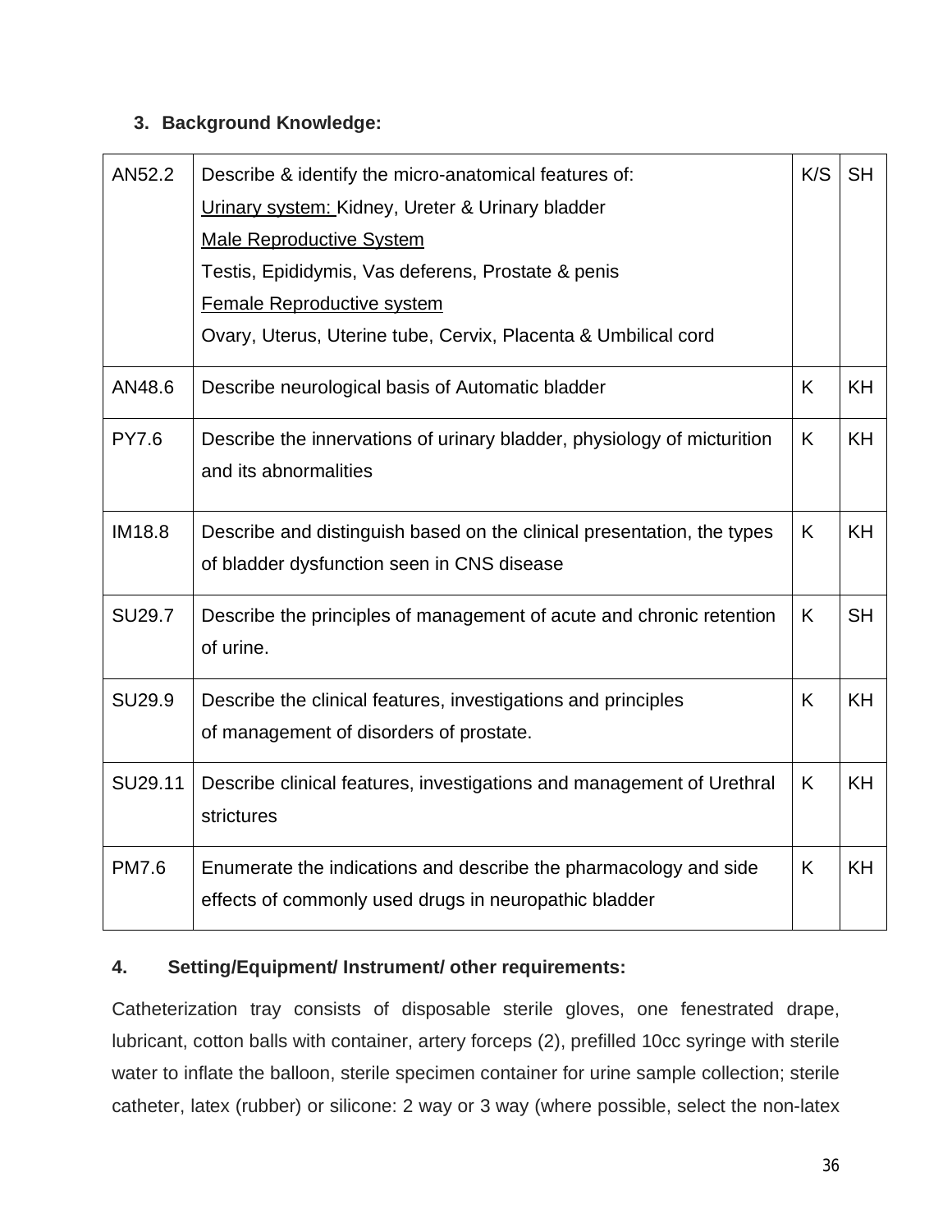## 3. Background Knowledge:

| | | | |
|---|---|---|---|
| AN52.2 | Describe & identify the micro-anatomical features of:<br>Urinary system: Kidney, Ureter & Urinary bladder<br>Male Reproductive System<br>Testis, Epididymis, Vas deferens, Prostate & penis<br>Female Reproductive system<br>Ovary, Uterus, Uterine tube, Cervix, Placenta & Umbilical cord | K/S | SH |
| AN48.6 | Describe neurological basis of Automatic bladder | K | KH |
| PY7.6 | Describe the innervations of urinary bladder, physiology of micturition and its abnormalities | K | KH |
| IM18.8 | Describe and distinguish based on the clinical presentation, the types of bladder dysfunction seen in CNS disease | K | KH |
| SU29.7 | Describe the principles of management of acute and chronic retention of urine. | K | SH |
| SU29.9 | Describe the clinical features, investigations and principles of management of disorders of prostate. | K | KH |
| SU29.11 | Describe clinical features, investigations and management of Urethral strictures | K | KH |
| PM7.6 | Enumerate the indications and describe the pharmacology and side effects of commonly used drugs in neuropathic bladder | K | KH |

## 4. Setting/Equipment/ Instrument/ other requirements:

Catheterization tray consists of disposable sterile gloves, one fenestrated drape, lubricant, cotton balls with container, artery forceps (2), prefilled 10cc syringe with sterile water to inflate the balloon, sterile specimen container for urine sample collection; sterile catheter, latex (rubber) or silicone: 2 way or 3 way (where possible, select the non-latex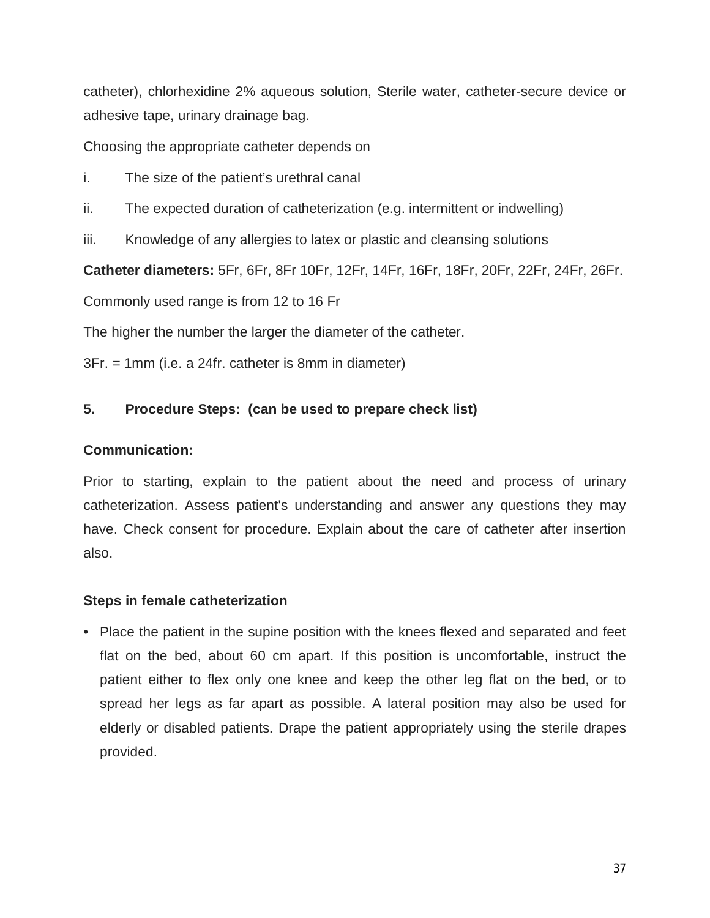catheter), chlorhexidine 2% aqueous solution, Sterile water, catheter-secure device or adhesive tape, urinary drainage bag.

Choosing the appropriate catheter depends on

i. The size of the patient's urethral canal

ii. The expected duration of catheterization (e.g. intermittent or indwelling)

iii. Knowledge of any allergies to latex or plastic and cleansing solutions

**Catheter diameters:** 5Fr, 6Fr, 8Fr 10Fr, 12Fr, 14Fr, 16Fr, 18Fr, 20Fr, 22Fr, 24Fr, 26Fr.

Commonly used range is from 12 to 16 Fr

The higher the number the larger the diameter of the catheter.

3Fr. = 1mm (i.e. a 24fr. catheter is 8mm in diameter)

### 5. Procedure Steps: (can be used to prepare check list)

**Communication:**

Prior to starting, explain to the patient about the need and process of urinary catheterization. Assess patient's understanding and answer any questions they may have. Check consent for procedure. Explain about the care of catheter after insertion also.

**Steps in female catheterization**

- Place the patient in the supine position with the knees flexed and separated and feet flat on the bed, about 60 cm apart. If this position is uncomfortable, instruct the patient either to flex only one knee and keep the other leg flat on the bed, or to spread her legs as far apart as possible. A lateral position may also be used for elderly or disabled patients. Drape the patient appropriately using the sterile drapes provided.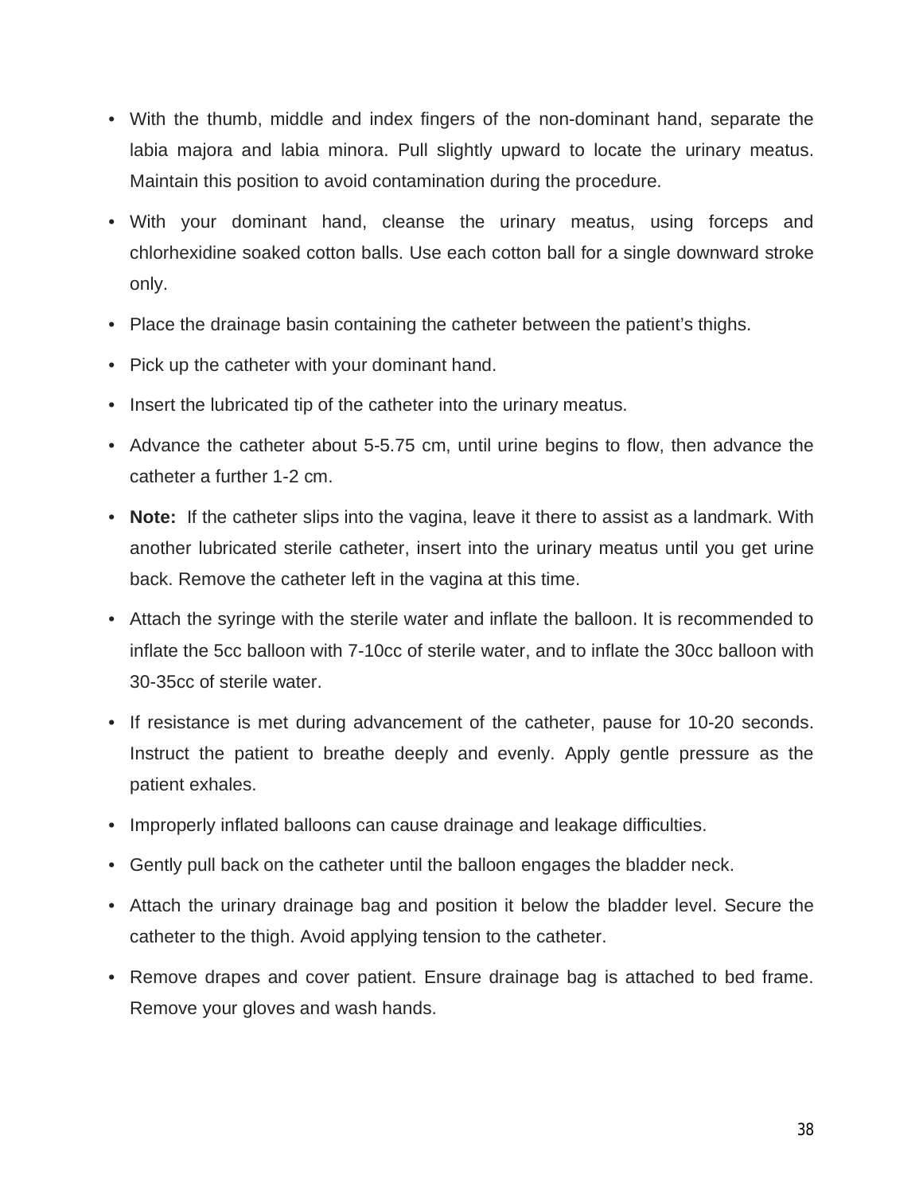- With the thumb, middle and index fingers of the non-dominant hand, separate the labia majora and labia minora. Pull slightly upward to locate the urinary meatus. Maintain this position to avoid contamination during the procedure.
- With your dominant hand, cleanse the urinary meatus, using forceps and chlorhexidine soaked cotton balls. Use each cotton ball for a single downward stroke only.
- Place the drainage basin containing the catheter between the patient's thighs.
- Pick up the catheter with your dominant hand.
- Insert the lubricated tip of the catheter into the urinary meatus.
- Advance the catheter about 5-5.75 cm, until urine begins to flow, then advance the catheter a further 1-2 cm.
- **Note:** If the catheter slips into the vagina, leave it there to assist as a landmark. With another lubricated sterile catheter, insert into the urinary meatus until you get urine back. Remove the catheter left in the vagina at this time.
- Attach the syringe with the sterile water and inflate the balloon. It is recommended to inflate the 5cc balloon with 7-10cc of sterile water, and to inflate the 30cc balloon with 30-35cc of sterile water.
- If resistance is met during advancement of the catheter, pause for 10-20 seconds. Instruct the patient to breathe deeply and evenly. Apply gentle pressure as the patient exhales.
- Improperly inflated balloons can cause drainage and leakage difficulties.
- Gently pull back on the catheter until the balloon engages the bladder neck.
- Attach the urinary drainage bag and position it below the bladder level. Secure the catheter to the thigh. Avoid applying tension to the catheter.
- Remove drapes and cover patient. Ensure drainage bag is attached to bed frame. Remove your gloves and wash hands.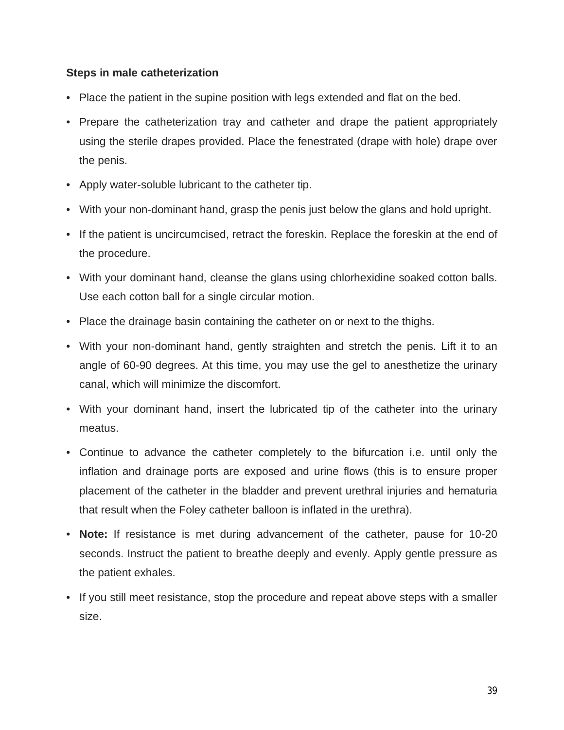**Steps in male catheterization**

- Place the patient in the supine position with legs extended and flat on the bed.
- Prepare the catheterization tray and catheter and drape the patient appropriately using the sterile drapes provided. Place the fenestrated (drape with hole) drape over the penis.
- Apply water-soluble lubricant to the catheter tip.
- With your non-dominant hand, grasp the penis just below the glans and hold upright.
- If the patient is uncircumcised, retract the foreskin. Replace the foreskin at the end of the procedure.
- With your dominant hand, cleanse the glans using chlorhexidine soaked cotton balls. Use each cotton ball for a single circular motion.
- Place the drainage basin containing the catheter on or next to the thighs.
- With your non-dominant hand, gently straighten and stretch the penis. Lift it to an angle of 60-90 degrees. At this time, you may use the gel to anesthetize the urinary canal, which will minimize the discomfort.
- With your dominant hand, insert the lubricated tip of the catheter into the urinary meatus.
- Continue to advance the catheter completely to the bifurcation i.e. until only the inflation and drainage ports are exposed and urine flows (this is to ensure proper placement of the catheter in the bladder and prevent urethral injuries and hematuria that result when the Foley catheter balloon is inflated in the urethra).
- **Note:** If resistance is met during advancement of the catheter, pause for 10-20 seconds. Instruct the patient to breathe deeply and evenly. Apply gentle pressure as the patient exhales.
- If you still meet resistance, stop the procedure and repeat above steps with a smaller size.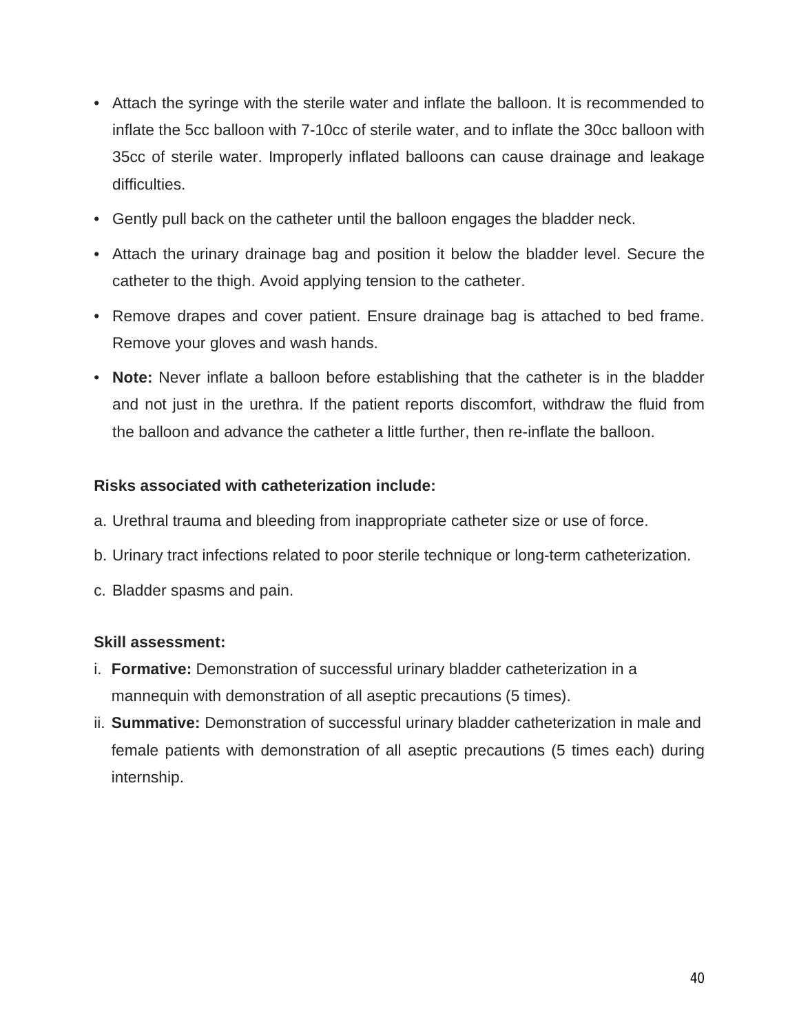- Attach the syringe with the sterile water and inflate the balloon. It is recommended to inflate the 5cc balloon with 7-10cc of sterile water, and to inflate the 30cc balloon with 35cc of sterile water. Improperly inflated balloons can cause drainage and leakage difficulties.
- Gently pull back on the catheter until the balloon engages the bladder neck.
- Attach the urinary drainage bag and position it below the bladder level. Secure the catheter to the thigh. Avoid applying tension to the catheter.
- Remove drapes and cover patient. Ensure drainage bag is attached to bed frame. Remove your gloves and wash hands.
- **Note:** Never inflate a balloon before establishing that the catheter is in the bladder and not just in the urethra. If the patient reports discomfort, withdraw the fluid from the balloon and advance the catheter a little further, then re-inflate the balloon.

**Risks associated with catheterization include:**

a. Urethral trauma and bleeding from inappropriate catheter size or use of force.

b. Urinary tract infections related to poor sterile technique or long-term catheterization.

c. Bladder spasms and pain.

**Skill assessment:**

i. **Formative:** Demonstration of successful urinary bladder catheterization in a mannequin with demonstration of all aseptic precautions (5 times).

ii. **Summative:** Demonstration of successful urinary bladder catheterization in male and female patients with demonstration of all aseptic precautions (5 times each) during internship.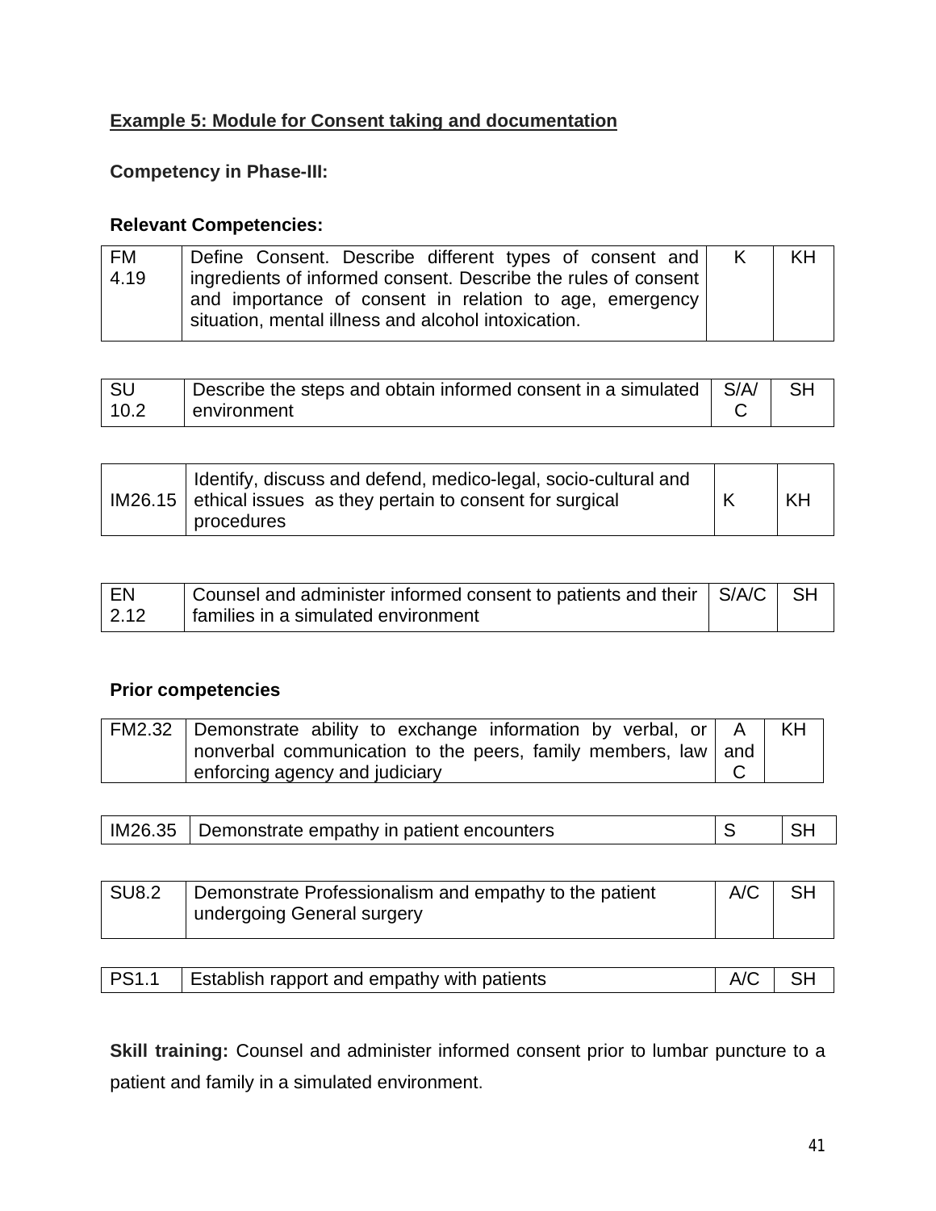**<u>Example 5: Module for Consent taking and documentation</u>**

**Competency in Phase-III:**

**Relevant Competencies:**

| | | | |
|---|---|---|---|
| FM 4.19 | Define Consent. Describe different types of consent and ingredients of informed consent. Describe the rules of consent and importance of consent in relation to age, emergency situation, mental illness and alcohol intoxication. | K | KH |

| | | | |
|---|---|---|---|
| SU 10.2 | Describe the steps and obtain informed consent in a simulated environment | S/A/C | SH |

| | | | |
|---|---|---|---|
| IM26.15 | Identify, discuss and defend, medico-legal, socio-cultural and ethical issues as they pertain to consent for surgical procedures | K | KH |

| | | | |
|---|---|---|---|
| EN 2.12 | Counsel and administer informed consent to patients and their families in a simulated environment | S/A/C | SH |

**Prior competencies**

| | | | |
|---|---|---|---|
| FM2.32 | Demonstrate ability to exchange information by verbal, or nonverbal communication to the peers, family members, law enforcing agency and judiciary | A and C | KH |

| | | | |
|---|---|---|---|
| IM26.35 | Demonstrate empathy in patient encounters | S | SH |

| | | | |
|---|---|---|---|
| SU8.2 | Demonstrate Professionalism and empathy to the patient undergoing General surgery | A/C | SH |

| | | | |
|---|---|---|---|
| PS1.1 | Establish rapport and empathy with patients | A/C | SH |

**Skill training:** Counsel and administer informed consent prior to lumbar puncture to a patient and family in a simulated environment.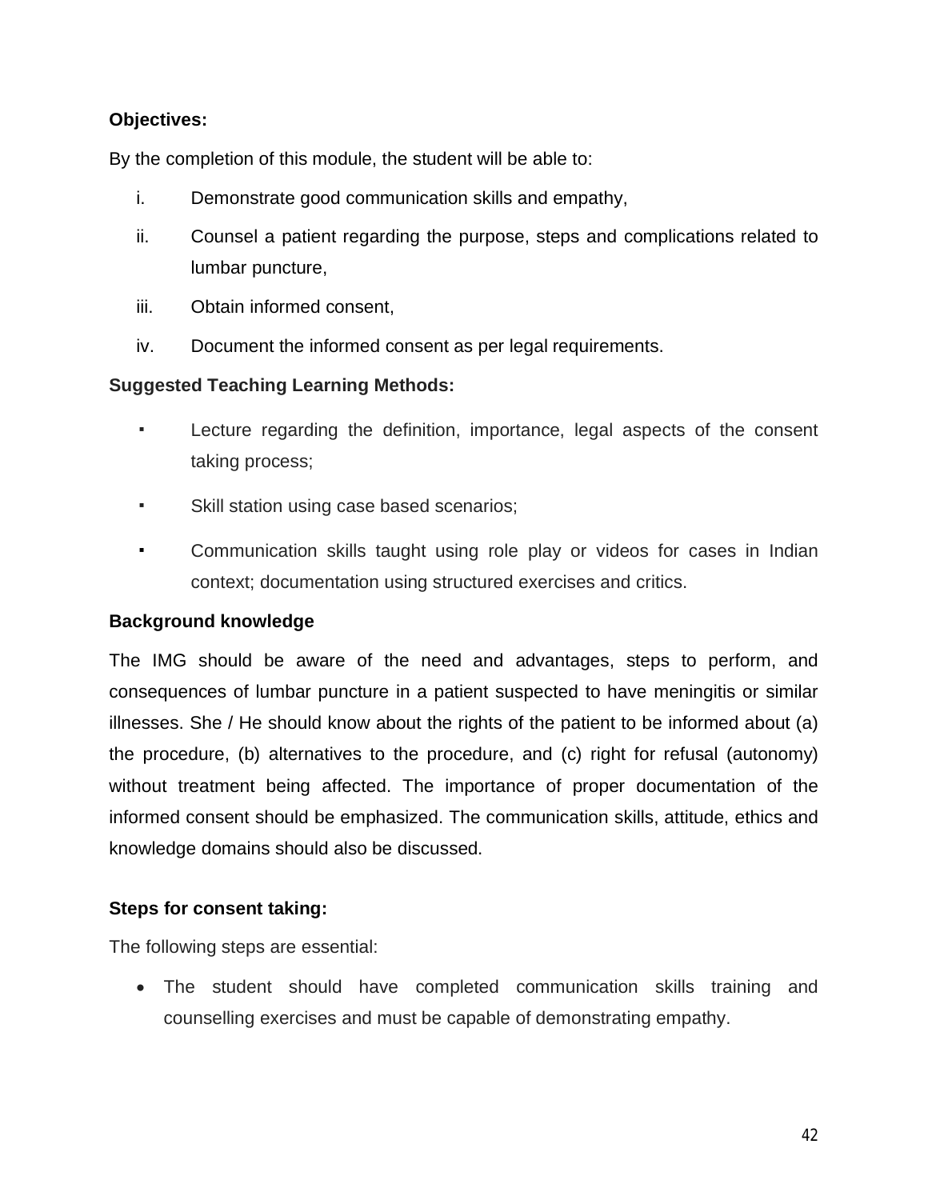**Objectives:**

By the completion of this module, the student will be able to:

i. Demonstrate good communication skills and empathy,

ii. Counsel a patient regarding the purpose, steps and complications related to lumbar puncture,

iii. Obtain informed consent,

iv. Document the informed consent as per legal requirements.

**Suggested Teaching Learning Methods:**

- Lecture regarding the definition, importance, legal aspects of the consent taking process;
- Skill station using case based scenarios;
- Communication skills taught using role play or videos for cases in Indian context; documentation using structured exercises and critics.

**Background knowledge**

The IMG should be aware of the need and advantages, steps to perform, and consequences of lumbar puncture in a patient suspected to have meningitis or similar illnesses. She / He should know about the rights of the patient to be informed about (a) the procedure, (b) alternatives to the procedure, and (c) right for refusal (autonomy) without treatment being affected. The importance of proper documentation of the informed consent should be emphasized. The communication skills, attitude, ethics and knowledge domains should also be discussed.

**Steps for consent taking:**

The following steps are essential:

- The student should have completed communication skills training and counselling exercises and must be capable of demonstrating empathy.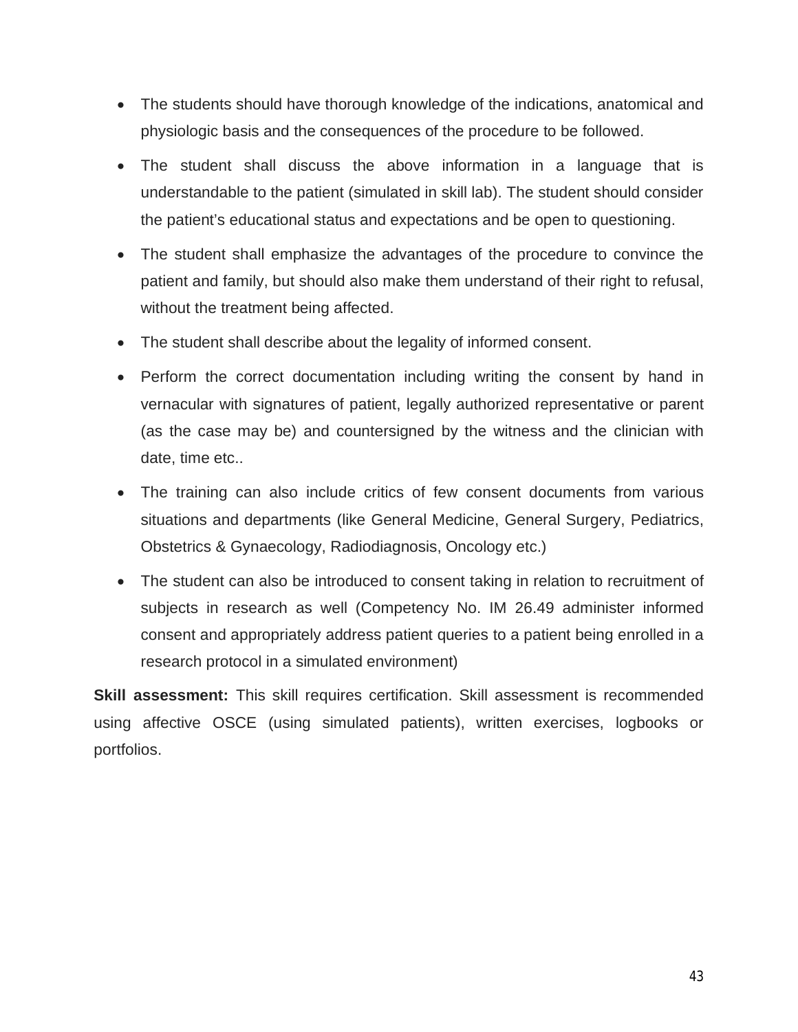- The students should have thorough knowledge of the indications, anatomical and physiologic basis and the consequences of the procedure to be followed.
- The student shall discuss the above information in a language that is understandable to the patient (simulated in skill lab). The student should consider the patient's educational status and expectations and be open to questioning.
- The student shall emphasize the advantages of the procedure to convince the patient and family, but should also make them understand of their right to refusal, without the treatment being affected.
- The student shall describe about the legality of informed consent.
- Perform the correct documentation including writing the consent by hand in vernacular with signatures of patient, legally authorized representative or parent (as the case may be) and countersigned by the witness and the clinician with date, time etc..
- The training can also include critics of few consent documents from various situations and departments (like General Medicine, General Surgery, Pediatrics, Obstetrics & Gynaecology, Radiodiagnosis, Oncology etc.)
- The student can also be introduced to consent taking in relation to recruitment of subjects in research as well (Competency No. IM 26.49 administer informed consent and appropriately address patient queries to a patient being enrolled in a research protocol in a simulated environment)

**Skill assessment:** This skill requires certification. Skill assessment is recommended using affective OSCE (using simulated patients), written exercises, logbooks or portfolios.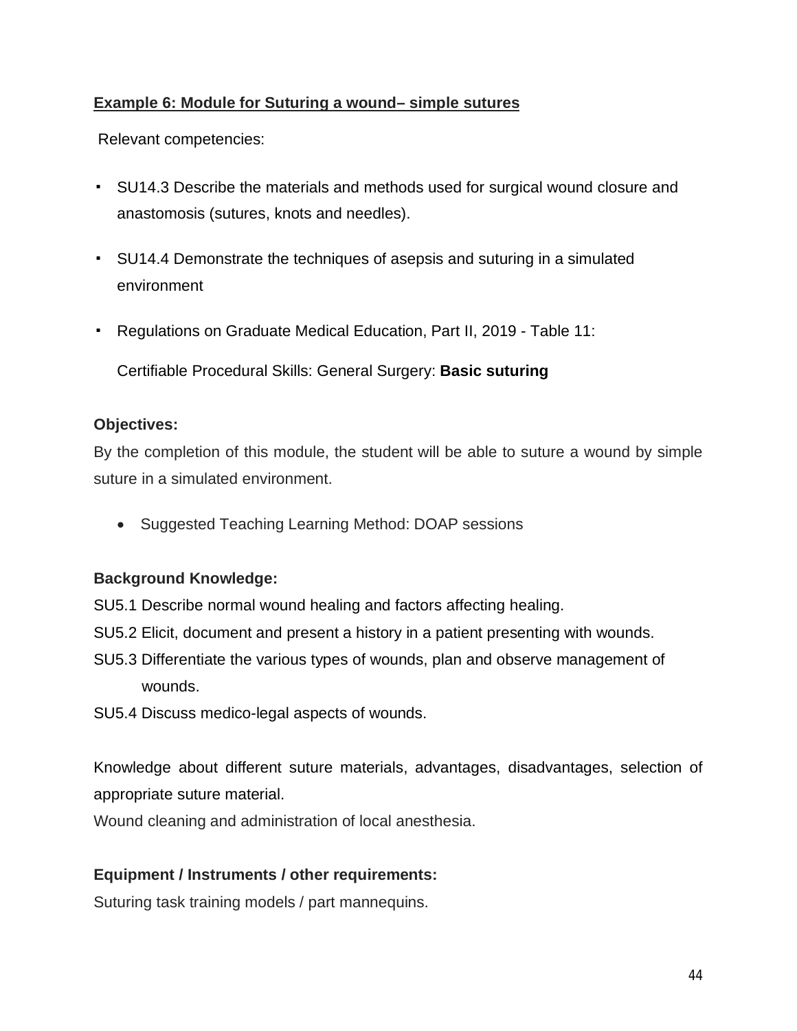**Example 6: Module for Suturing a wound– simple sutures**

Relevant competencies:

- SU14.3 Describe the materials and methods used for surgical wound closure and anastomosis (sutures, knots and needles).
- SU14.4 Demonstrate the techniques of asepsis and suturing in a simulated environment
- Regulations on Graduate Medical Education, Part II, 2019 - Table 11:

  Certifiable Procedural Skills: General Surgery: **Basic suturing**

**Objectives:**

By the completion of this module, the student will be able to suture a wound by simple suture in a simulated environment.

- Suggested Teaching Learning Method: DOAP sessions

**Background Knowledge:**

SU5.1 Describe normal wound healing and factors affecting healing.

SU5.2 Elicit, document and present a history in a patient presenting with wounds.

SU5.3 Differentiate the various types of wounds, plan and observe management of wounds.

SU5.4 Discuss medico-legal aspects of wounds.

Knowledge about different suture materials, advantages, disadvantages, selection of appropriate suture material.

Wound cleaning and administration of local anesthesia.

**Equipment / Instruments / other requirements:**

Suturing task training models / part mannequins.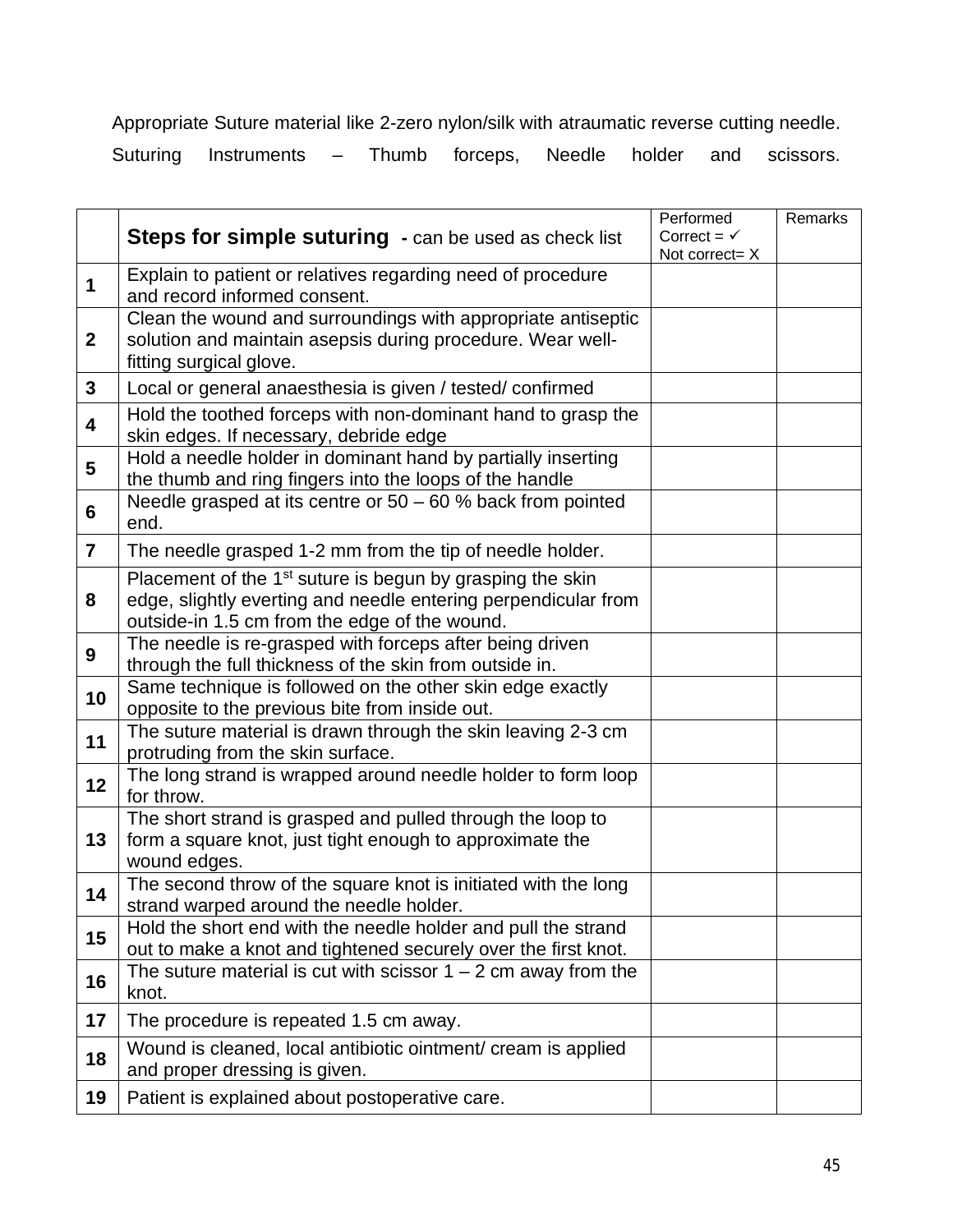Appropriate Suture material like 2-zero nylon/silk with atraumatic reverse cutting needle.

Suturing Instruments – Thumb forceps, Needle holder and scissors.

| | **Steps for simple suturing** - can be used as check list | Performed Correct = ✓ Not correct= X | Remarks |
|---|---|---|---|
| **1** | Explain to patient or relatives regarding need of procedure and record informed consent. | | |
| **2** | Clean the wound and surroundings with appropriate antiseptic solution and maintain asepsis during procedure. Wear well-fitting surgical glove. | | |
| **3** | Local or general anaesthesia is given / tested/ confirmed | | |
| **4** | Hold the toothed forceps with non-dominant hand to grasp the skin edges. If necessary, debride edge | | |
| **5** | Hold a needle holder in dominant hand by partially inserting the thumb and ring fingers into the loops of the handle | | |
| **6** | Needle grasped at its centre or 50 – 60 % back from pointed end. | | |
| **7** | The needle grasped 1-2 mm from the tip of needle holder. | | |
| **8** | Placement of the 1st suture is begun by grasping the skin edge, slightly everting and needle entering perpendicular from outside-in 1.5 cm from the edge of the wound. | | |
| **9** | The needle is re-grasped with forceps after being driven through the full thickness of the skin from outside in. | | |
| **10** | Same technique is followed on the other skin edge exactly opposite to the previous bite from inside out. | | |
| **11** | The suture material is drawn through the skin leaving 2-3 cm protruding from the skin surface. | | |
| **12** | The long strand is wrapped around needle holder to form loop for throw. | | |
| **13** | The short strand is grasped and pulled through the loop to form a square knot, just tight enough to approximate the wound edges. | | |
| **14** | The second throw of the square knot is initiated with the long strand warped around the needle holder. | | |
| **15** | Hold the short end with the needle holder and pull the strand out to make a knot and tightened securely over the first knot. | | |
| **16** | The suture material is cut with scissor 1 – 2 cm away from the knot. | | |
| **17** | The procedure is repeated 1.5 cm away. | | |
| **18** | Wound is cleaned, local antibiotic ointment/ cream is applied and proper dressing is given. | | |
| **19** | Patient is explained about postoperative care. | | |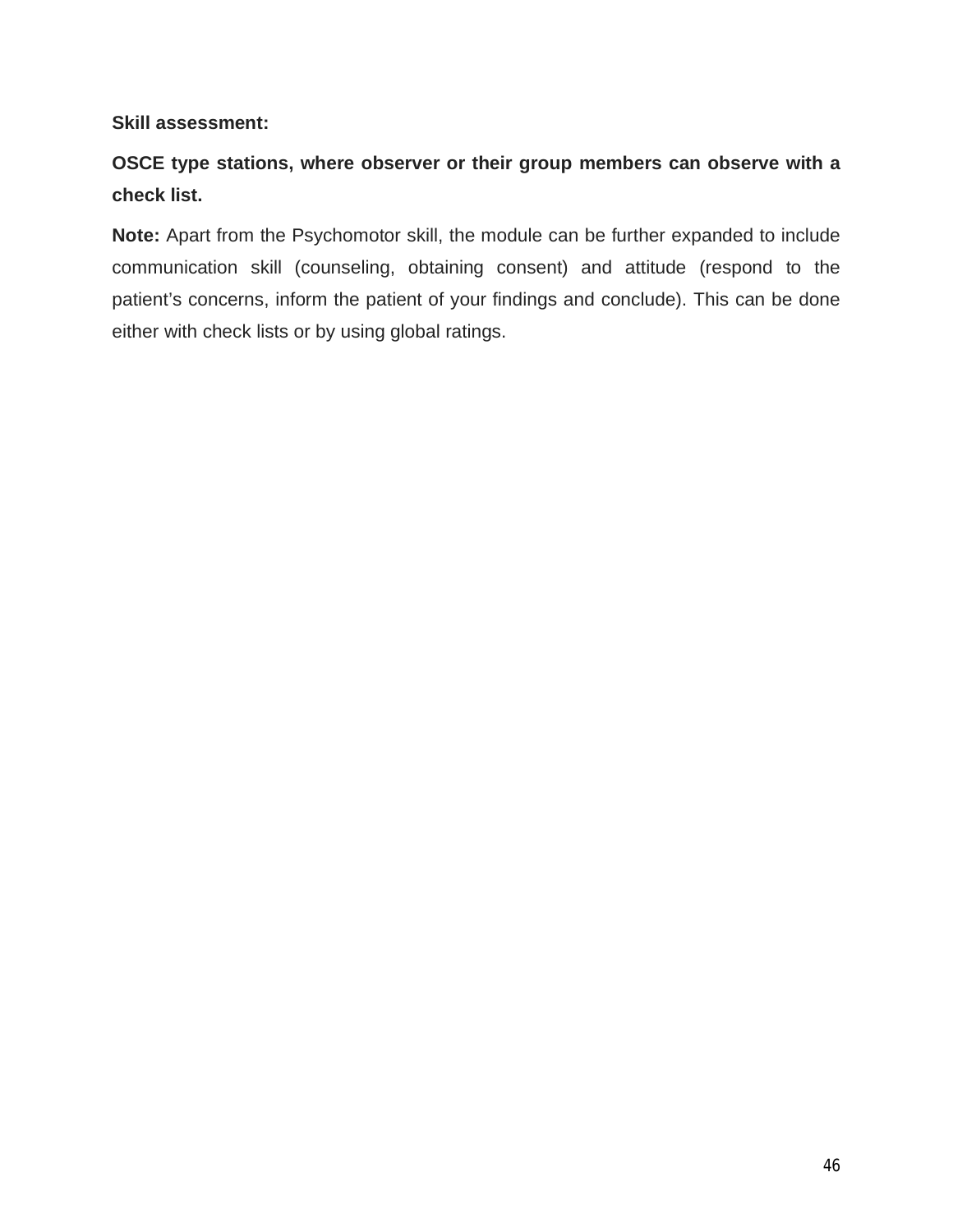**Skill assessment:**

**OSCE type stations, where observer or their group members can observe with a check list.**

**Note:** Apart from the Psychomotor skill, the module can be further expanded to include communication skill (counseling, obtaining consent) and attitude (respond to the patient's concerns, inform the patient of your findings and conclude). This can be done either with check lists or by using global ratings.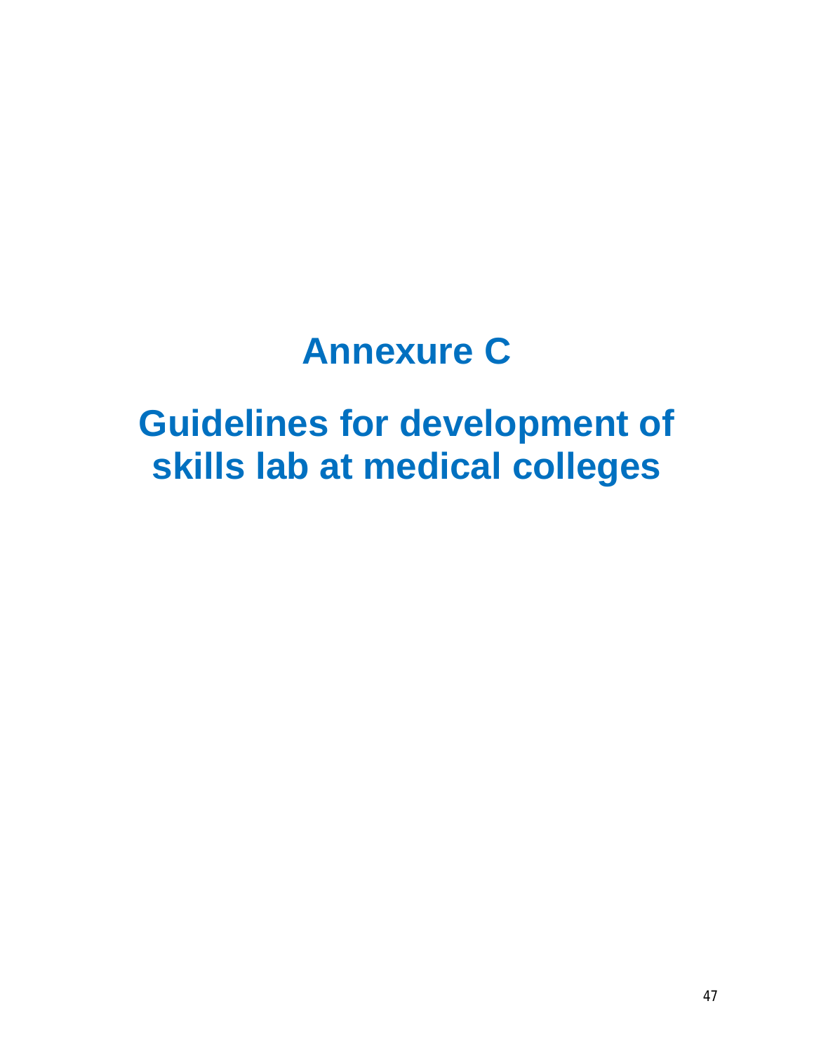# Annexure C

# Guidelines for development of skills lab at medical colleges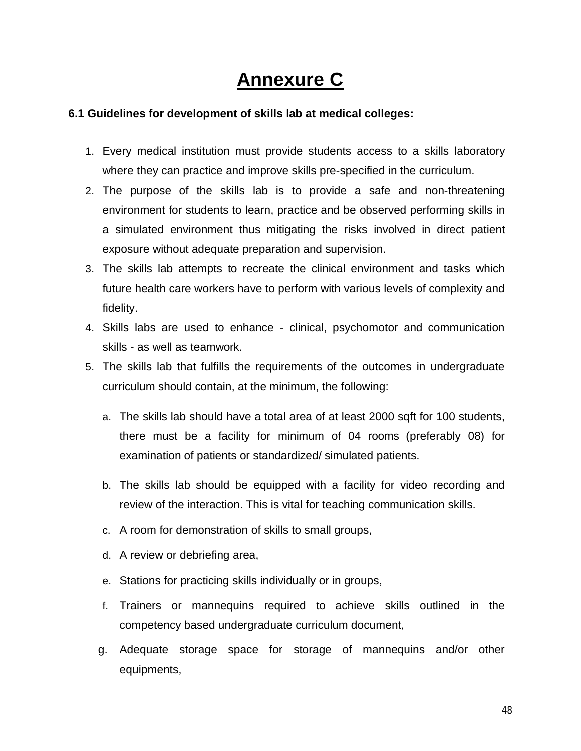# Annexure C

**6.1 Guidelines for development of skills lab at medical colleges:**

1. Every medical institution must provide students access to a skills laboratory where they can practice and improve skills pre-specified in the curriculum.
2. The purpose of the skills lab is to provide a safe and non-threatening environment for students to learn, practice and be observed performing skills in a simulated environment thus mitigating the risks involved in direct patient exposure without adequate preparation and supervision.
3. The skills lab attempts to recreate the clinical environment and tasks which future health care workers have to perform with various levels of complexity and fidelity.
4. Skills labs are used to enhance - clinical, psychomotor and communication skills - as well as teamwork.
5. The skills lab that fulfills the requirements of the outcomes in undergraduate curriculum should contain, at the minimum, the following:

   a. The skills lab should have a total area of at least 2000 sqft for 100 students, there must be a facility for minimum of 04 rooms (preferably 08) for examination of patients or standardized/ simulated patients.

   b. The skills lab should be equipped with a facility for video recording and review of the interaction. This is vital for teaching communication skills.

   c. A room for demonstration of skills to small groups,

   d. A review or debriefing area,

   e. Stations for practicing skills individually or in groups,

   f. Trainers or mannequins required to achieve skills outlined in the competency based undergraduate curriculum document,

   g. Adequate storage space for storage of mannequins and/or other equipments,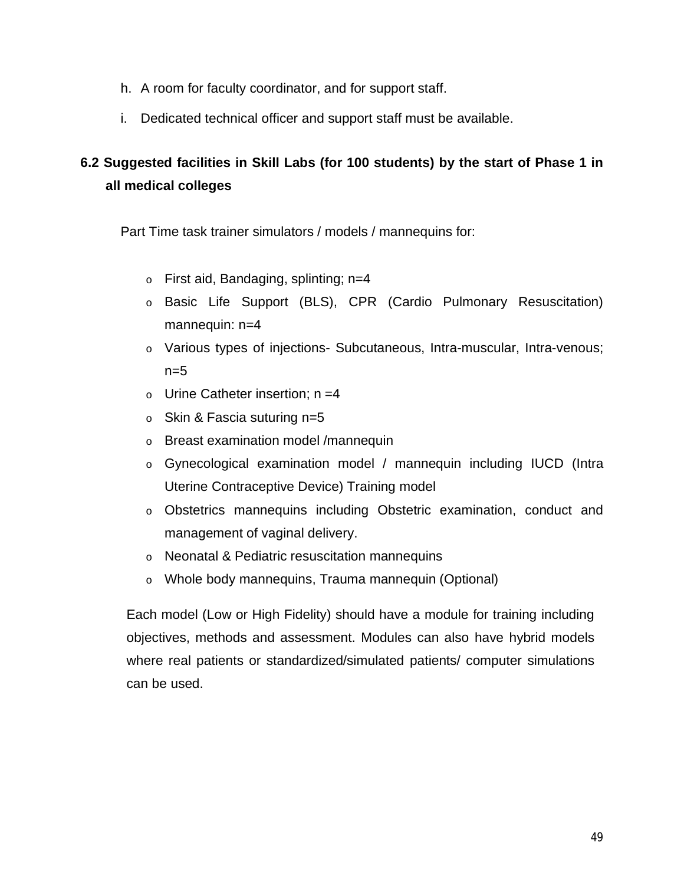h. A room for faculty coordinator, and for support staff.

i. Dedicated technical officer and support staff must be available.

### 6.2 Suggested facilities in Skill Labs (for 100 students) by the start of Phase 1 in all medical colleges

Part Time task trainer simulators / models / mannequins for:

- First aid, Bandaging, splinting; n=4
- Basic Life Support (BLS), CPR (Cardio Pulmonary Resuscitation) mannequin: n=4
- Various types of injections- Subcutaneous, Intra-muscular, Intra-venous; n=5
- Urine Catheter insertion; n =4
- Skin & Fascia suturing n=5
- Breast examination model /mannequin
- Gynecological examination model / mannequin including IUCD (Intra Uterine Contraceptive Device) Training model
- Obstetrics mannequins including Obstetric examination, conduct and management of vaginal delivery.
- Neonatal & Pediatric resuscitation mannequins
- Whole body mannequins, Trauma mannequin (Optional)

Each model (Low or High Fidelity) should have a module for training including objectives, methods and assessment. Modules can also have hybrid models where real patients or standardized/simulated patients/ computer simulations can be used.